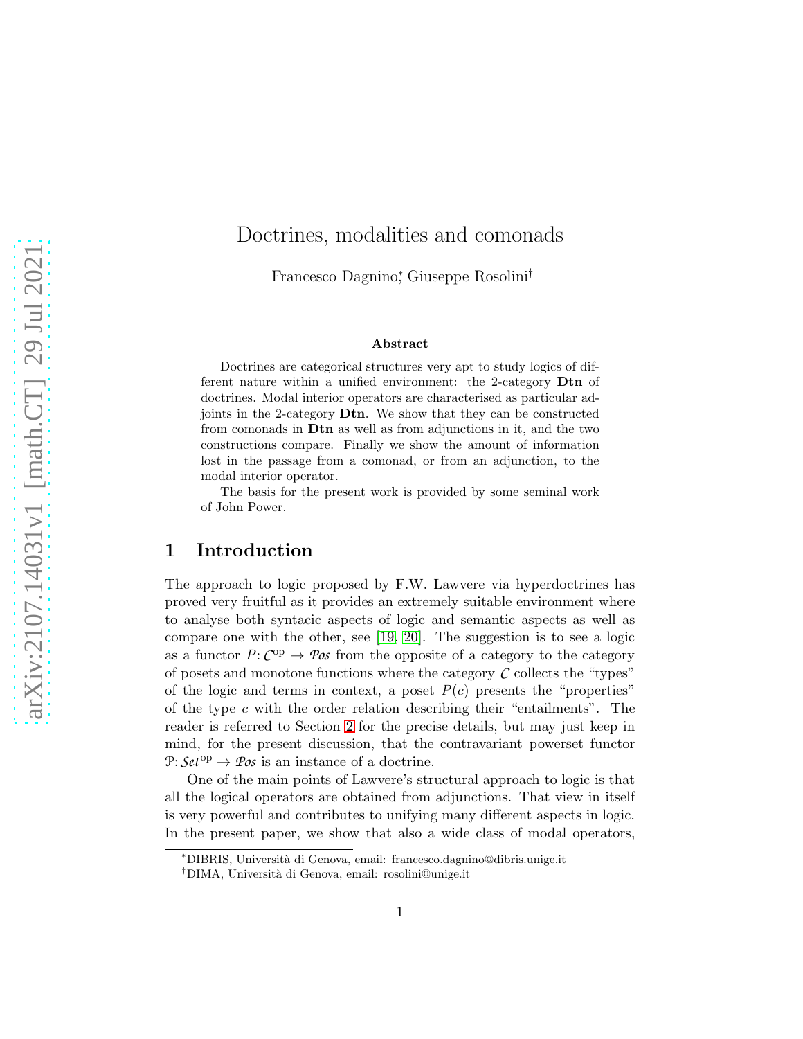# Doctrines, modalities and comonads

Francesco Dagnino[*], Giuseppe Rosolini[†]

### Abstract

Doctrines are categorical structures very apt to study logics of different nature within a unified environment: the 2-category **Dtn** of doctrines. Modal interior operators are characterised as particular adjoints in the 2-category **Dtn**. We show that they can be constructed from comonads in **Dtn** as well as from adjunctions in it, and the two constructions compare. Finally we show the amount of information lost in the passage from a comonad, or from an adjunction, to the modal interior operator.

The basis for the present work is provided by some seminal work of John Power.

## 1 Introduction

The approach to logic proposed by F.W. Lawvere via hyperdoctrines has proved very fruitful as it provides an extremely suitable environment where to analyse both syntacic aspects of logic and semantic aspects as well as compare one with the other, see [19, 20]. The suggestion is to see a logic as a functor $P\colon \mathcal{C}^{\mathrm{op}} \to \mathcal{P}os$ from the opposite of a category to the category of posets and monotone functions where the category $\mathcal{C}$ collects the "types" of the logic and terms in context, a poset $P(c)$ presents the "properties" of the type $c$ with the order relation describing their "entailments". The reader is referred to Section 2 for the precise details, but may just keep in mind, for the present discussion, that the contravariant powerset functor $\mathcal{P}\colon \mathcal{S}et^{\mathrm{op}} \to \mathcal{P}os$ is an instance of a doctrine.

One of the main points of Lawvere's structural approach to logic is that all the logical operators are obtained from adjunctions. That view in itself is very powerful and contributes to unifying many different aspects in logic. In the present paper, we show that also a wide class of modal operators,

[*] DIBRIS, Università di Genova, email: francesco.dagnino@dibris.unige.it

[†] DIMA, Università di Genova, email: rosolini@unige.it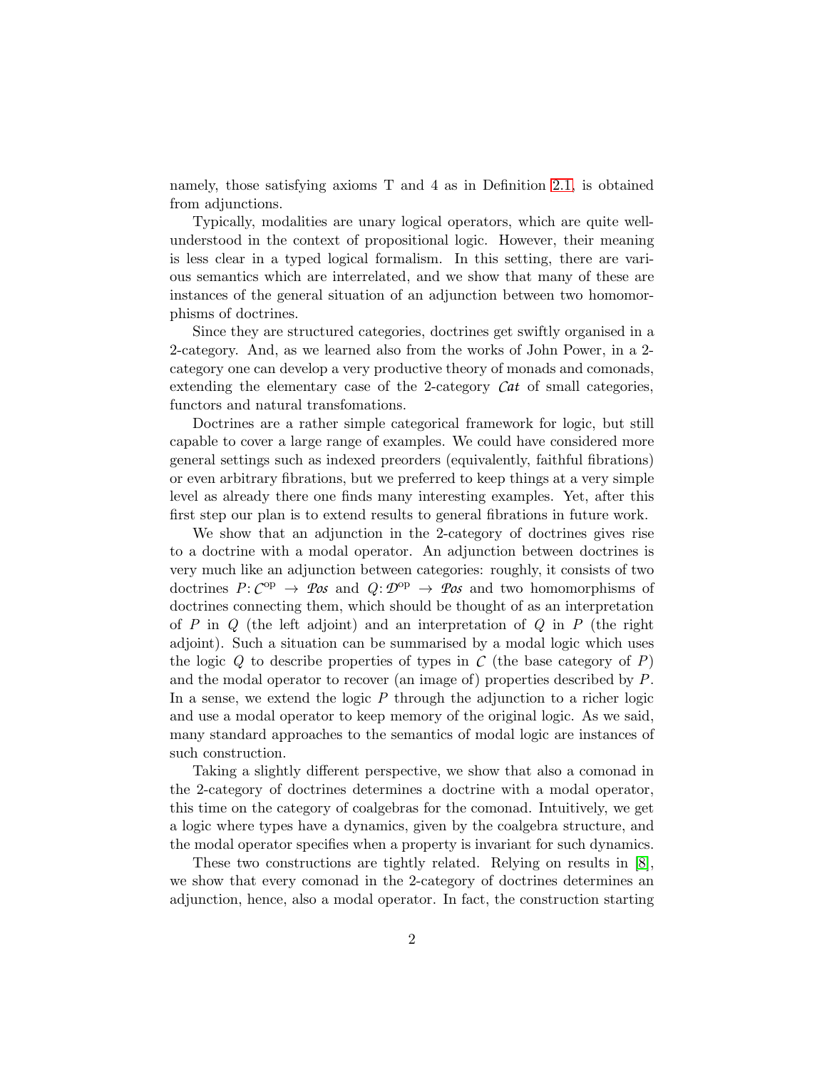namely, those satisfying axioms T and 4 as in Definition 2.1, is obtained from adjunctions.

Typically, modalities are unary logical operators, which are quite well-understood in the context of propositional logic. However, their meaning is less clear in a typed logical formalism. In this setting, there are various semantics which are interrelated, and we show that many of these are instances of the general situation of an adjunction between two homomorphisms of doctrines.

Since they are structured categories, doctrines get swiftly organised in a 2-category. And, as we learned also from the works of John Power, in a 2-category one can develop a very productive theory of monads and comonads, extending the elementary case of the 2-category $\mathcal{C}at$ of small categories, functors and natural transfomations.

Doctrines are a rather simple categorical framework for logic, but still capable to cover a large range of examples. We could have considered more general settings such as indexed preorders (equivalently, faithful fibrations) or even arbitrary fibrations, but we preferred to keep things at a very simple level as already there one finds many interesting examples. Yet, after this first step our plan is to extend results to general fibrations in future work.

We show that an adjunction in the 2-category of doctrines gives rise to a doctrine with a modal operator. An adjunction between doctrines is very much like an adjunction between categories: roughly, it consists of two doctrines $P\colon \mathcal{C}^{\mathrm{op}} \to \mathcal{P}os$ and $Q\colon \mathcal{D}^{\mathrm{op}} \to \mathcal{P}os$ and two homomorphisms of doctrines connecting them, which should be thought of as an interpretation of $P$ in $Q$ (the left adjoint) and an interpretation of $Q$ in $P$ (the right adjoint). Such a situation can be summarised by a modal logic which uses the logic $Q$ to describe properties of types in $\mathcal{C}$ (the base category of $P$) and the modal operator to recover (an image of) properties described by $P$. In a sense, we extend the logic $P$ through the adjunction to a richer logic and use a modal operator to keep memory of the original logic. As we said, many standard approaches to the semantics of modal logic are instances of such construction.

Taking a slightly different perspective, we show that also a comonad in the 2-category of doctrines determines a doctrine with a modal operator, this time on the category of coalgebras for the comonad. Intuitively, we get a logic where types have a dynamics, given by the coalgebra structure, and the modal operator specifies when a property is invariant for such dynamics.

These two constructions are tightly related. Relying on results in [8], we show that every comonad in the 2-category of doctrines determines an adjunction, hence, also a modal operator. In fact, the construction starting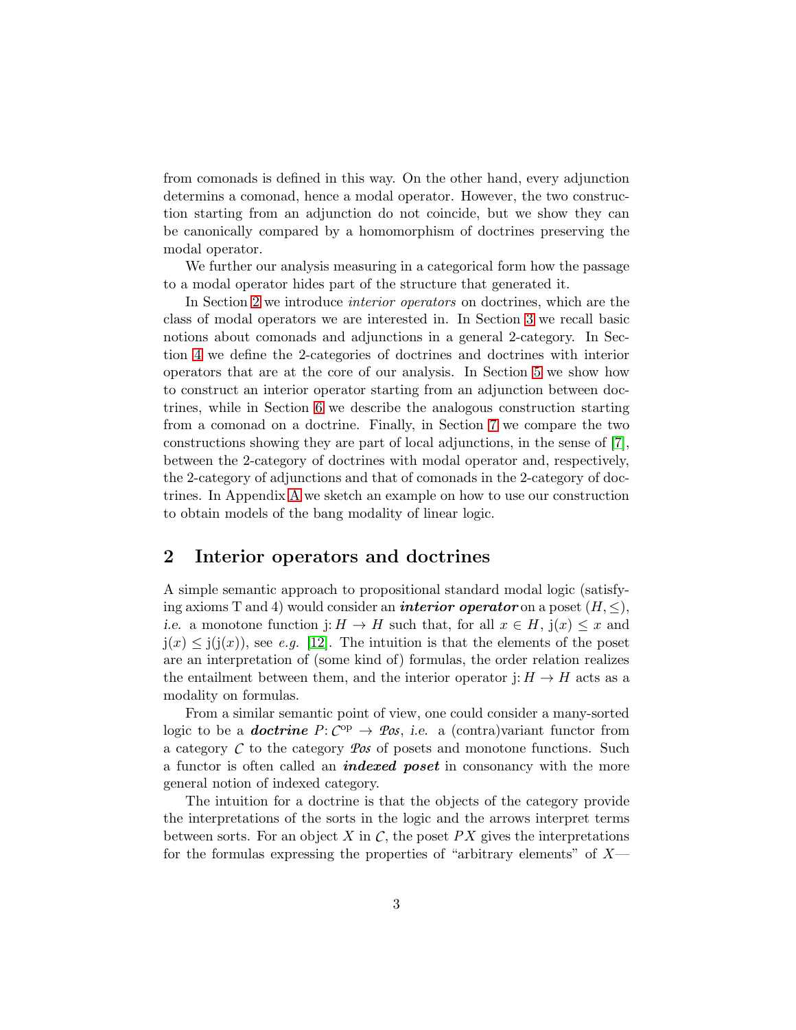from comonads is defined in this way. On the other hand, every adjunction determines a comonad, hence a modal operator. However, the two construction starting from an adjunction do not coincide, but we show they can be canonically compared by a homomorphism of doctrines preserving the modal operator.

We further our analysis measuring in a categorical form how the passage to a modal operator hides part of the structure that generated it.

In Section 2 we introduce *interior operators* on doctrines, which are the class of modal operators we are interested in. In Section 3 we recall basic notions about comonads and adjunctions in a general 2-category. In Section 4 we define the 2-categories of doctrines and doctrines with interior operators that are at the core of our analysis. In Section 5 we show how to construct an interior operator starting from an adjunction between doctrines, while in Section 6 we describe the analogous construction starting from a comonad on a doctrine. Finally, in Section 7 we compare the two constructions showing they are part of local adjunctions, in the sense of [7], between the 2-category of doctrines with modal operator and, respectively, the 2-category of adjunctions and that of comonads in the 2-category of doctrines. In Appendix A we sketch an example on how to use our construction to obtain models of the bang modality of linear logic.

## 2 Interior operators and doctrines

A simple semantic approach to propositional standard modal logic (satisfying axioms T and 4) would consider an ***interior operator*** on a poset $(H, \leq)$, *i.e.* a monotone function $\mathrm{j}\colon H \to H$ such that, for all $x \in H$, $\mathrm{j}(x) \leq x$ and $\mathrm{j}(x) \leq \mathrm{j}(\mathrm{j}(x))$, see *e.g.* [12]. The intuition is that the elements of the poset are an interpretation of (some kind of) formulas, the order relation realizes the entailment between them, and the interior operator $\mathrm{j}\colon H \to H$ acts as a modality on formulas.

From a similar semantic point of view, one could consider a many-sorted logic to be a ***doctrine*** $P\colon \mathcal{C}^{\mathrm{op}} \to \mathcal{P}os$, *i.e.* a (contra)variant functor from a category $\mathcal{C}$ to the category $\mathcal{P}os$ of posets and monotone functions. Such a functor is often called an ***indexed poset*** in consonancy with the more general notion of indexed category.

The intuition for a doctrine is that the objects of the category provide the interpretations of the sorts in the logic and the arrows interpret terms between sorts. For an object $X$ in $\mathcal{C}$, the poset $PX$ gives the interpretations for the formulas expressing the properties of "arbitrary elements" of $X$—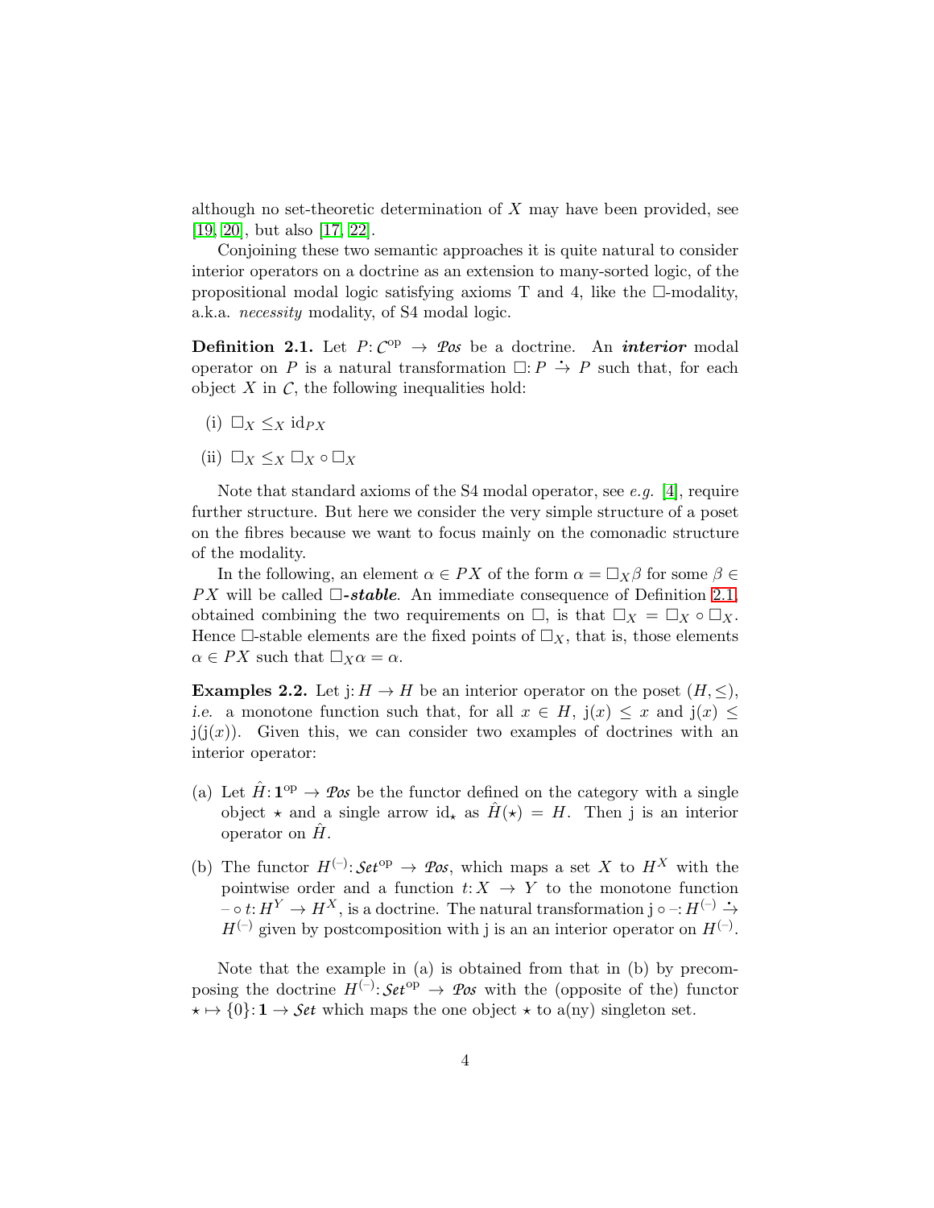although no set-theoretic determination of $X$ may have been provided, see [19, 20], but also [17, 22].

Conjoining these two semantic approaches it is quite natural to consider interior operators on a doctrine as an extension to many-sorted logic, of the propositional modal logic satisfying axioms T and 4, like the $\Box$-modality, a.k.a. *necessity* modality, of S4 modal logic.

**Definition 2.1.** Let $P\colon \mathcal{C}^{\mathrm{op}} \to \mathcal{P}os$ be a doctrine. An ***interior*** modal operator on $P$ is a natural transformation $\Box\colon P \overset{.}{\to} P$ such that, for each object $X$ in $\mathcal{C}$, the following inequalities hold:

(i) $\Box_X \leq_X \mathrm{id}_{PX}$

(ii) $\Box_X \leq_X \Box_X \circ \Box_X$

Note that standard axioms of the S4 modal operator, see *e.g.* [4], require further structure. But here we consider the very simple structure of a poset on the fibres because we want to focus mainly on the comonadic structure of the modality.

In the following, an element $\alpha \in PX$ of the form $\alpha = \Box_X\beta$ for some $\beta \in PX$ will be called ***$\Box$-stable***. An immediate consequence of Definition 2.1, obtained combining the two requirements on $\Box$, is that $\Box_X = \Box_X \circ \Box_X$. Hence $\Box$-stable elements are the fixed points of $\Box_X$, that is, those elements $\alpha \in PX$ such that $\Box_X\alpha = \alpha$.

**Examples 2.2.** Let $\mathrm{j}\colon H \to H$ be an interior operator on the poset $(H, \leq)$, *i.e.* a monotone function such that, for all $x \in H$, $\mathrm{j}(x) \leq x$ and $\mathrm{j}(x) \leq \mathrm{j}(\mathrm{j}(x))$. Given this, we can consider two examples of doctrines with an interior operator:

(a) Let $\hat{H}\colon \mathbf{1}^{\mathrm{op}} \to \mathcal{P}os$ be the functor defined on the category with a single object $\star$ and a single arrow $\mathrm{id}_\star$ as $\hat{H}(\star) = H$. Then j is an interior operator on $\hat{H}$.

(b) The functor $H^{(-)}\colon \mathcal{S}et^{\mathrm{op}} \to \mathcal{P}os$, which maps a set $X$ to $H^X$ with the pointwise order and a function $t\colon X \to Y$ to the monotone function $- \circ t\colon H^Y \to H^X$, is a doctrine. The natural transformation $\mathrm{j} \circ -\colon H^{(-)} \overset{.}{\to} H^{(-)}$ given by postcomposition with j is an an interior operator on $H^{(-)}$.

Note that the example in (a) is obtained from that in (b) by precomposing the doctrine $H^{(-)}\colon \mathcal{S}et^{\mathrm{op}} \to \mathcal{P}os$ with the (opposite of the) functor $\star \mapsto \{0\}\colon \mathbf{1} \to \mathcal{S}et$ which maps the one object $\star$ to a(ny) singleton set.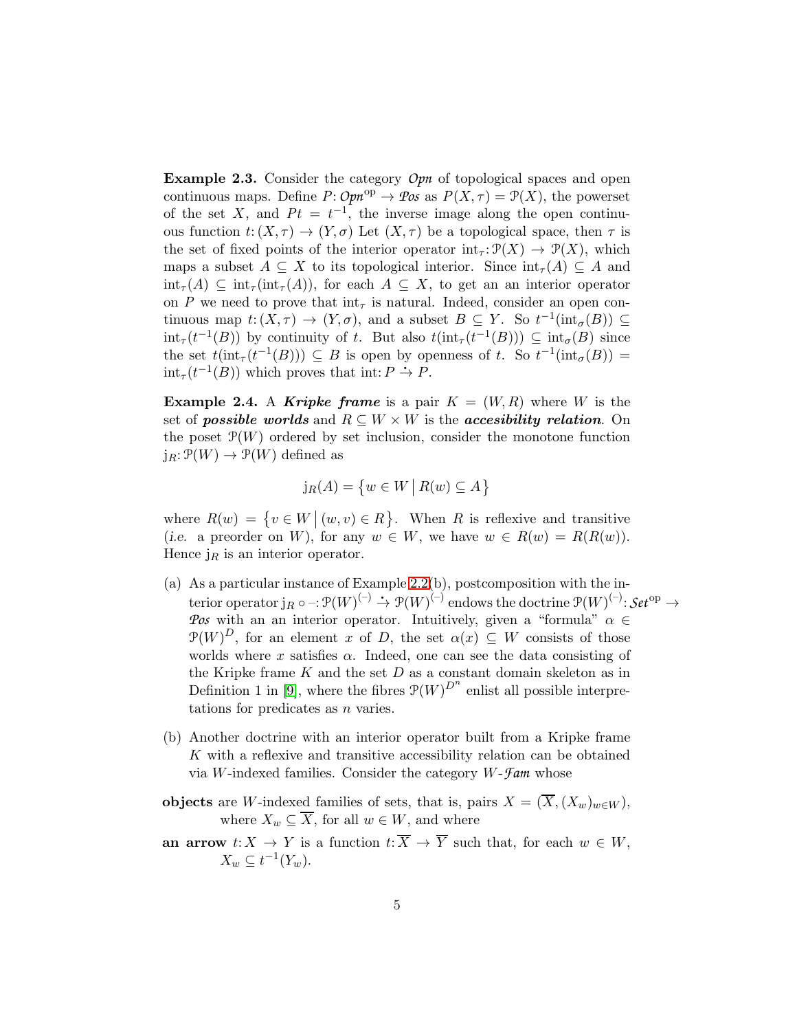**Example 2.3.** Consider the category $\mathcal{Opn}$ of topological spaces and open continuous maps. Define $P\colon \mathcal{Opn}^{\mathrm{op}} \to \mathcal{Pos}$ as $P(X,\tau) = \mathcal{P}(X)$, the powerset of the set $X$, and $Pt = t^{-1}$, the inverse image along the open continuous function $t\colon (X,\tau) \to (Y,\sigma)$ Let $(X,\tau)$ be a topological space, then $\tau$ is the set of fixed points of the interior operator $\mathrm{int}_\tau\colon \mathcal{P}(X) \to \mathcal{P}(X)$, which maps a subset $A \subseteq X$ to its topological interior. Since $\mathrm{int}_\tau(A) \subseteq A$ and $\mathrm{int}_\tau(A) \subseteq \mathrm{int}_\tau(\mathrm{int}_\tau(A))$, for each $A \subseteq X$, to get an an interior operator on $P$ we need to prove that $\mathrm{int}_\tau$ is natural. Indeed, consider an open continuous map $t\colon (X,\tau) \to (Y,\sigma)$, and a subset $B \subseteq Y$. So $t^{-1}(\mathrm{int}_\sigma(B)) \subseteq \mathrm{int}_\tau(t^{-1}(B))$ by continuity of $t$. But also $t(\mathrm{int}_\tau(t^{-1}(B))) \subseteq \mathrm{int}_\sigma(B)$ since the set $t(\mathrm{int}_\tau(t^{-1}(B))) \subseteq B$ is open by openness of $t$. So $t^{-1}(\mathrm{int}_\sigma(B)) = \mathrm{int}_\tau(t^{-1}(B))$ which proves that $\mathrm{int}\colon P \stackrel{\cdot}{\to} P$.

**Example 2.4.** A ***Kripke frame*** is a pair $K = (W,R)$ where $W$ is the set of ***possible worlds*** and $R \subseteq W \times W$ is the ***accesibility relation***. On the poset $\mathcal{P}(W)$ ordered by set inclusion, consider the monotone function $\mathrm{j}_R\colon \mathcal{P}(W) \to \mathcal{P}(W)$ defined as

$$\mathrm{j}_R(A) = \{w \in W \mid R(w) \subseteq A\}$$

where $R(w) = \{v \in W \mid (w,v) \in R\}$. When $R$ is reflexive and transitive (*i.e.* a preorder on $W$), for any $w \in W$, we have $w \in R(w) = R(R(w))$. Hence $\mathrm{j}_R$ is an interior operator.

(a) As a particular instance of Example 2.2(b), postcomposition with the interior operator $\mathrm{j}_R \circ -\colon \mathcal{P}(W)^{(-)} \stackrel{\cdot}{\to} \mathcal{P}(W)^{(-)}$ endows the doctrine $\mathcal{P}(W)^{(-)}\colon \mathcal{Set}^{\mathrm{op}} \to \mathcal{Pos}$ with an an interior operator. Intuitively, given a "formula" $\alpha \in \mathcal{P}(W)^D$, for an element $x$ of $D$, the set $\alpha(x) \subseteq W$ consists of those worlds where $x$ satisfies $\alpha$. Indeed, one can see the data consisting of the Kripke frame $K$ and the set $D$ as a constant domain skeleton as in Definition 1 in [9], where the fibres $\mathcal{P}(W)^{D^n}$ enlist all possible interpretations for predicates as $n$ varies.

(b) Another doctrine with an interior operator built from a Kripke frame $K$ with a reflexive and transitive accessibility relation can be obtained via $W$-indexed families. Consider the category $W$-$\mathcal{Fam}$ whose

**objects** are $W$-indexed families of sets, that is, pairs $X = (\overline{X}, (X_w)_{w\in W})$, where $X_w \subseteq \overline{X}$, for all $w \in W$, and where

**an arrow** $t\colon X \to Y$ is a function $t\colon \overline{X} \to \overline{Y}$ such that, for each $w \in W$, $X_w \subseteq t^{-1}(Y_w)$.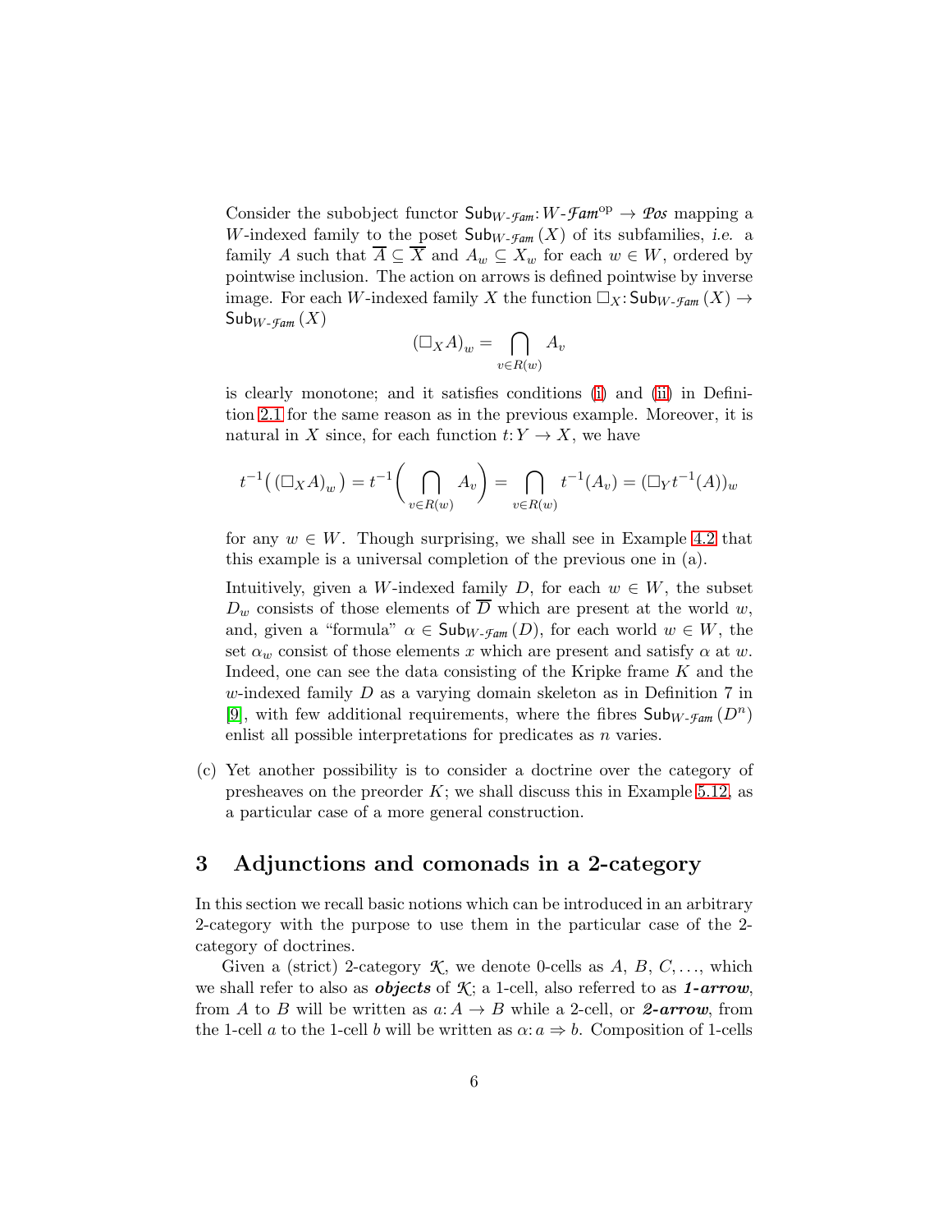Consider the subobject functor $\mathsf{Sub}_{W\text{-}\mathcal{Fam}}\colon W\text{-}\mathcal{Fam}^{\mathrm{op}} \to \mathcal{Pos}$ mapping a $W$-indexed family to the poset $\mathsf{Sub}_{W\text{-}\mathcal{Fam}}(X)$ of its subfamilies, *i.e.* a family $A$ such that $\overline{A} \subseteq \overline{X}$ and $A_w \subseteq X_w$ for each $w \in W$, ordered by pointwise inclusion. The action on arrows is defined pointwise by inverse image. For each $W$-indexed family $X$ the function $\Box_X\colon \mathsf{Sub}_{W\text{-}\mathcal{Fam}}(X) \to \mathsf{Sub}_{W\text{-}\mathcal{Fam}}(X)$

$$(\Box_X A)_w = \bigcap_{v \in R(w)} A_v$$

is clearly monotone; and it satisfies conditions (i) and (ii) in Definition 2.1 for the same reason as in the previous example. Moreover, it is natural in $X$ since, for each function $t\colon Y \to X$, we have

$$t^{-1}\big((\Box_X A)_w\big) = t^{-1}\Bigg(\bigcap_{v \in R(w)} A_v\Bigg) = \bigcap_{v \in R(w)} t^{-1}(A_v) = (\Box_Y t^{-1}(A))_w$$

for any $w \in W$. Though surprising, we shall see in Example 4.2 that this example is a universal completion of the previous one in (a).

Intuitively, given a $W$-indexed family $D$, for each $w \in W$, the subset $D_w$ consists of those elements of $\overline{D}$ which are present at the world $w$, and, given a "formula" $\alpha \in \mathsf{Sub}_{W\text{-}\mathcal{Fam}}(D)$, for each world $w \in W$, the set $\alpha_w$ consist of those elements $x$ which are present and satisfy $\alpha$ at $w$. Indeed, one can see the data consisting of the Kripke frame $K$ and the $w$-indexed family $D$ as a varying domain skeleton as in Definition 7 in [9], with few additional requirements, where the fibres $\mathsf{Sub}_{W\text{-}\mathcal{Fam}}(D^n)$ enlist all possible interpretations for predicates as $n$ varies.

(c) Yet another possibility is to consider a doctrine over the category of presheaves on the preorder $K$; we shall discuss this in Example 5.12, as a particular case of a more general construction.

## 3 Adjunctions and comonads in a 2-category

In this section we recall basic notions which can be introduced in an arbitrary 2-category with the purpose to use them in the particular case of the 2-category of doctrines.

Given a (strict) 2-category $\mathcal{K}$, we denote 0-cells as $A$, $B$, $C, \ldots$, which we shall refer to also as ***objects*** of $\mathcal{K}$; a 1-cell, also referred to as ***1-arrow***, from $A$ to $B$ will be written as $a\colon A \to B$ while a 2-cell, or ***2-arrow***, from the 1-cell $a$ to the 1-cell $b$ will be written as $\alpha\colon a \Rightarrow b$. Composition of 1-cells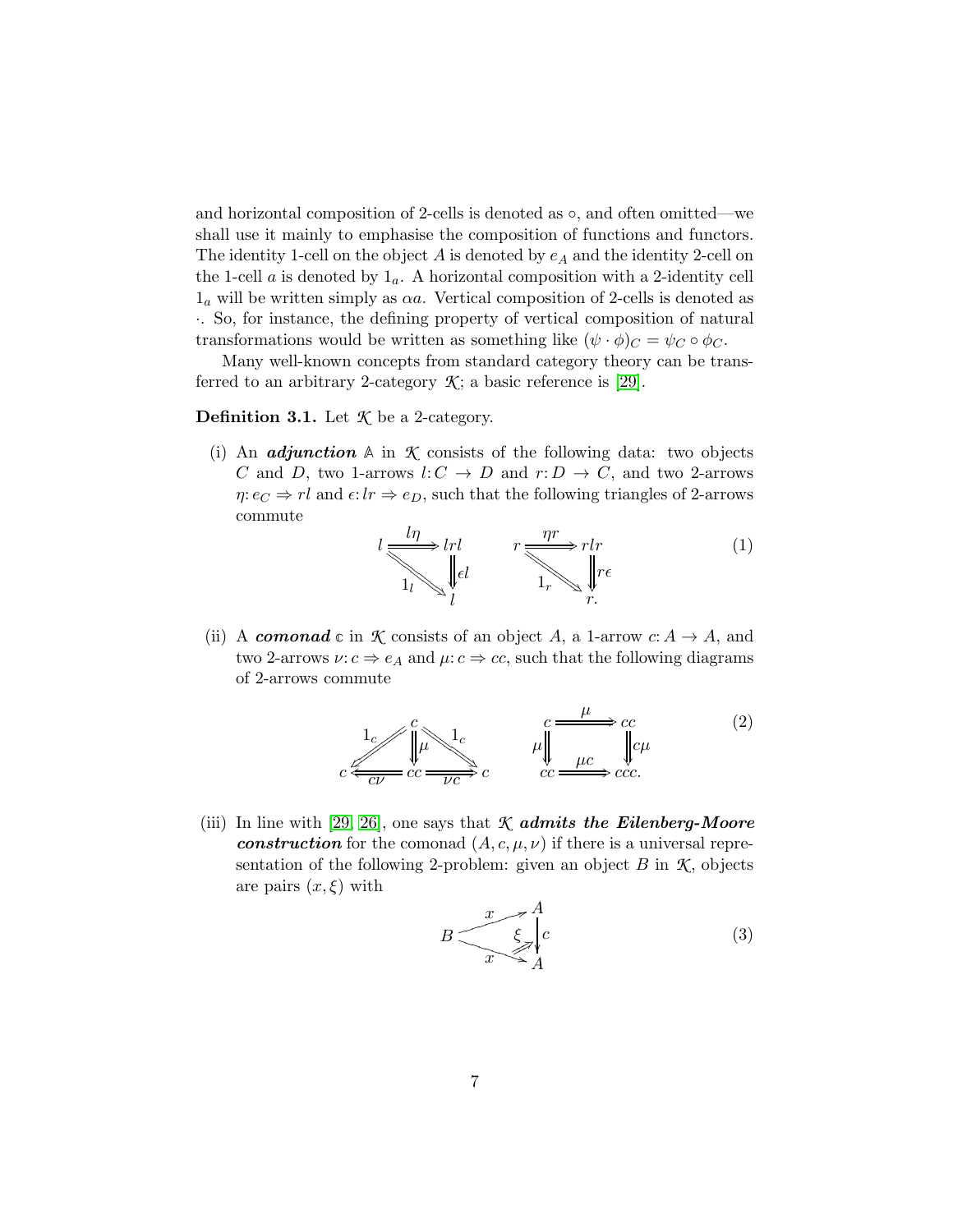and horizontal composition of 2-cells is denoted as $\circ$, and often omitted—we shall use it mainly to emphasise the composition of functions and functors. The identity 1-cell on the object $A$ is denoted by $e_A$ and the identity 2-cell on the 1-cell $a$ is denoted by $1_a$. A horizontal composition with a 2-identity cell $1_a$ will be written simply as $\alpha a$. Vertical composition of 2-cells is denoted as $\cdot$. So, for instance, the defining property of vertical composition of natural transformations would be written as something like $(\psi \cdot \phi)_C = \psi_C \circ \phi_C$.

Many well-known concepts from standard category theory can be transferred to an arbitrary 2-category $\mathcal{K}$; a basic reference is [29].

**Definition 3.1.** Let $\mathcal{K}$ be a 2-category.

(i) An ***adjunction*** $\mathbb{A}$ in $\mathcal{K}$ consists of the following data: two objects $C$ and $D$, two 1-arrows $l: C \to D$ and $r: D \to C$, and two 2-arrows $\eta: e_C \Rightarrow rl$ and $\epsilon: lr \Rightarrow e_D$, such that the following triangles of 2-arrows commute

$$\begin{array}{ccc} l & \xRightarrow{l\eta} & lrl \\ & {\searrow}^{1_l} & \Downarrow \epsilon l \\ & & l \end{array} \qquad \begin{array}{ccc} r & \xRightarrow{\eta r} & rlr \\ & {\searrow}^{1_r} & \Downarrow r\epsilon \\ & & r. \end{array} \tag{1}$$

(ii) A ***comonad*** $\mathbb{c}$ in $\mathcal{K}$ consists of an object $A$, a 1-arrow $c: A \to A$, and two 2-arrows $\nu: c \Rightarrow e_A$ and $\mu: c \Rightarrow cc$, such that the following diagrams of 2-arrows commute

$$\begin{array}{ccccc} & & c & & \\ & {\swarrow}^{1_c} & \Downarrow \mu & {\searrow}^{1_c} & \\ c & \xLeftarrow{c\nu} & cc & \xRightarrow{\nu c} & c \end{array} \qquad \begin{array}{ccc} c & \xRightarrow{\mu} & cc \\ \mu \Downarrow & & \Downarrow c\mu \\ cc & \xRightarrow{\mu c} & ccc. \end{array} \tag{2}$$

(iii) In line with [29, 26], one says that $\mathcal{K}$ ***admits the Eilenberg-Moore construction*** for the comonad $(A, c, \mu, \nu)$ if there is a universal representation of the following 2-problem: given an object $B$ in $\mathcal{K}$, objects are pairs $(x, \xi)$ with

$$B \overset{x}{\underset{x}{\rightrightarrows}} A, \qquad \xi: x \Rightarrow cx, \quad c: A \to A \tag{3}$$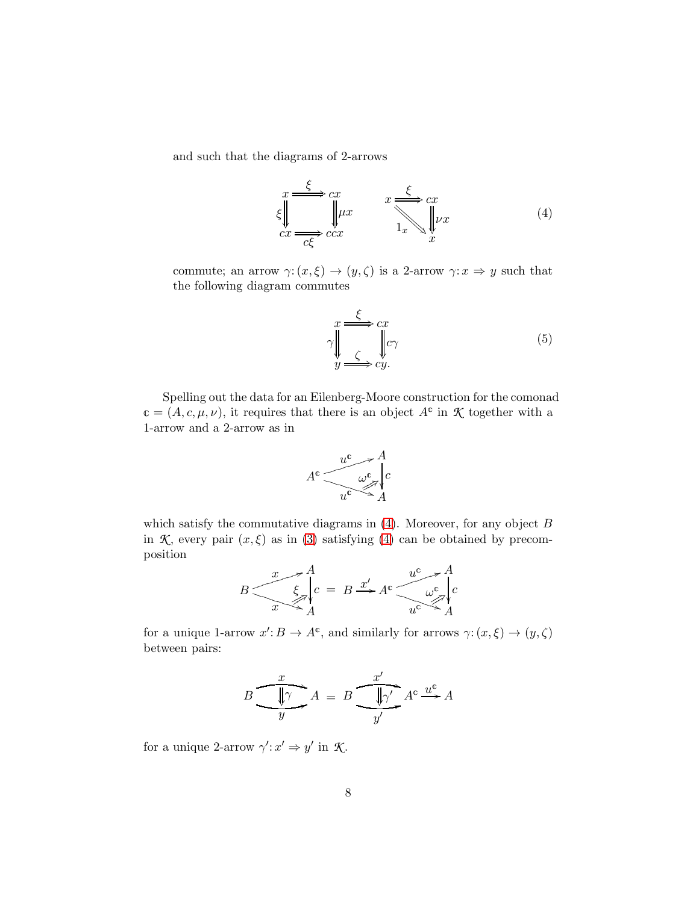and such that the diagrams of 2-arrows

$$
\begin{array}{ccc}
x & \overset{\xi}{\Longrightarrow} & cx \\
{\scriptstyle \xi}\Downarrow & & \Downarrow{\scriptstyle \mu x} \\
cx & \underset{c\xi}{\Longrightarrow} & ccx
\end{array}
\qquad
\begin{array}{ccc}
x & \overset{\xi}{\Longrightarrow} & cx \\
& {\scriptstyle 1_x}\searrow & \Downarrow{\scriptstyle \nu x} \\
& & x
\end{array}
\tag{4}
$$

commute; an arrow $\gamma\colon (x,\xi) \to (y,\zeta)$ is a 2-arrow $\gamma\colon x \Rightarrow y$ such that the following diagram commutes

$$
\begin{array}{ccc}
x & \overset{\xi}{\Longrightarrow} & cx \\
{\scriptstyle \gamma}\Downarrow & & \Downarrow{\scriptstyle c\gamma} \\
y & \underset{\zeta}{\Longrightarrow} & cy.
\end{array}
\tag{5}
$$

Spelling out the data for an Eilenberg-Moore construction for the comonad $\mathbb{c} = (A, c, \mu, \nu)$, it requires that there is an object $A^{\mathbb{c}}$ in $\mathcal{K}$ together with a 1-arrow and a 2-arrow as in

$$
A^{\mathbb{c}} \overset{u^{\mathbb{c}}}{\longrightarrow} A, \quad A^{\mathbb{c}} \overset{u^{\mathbb{c}}}{\longrightarrow} A, \quad \omega^{\mathbb{c}} \colon u^{\mathbb{c}} \Rightarrow c\, u^{\mathbb{c}}
$$

which satisfy the commutative diagrams in (4). Moreover, for any object $B$ in $\mathcal{K}$, every pair $(x, \xi)$ as in (3) satisfying (4) can be obtained by precomposition

$$
\left( B \overset{x}{\longrightarrow} A,\ \xi\colon x \Rightarrow cx \right) \;=\; B \overset{x'}{\longrightarrow} A^{\mathbb{c}} \left( \overset{u^{\mathbb{c}}}{\longrightarrow} A,\ \omega^{\mathbb{c}} \right)
$$

for a unique 1-arrow $x'\colon B \to A^{\mathbb{c}}$, and similarly for arrows $\gamma\colon (x,\xi) \to (y,\zeta)$ between pairs:

$$
B \underset{y}{\overset{x}{\Downarrow \gamma}} A \;=\; B \underset{y'}{\overset{x'}{\Downarrow \gamma'}} A^{\mathbb{c}} \overset{u^{\mathbb{c}}}{\longrightarrow} A
$$

for a unique 2-arrow $\gamma'\colon x' \Rightarrow y'$ in $\mathcal{K}$.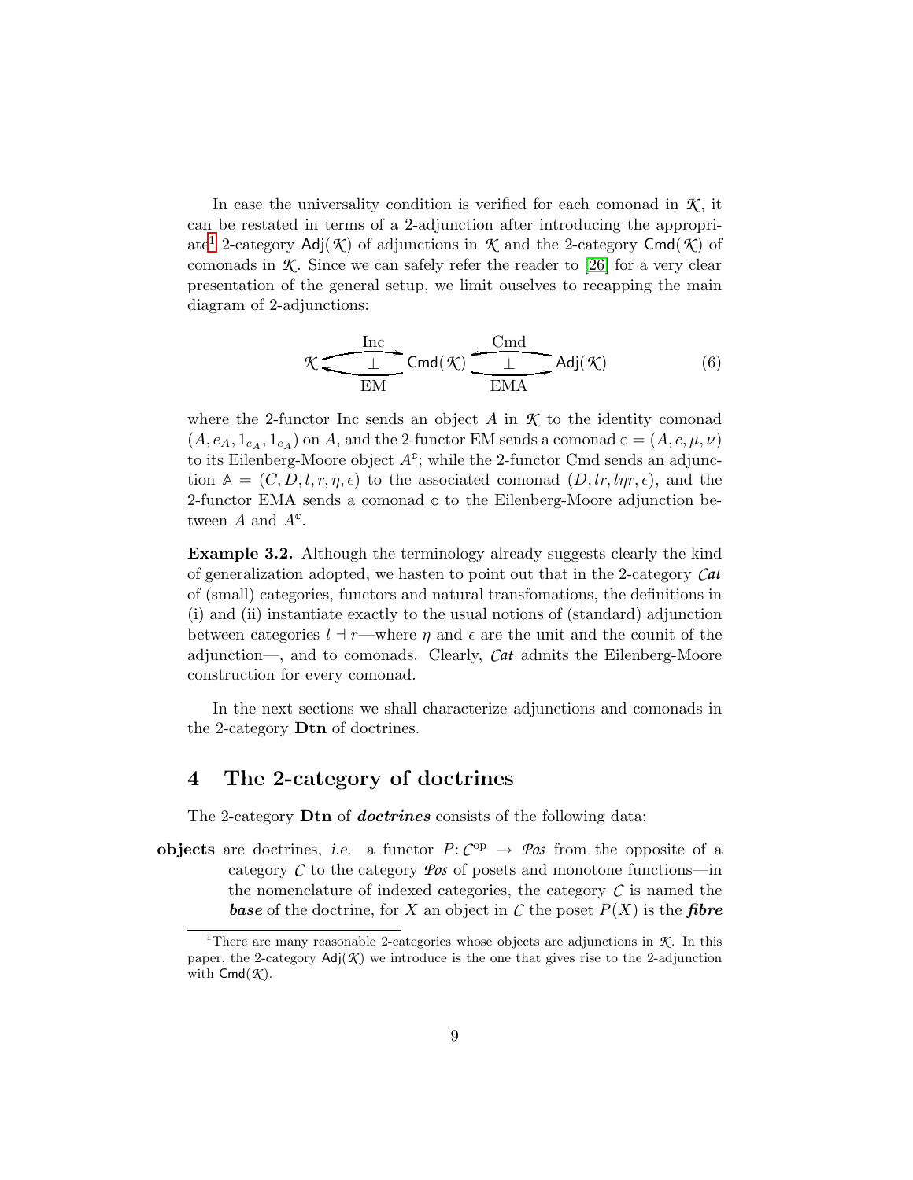In case the universality condition is verified for each comonad in $\mathcal{K}$, it can be restated in terms of a 2-adjunction after introducing the appropriate[1] 2-category $\mathsf{Adj}(\mathcal{K})$ of adjunctions in $\mathcal{K}$ and the 2-category $\mathsf{Cmd}(\mathcal{K})$ of comonads in $\mathcal{K}$. Since we can safely refer the reader to [26] for a very clear presentation of the general setup, we limit ouselves to recapping the main diagram of 2-adjunctions:

$$\mathcal{K} \underset{\text{EM}}{\overset{\text{Inc}}{\underset{\bot}{\rightleftarrows}}} \mathsf{Cmd}(\mathcal{K}) \underset{\text{EMA}}{\overset{\text{Cmd}}{\underset{\bot}{\leftrightarrows}}} \mathsf{Adj}(\mathcal{K}) \tag{6}$$

where the 2-functor Inc sends an object $A$ in $\mathcal{K}$ to the identity comonad $(A, e_A, 1_{e_A}, 1_{e_A})$ on $A$, and the 2-functor EM sends a comonad $\mathbb{c} = (A, c, \mu, \nu)$ to its Eilenberg-Moore object $A^{\mathbb{c}}$; while the 2-functor Cmd sends an adjunction $\mathbb{A} = (C, D, l, r, \eta, \epsilon)$ to the associated comonad $(D, lr, l\eta r, \epsilon)$, and the 2-functor EMA sends a comonad $\mathbb{c}$ to the Eilenberg-Moore adjunction between $A$ and $A^{\mathbb{c}}$.

**Example 3.2.** Although the terminology already suggests clearly the kind of generalization adopted, we hasten to point out that in the 2-category $\mathcal{C}at$ of (small) categories, functors and natural transfomations, the definitions in (i) and (ii) instantiate exactly to the usual notions of (standard) adjunction between categories $l \dashv r$—where $\eta$ and $\epsilon$ are the unit and the counit of the adjunction—, and to comonads. Clearly, $\mathcal{C}at$ admits the Eilenberg-Moore construction for every comonad.

In the next sections we shall characterize adjunctions and comonads in the 2-category **Dtn** of doctrines.

## 4 The 2-category of doctrines

The 2-category **Dtn** of ***doctrines*** consists of the following data:

**objects** are doctrines, *i.e.* a functor $P\colon \mathcal{C}^{\mathrm{op}} \to \mathcal{P}os$ from the opposite of a category $\mathcal{C}$ to the category $\mathcal{P}os$ of posets and monotone functions—in the nomenclature of indexed categories, the category $\mathcal{C}$ is named the ***base*** of the doctrine, for $X$ an object in $\mathcal{C}$ the poset $P(X)$ is the ***fibre***

[1] There are many reasonable 2-categories whose objects are adjunctions in $\mathcal{K}$. In this paper, the 2-category $\mathsf{Adj}(\mathcal{K})$ we introduce is the one that gives rise to the 2-adjunction with $\mathsf{Cmd}(\mathcal{K})$.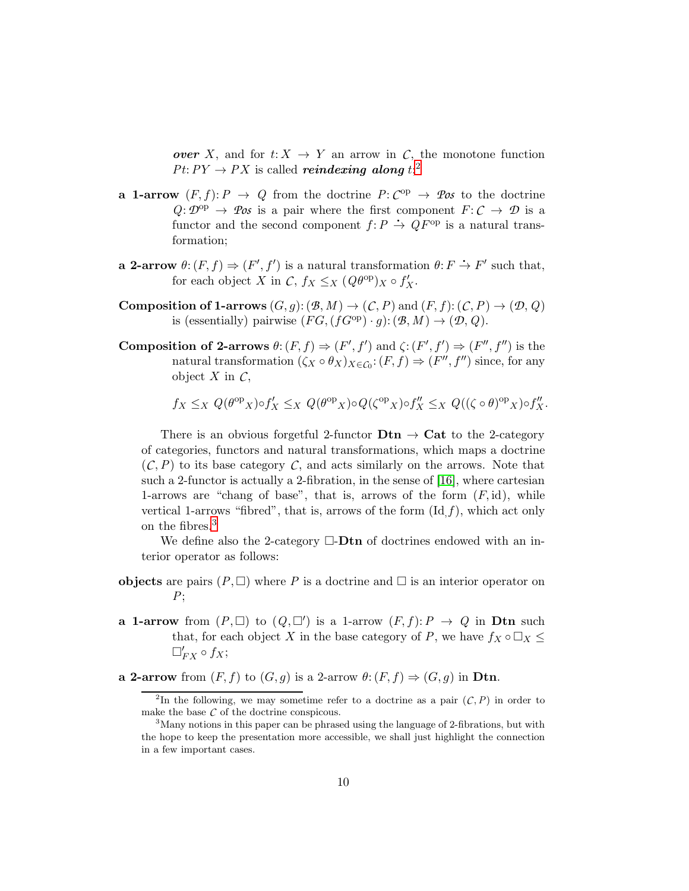***over*** $X$, and for $t\colon X \to Y$ an arrow in $\mathcal{C}$, the monotone function $Pt\colon PY \to PX$ is called ***reindexing along*** $t$.[2]

**a 1-arrow** $(F, f)\colon P \to Q$ from the doctrine $P\colon \mathcal{C}^{\rm op} \to \mathcal{P}os$ to the doctrine $Q\colon \mathcal{D}^{\rm op} \to \mathcal{P}os$ is a pair where the first component $F\colon \mathcal{C} \to \mathcal{D}$ is a functor and the second component $f\colon P \dot{\to} QF^{\rm op}$ is a natural transformation;

**a 2-arrow** $\theta\colon (F, f) \Rightarrow (F', f')$ is a natural transformation $\theta\colon F \dot{\to} F'$ such that, for each object $X$ in $\mathcal{C}$, $f_X \leq_X (Q\theta^{\rm op})_X \circ f'_X$.

**Composition of 1-arrows** $(G, g)\colon (\mathcal{B}, M) \to (\mathcal{C}, P)$ and $(F, f)\colon (\mathcal{C}, P) \to (\mathcal{D}, Q)$ is (essentially) pairwise $(FG, (fG^{\rm op}) \cdot g)\colon (\mathcal{B}, M) \to (\mathcal{D}, Q)$.

**Composition of 2-arrows** $\theta\colon (F, f) \Rightarrow (F', f')$ and $\zeta\colon (F', f') \Rightarrow (F'', f'')$ is the natural transformation $(\zeta_X \circ \theta_X)_{X \in \mathcal{C}_0}\colon (F, f) \Rightarrow (F'', f'')$ since, for any object $X$ in $\mathcal{C}$,

$$f_X \leq_X Q(\theta^{\rm op}{}_X) \circ f'_X \leq_X Q(\theta^{\rm op}{}_X) \circ Q(\zeta^{\rm op}{}_X) \circ f''_X \leq_X Q((\zeta \circ \theta)^{\rm op}{}_X) \circ f''_X.$$

There is an obvious forgetful 2-functor $\mathbf{Dtn} \to \mathbf{Cat}$ to the 2-category of categories, functors and natural transformations, which maps a doctrine $(\mathcal{C}, P)$ to its base category $\mathcal{C}$, and acts similarly on the arrows. Note that such a 2-functor is actually a 2-fibration, in the sense of [16], where cartesian 1-arrows are "chang of base", that is, arrows of the form $(F, \mathrm{id})$, while vertical 1-arrows "fibred", that is, arrows of the form $(\mathrm{Id}, f)$, which act only on the fibres.[3]

We define also the 2-category $\Box$-$\mathbf{Dtn}$ of doctrines endowed with an interior operator as follows:

**objects** are pairs $(P, \Box)$ where $P$ is a doctrine and $\Box$ is an interior operator on $P$;

**a 1-arrow** from $(P, \Box)$ to $(Q, \Box')$ is a 1-arrow $(F, f)\colon P \to Q$ in $\mathbf{Dtn}$ such that, for each object $X$ in the base category of $P$, we have $f_X \circ \Box_X \leq \Box'_{FX} \circ f_X$;

**a 2-arrow** from $(F, f)$ to $(G, g)$ is a 2-arrow $\theta\colon (F, f) \Rightarrow (G, g)$ in $\mathbf{Dtn}$.

---

[2] In the following, we may sometime refer to a doctrine as a pair $(\mathcal{C}, P)$ in order to make the base $\mathcal{C}$ of the doctrine conspicous.

[3] Many notions in this paper can be phrased using the language of 2-fibrations, but with the hope to keep the presentation more accessible, we shall just highlight the connection in a few important cases.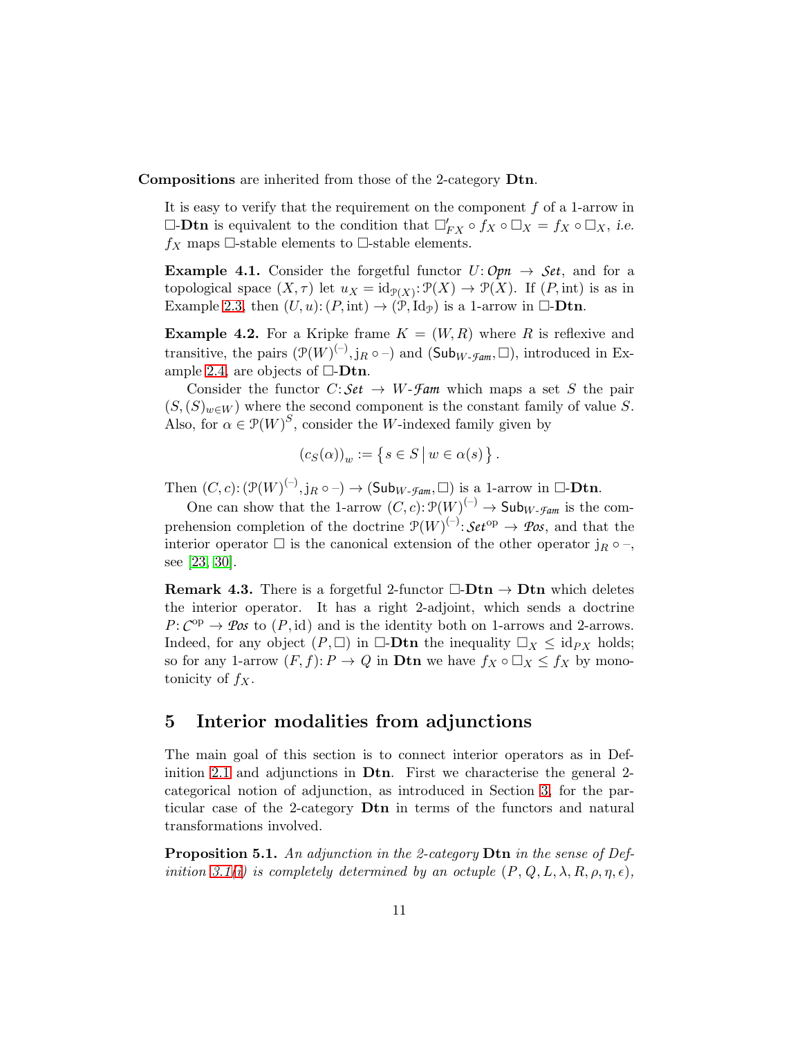**Compositions** are inherited from those of the 2-category **Dtn**.

It is easy to verify that the requirement on the component $f$ of a 1-arrow in $\Box$-**Dtn** is equivalent to the condition that $\Box'_{FX} \circ f_X \circ \Box_X = f_X \circ \Box_X$, *i.e.* $f_X$ maps $\Box$-stable elements to $\Box$-stable elements.

**Example 4.1.** Consider the forgetful functor $U\colon \mathcal{O}pn \to \mathcal{S}et$, and for a topological space $(X, \tau)$ let $u_X = \mathrm{id}_{\mathcal{P}(X)}\colon \mathcal{P}(X) \to \mathcal{P}(X)$. If $(P, \mathrm{int})$ is as in Example 2.3, then $(U, u)\colon (P, \mathrm{int}) \to (\mathcal{P}, \mathrm{Id}_{\mathcal{P}})$ is a 1-arrow in $\Box$-**Dtn**.

**Example 4.2.** For a Kripke frame $K = (W, R)$ where $R$ is reflexive and transitive, the pairs $(\mathcal{P}(W)^{(-)}, \mathrm{j}_R \circ -)$ and $(\mathsf{Sub}_{W\text{-}\mathcal{F}am}, \Box)$, introduced in Example 2.4, are objects of $\Box$-**Dtn**.

Consider the functor $C\colon \mathcal{S}et \to W\text{-}\mathcal{F}am$ which maps a set $S$ the pair $(S, (S)_{w\in W})$ where the second component is the constant family of value $S$. Also, for $\alpha \in \mathcal{P}(W)^S$, consider the $W$-indexed family given by

$$(c_S(\alpha))_w := \left\{ s \in S \,\middle|\, w \in \alpha(s) \right\}.$$

Then $(C, c)\colon (\mathcal{P}(W)^{(-)}, \mathrm{j}_R \circ -) \to (\mathsf{Sub}_{W\text{-}\mathcal{F}am}, \Box)$ is a 1-arrow in $\Box$-**Dtn**.

One can show that the 1-arrow $(C, c)\colon \mathcal{P}(W)^{(-)} \to \mathsf{Sub}_{W\text{-}\mathcal{F}am}$ is the comprehension completion of the doctrine $\mathcal{P}(W)^{(-)}\colon \mathcal{S}et^{\mathrm{op}} \to \mathcal{P}os$, and that the interior operator $\Box$ is the canonical extension of the other operator $\mathrm{j}_R \circ -$, see [23, 30].

**Remark 4.3.** There is a forgetful 2-functor $\Box$-**Dtn** $\to$ **Dtn** which deletes the interior operator. It has a right 2-adjoint, which sends a doctrine $P\colon \mathcal{C}^{\mathrm{op}} \to \mathcal{P}os$ to $(P, \mathrm{id})$ and is the identity both on 1-arrows and 2-arrows. Indeed, for any object $(P, \Box)$ in $\Box$-**Dtn** the inequality $\Box_X \leq \mathrm{id}_{PX}$ holds; so for any 1-arrow $(F, f)\colon P \to Q$ in **Dtn** we have $f_X \circ \Box_X \leq f_X$ by monotonicity of $f_X$.

## 5 Interior modalities from adjunctions

The main goal of this section is to connect interior operators as in Definition 2.1 and adjunctions in **Dtn**. First we characterise the general 2-categorical notion of adjunction, as introduced in Section 3, for the particular case of the 2-category **Dtn** in terms of the functors and natural transformations involved.

**Proposition 5.1.** *An adjunction in the 2-category* **Dtn** *in the sense of Definition 3.1(i) is completely determined by an octuple* $(P, Q, L, \lambda, R, \rho, \eta, \epsilon)$*,*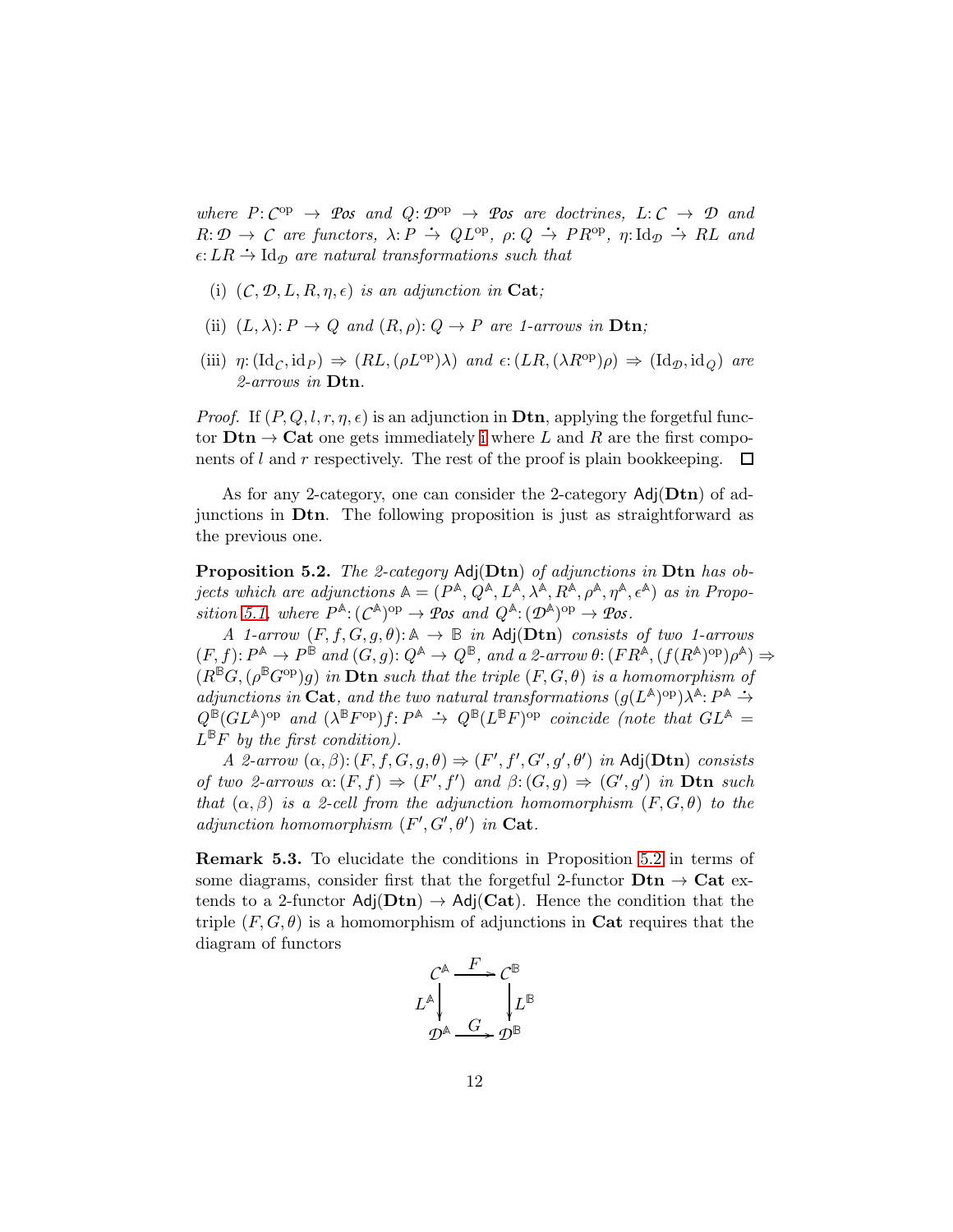*where $P\colon \mathcal{C}^{\mathrm{op}} \to \mathcal{Pos}$ and $Q\colon \mathcal{D}^{\mathrm{op}} \to \mathcal{Pos}$ are doctrines, $L\colon \mathcal{C} \to \mathcal{D}$ and $R\colon \mathcal{D} \to \mathcal{C}$ are functors, $\lambda\colon P \dot{\to} QL^{\mathrm{op}}$, $\rho\colon Q \dot{\to} PR^{\mathrm{op}}$, $\eta\colon \mathrm{Id}_{\mathcal{D}} \dot{\to} RL$ and $\epsilon\colon LR \dot{\to} \mathrm{Id}_{\mathcal{D}}$ are natural transformations such that*

- (i) *$(\mathcal{C}, \mathcal{D}, L, R, \eta, \epsilon)$ is an adjunction in **Cat**;*
- (ii) *$(L, \lambda)\colon P \to Q$ and $(R, \rho)\colon Q \to P$ are 1-arrows in **Dtn**;*
- (iii) *$\eta\colon (\mathrm{Id}_{\mathcal{C}}, \mathrm{id}_P) \Rightarrow (RL, (\rho L^{\mathrm{op}})\lambda)$ and $\epsilon\colon (LR, (\lambda R^{\mathrm{op}})\rho) \Rightarrow (\mathrm{Id}_{\mathcal{D}}, \mathrm{id}_Q)$ are 2-arrows in **Dtn**.*

*Proof.* If $(P, Q, l, r, \eta, \epsilon)$ is an adjunction in **Dtn**, applying the forgetful functor $\mathbf{Dtn} \to \mathbf{Cat}$ one gets immediately i where $L$ and $R$ are the first components of $l$ and $r$ respectively. The rest of the proof is plain bookkeeping. $\square$

As for any 2-category, one can consider the 2-category $\mathsf{Adj}(\mathbf{Dtn})$ of adjunctions in **Dtn**. The following proposition is just as straightforward as the previous one.

**Proposition 5.2.** *The 2-category $\mathsf{Adj}(\mathbf{Dtn})$ of adjunctions in **Dtn** has objects which are adjunctions $\mathbb{A} = (P^{\mathbb{A}}, Q^{\mathbb{A}}, L^{\mathbb{A}}, \lambda^{\mathbb{A}}, R^{\mathbb{A}}, \rho^{\mathbb{A}}, \eta^{\mathbb{A}}, \epsilon^{\mathbb{A}})$ as in Proposition 5.1, where $P^{\mathbb{A}}\colon (\mathcal{C}^{\mathbb{A}})^{\mathrm{op}} \to \mathcal{Pos}$ and $Q^{\mathbb{A}}\colon (\mathcal{D}^{\mathbb{A}})^{\mathrm{op}} \to \mathcal{Pos}$.*

*A 1-arrow $(F, f, G, g, \theta)\colon \mathbb{A} \to \mathbb{B}$ in $\mathsf{Adj}(\mathbf{Dtn})$ consists of two 1-arrows $(F, f)\colon P^{\mathbb{A}} \to P^{\mathbb{B}}$ and $(G, g)\colon Q^{\mathbb{A}} \to Q^{\mathbb{B}}$, and a 2-arrow $\theta\colon (FR^{\mathbb{A}}, (f(R^{\mathbb{A}})^{\mathrm{op}})\rho^{\mathbb{A}}) \Rightarrow (R^{\mathbb{B}}G, (\rho^{\mathbb{B}}G^{\mathrm{op}})g)$ in **Dtn** such that the triple $(F, G, \theta)$ is a homomorphism of adjunctions in **Cat**, and the two natural transformations $(g(L^{\mathbb{A}})^{\mathrm{op}})\lambda^{\mathbb{A}}\colon P^{\mathbb{A}} \dot{\to} Q^{\mathbb{B}}(GL^{\mathbb{A}})^{\mathrm{op}}$ and $(\lambda^{\mathbb{B}}F^{\mathrm{op}})f\colon P^{\mathbb{A}} \dot{\to} Q^{\mathbb{B}}(L^{\mathbb{B}}F)^{\mathrm{op}}$ coincide (note that $GL^{\mathbb{A}} = L^{\mathbb{B}}F$ by the first condition).*

*A 2-arrow $(\alpha, \beta)\colon (F, f, G, g, \theta) \Rightarrow (F', f', G', g', \theta')$ in $\mathsf{Adj}(\mathbf{Dtn})$ consists of two 2-arrows $\alpha\colon (F, f) \Rightarrow (F', f')$ and $\beta\colon (G, g) \Rightarrow (G', g')$ in **Dtn** such that $(\alpha, \beta)$ is a 2-cell from the adjunction homomorphism $(F, G, \theta)$ to the adjunction homomorphism $(F', G', \theta')$ in **Cat**.*

**Remark 5.3.** To elucidate the conditions in Proposition 5.2 in terms of some diagrams, consider first that the forgetful 2-functor $\mathbf{Dtn} \to \mathbf{Cat}$ extends to a 2-functor $\mathsf{Adj}(\mathbf{Dtn}) \to \mathsf{Adj}(\mathbf{Cat})$. Hence the condition that the triple $(F, G, \theta)$ is a homomorphism of adjunctions in **Cat** requires that the diagram of functors

$$\begin{array}{ccc} \mathcal{C}^{\mathbb{A}} & \xrightarrow{F} & \mathcal{C}^{\mathbb{B}} \\ {\scriptstyle L^{\mathbb{A}}}\downarrow & & \downarrow{\scriptstyle L^{\mathbb{B}}} \\ \mathcal{D}^{\mathbb{A}} & \xrightarrow{G} & \mathcal{D}^{\mathbb{B}} \end{array}$$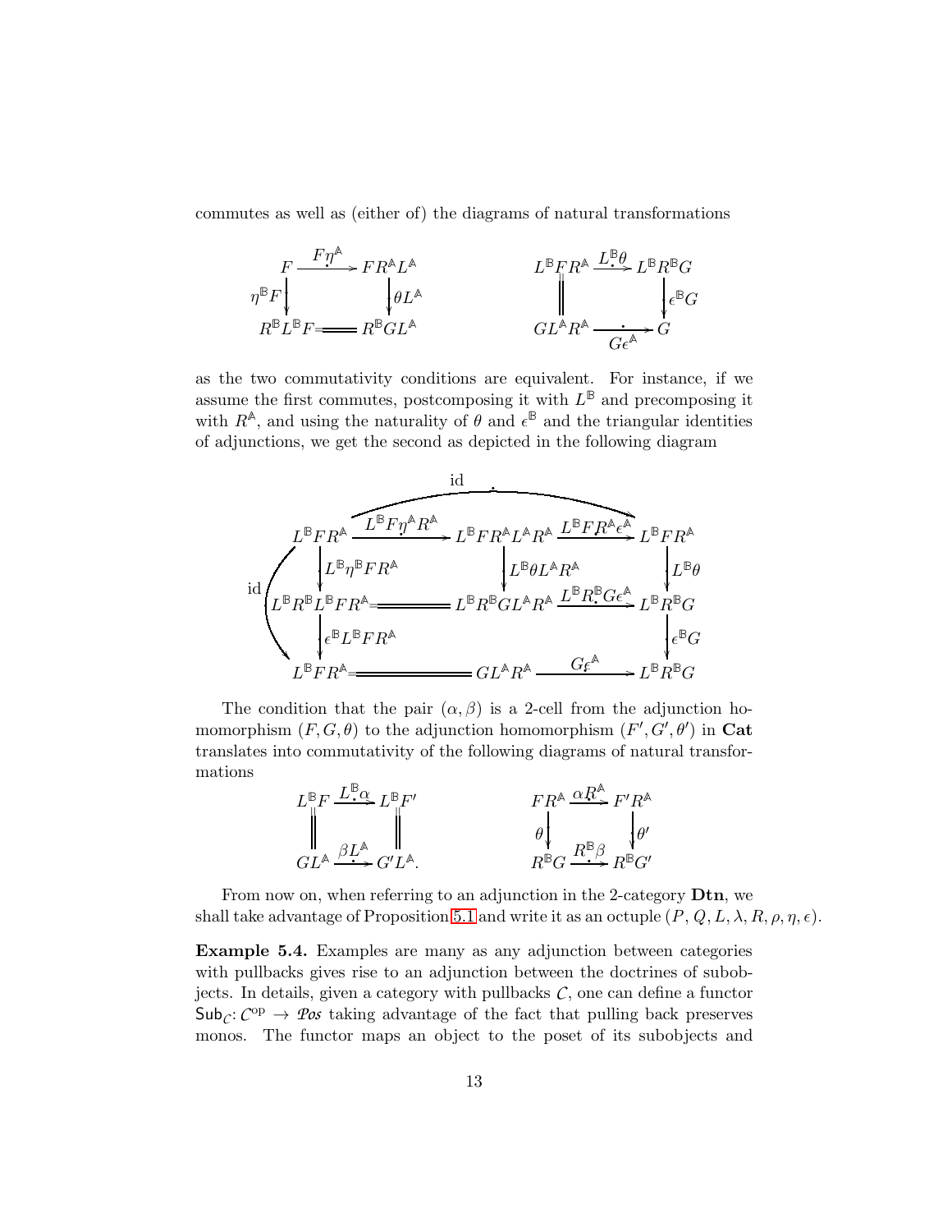commutes as well as (either of) the diagrams of natural transformations

$$
\begin{array}{ccc}
F & \xrightarrow{F\eta^{\mathbb{A}}} & FR^{\mathbb{A}}L^{\mathbb{A}} \\
{\scriptstyle \eta^{\mathbb{B}}F}\downarrow & & \downarrow{\scriptstyle \theta L^{\mathbb{A}}} \\
R^{\mathbb{B}}L^{\mathbb{B}}F & = & R^{\mathbb{B}}GL^{\mathbb{A}}
\end{array}
\qquad\qquad
\begin{array}{ccc}
L^{\mathbb{B}}FR^{\mathbb{A}} & \xrightarrow{L^{\mathbb{B}}\theta} & L^{\mathbb{B}}R^{\mathbb{B}}G \\
\| & & \downarrow{\scriptstyle \epsilon^{\mathbb{B}}G} \\
GL^{\mathbb{A}}R^{\mathbb{A}} & \xrightarrow[G\epsilon^{\mathbb{A}}]{} & G
\end{array}
$$

as the two commutativity conditions are equivalent. For instance, if we assume the first commutes, postcomposing it with $L^{\mathbb{B}}$ and precomposing it with $R^{\mathbb{A}}$, and using the naturality of $\theta$ and $\epsilon^{\mathbb{B}}$ and the triangular identities of adjunctions, we get the second as depicted in the following diagram

$$
\begin{array}{ccccc}
L^{\mathbb{B}}FR^{\mathbb{A}} & \xrightarrow{L^{\mathbb{B}}F\eta^{\mathbb{A}}R^{\mathbb{A}}} & L^{\mathbb{B}}FR^{\mathbb{A}}L^{\mathbb{A}}R^{\mathbb{A}} & \xrightarrow{L^{\mathbb{B}}FR^{\mathbb{A}}\epsilon^{\mathbb{A}}} & L^{\mathbb{B}}FR^{\mathbb{A}} \\
\downarrow{\scriptstyle L^{\mathbb{B}}\eta^{\mathbb{B}}FR^{\mathbb{A}}} & & \downarrow{\scriptstyle L^{\mathbb{B}}\theta L^{\mathbb{A}}R^{\mathbb{A}}} & & \downarrow{\scriptstyle L^{\mathbb{B}}\theta} \\
L^{\mathbb{B}}R^{\mathbb{B}}L^{\mathbb{B}}FR^{\mathbb{A}} & = & L^{\mathbb{B}}R^{\mathbb{B}}GL^{\mathbb{A}}R^{\mathbb{A}} & \xrightarrow{L^{\mathbb{B}}R^{\mathbb{B}}G\epsilon^{\mathbb{A}}} & L^{\mathbb{B}}R^{\mathbb{B}}G \\
\downarrow{\scriptstyle \epsilon^{\mathbb{B}}L^{\mathbb{B}}FR^{\mathbb{A}}} & & & & \downarrow{\scriptstyle \epsilon^{\mathbb{B}}G} \\
L^{\mathbb{B}}FR^{\mathbb{A}} & = & GL^{\mathbb{A}}R^{\mathbb{A}} & \xrightarrow{G\epsilon^{\mathbb{A}}} & L^{\mathbb{B}}R^{\mathbb{B}}G
\end{array}
$$

(with the top row composite equal to $\mathrm{id}$ and the left column composite equal to $\mathrm{id}$)

The condition that the pair $(\alpha, \beta)$ is a 2-cell from the adjunction homomorphism $(F, G, \theta)$ to the adjunction homomorphism $(F', G', \theta')$ in **Cat** translates into commutativity of the following diagrams of natural transformations

$$
\begin{array}{ccc}
L^{\mathbb{B}}F & \xrightarrow{L^{\mathbb{B}}\alpha} & L^{\mathbb{B}}F' \\
\| & & \| \\
GL^{\mathbb{A}} & \xrightarrow{\beta L^{\mathbb{A}}} & G'L^{\mathbb{A}}.
\end{array}
\qquad\qquad
\begin{array}{ccc}
FR^{\mathbb{A}} & \xrightarrow{\alpha R^{\mathbb{A}}} & F'R^{\mathbb{A}} \\
{\scriptstyle \theta}\downarrow & & \downarrow{\scriptstyle \theta'} \\
R^{\mathbb{B}}G & \xrightarrow{R^{\mathbb{B}}\beta} & R^{\mathbb{B}}G'
\end{array}
$$

From now on, when referring to an adjunction in the 2-category **Dtn**, we shall take advantage of Proposition 5.1 and write it as an octuple $(P, Q, L, \lambda, R, \rho, \eta, \epsilon)$.

**Example 5.4.** Examples are many as any adjunction between categories with pullbacks gives rise to an adjunction between the doctrines of subobjects. In details, given a category with pullbacks $\mathcal{C}$, one can define a functor $\mathsf{Sub}_{\mathcal{C}}\colon \mathcal{C}^{\mathrm{op}} \to \mathcal{P}os$ taking advantage of the fact that pulling back preserves monos. The functor maps an object to the poset of its subobjects and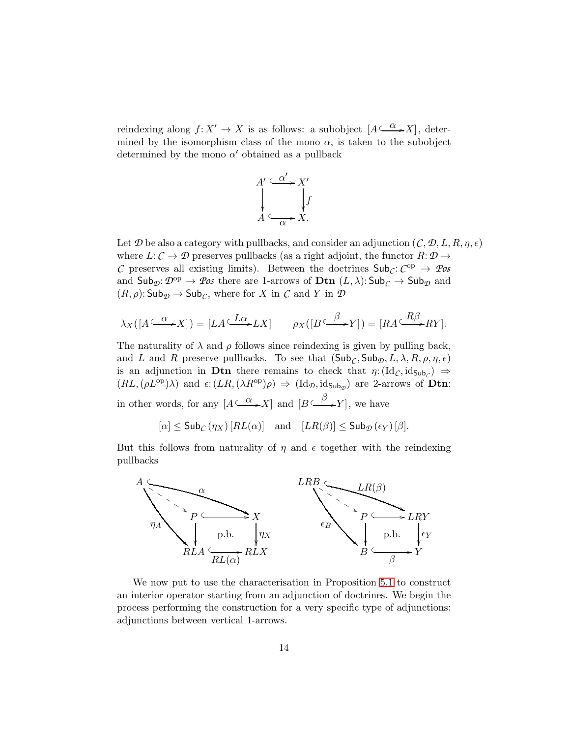reindexing along $f\colon X' \to X$ is as follows: a subobject $[A \overset{\alpha}{\hookrightarrow} X]$, determined by the isomorphism class of the mono $\alpha$, is taken to the subobject determined by the mono $\alpha'$ obtained as a pullback

$$\begin{array}{ccc} A' & \overset{\alpha'}{\hookrightarrow} & X' \\ \downarrow & & \downarrow f \\ A & \underset{\alpha}{\hookrightarrow} & X. \end{array}$$

Let $\mathcal{D}$ be also a category with pullbacks, and consider an adjunction $(\mathcal{C}, \mathcal{D}, L, R, \eta, \epsilon)$ where $L\colon \mathcal{C} \to \mathcal{D}$ preserves pullbacks (as a right adjoint, the functor $R\colon \mathcal{D} \to \mathcal{C}$ preserves all existing limits). Between the doctrines $\mathsf{Sub}_{\mathcal{C}}\colon \mathcal{C}^{\mathrm{op}} \to \mathcal{P}os$ and $\mathsf{Sub}_{\mathcal{D}}\colon \mathcal{D}^{\mathrm{op}} \to \mathcal{P}os$ there are 1-arrows of **Dtn** $(L, \lambda)\colon \mathsf{Sub}_{\mathcal{C}} \to \mathsf{Sub}_{\mathcal{D}}$ and $(R, \rho)\colon \mathsf{Sub}_{\mathcal{D}} \to \mathsf{Sub}_{\mathcal{C}}$, where for $X$ in $\mathcal{C}$ and $Y$ in $\mathcal{D}$

$$\lambda_X([A \overset{\alpha}{\hookrightarrow} X]) = [LA \overset{L\alpha}{\hookrightarrow} LX] \qquad \rho_X([B \overset{\beta}{\hookrightarrow} Y]) = [RA \overset{R\beta}{\hookrightarrow} RY].$$

The naturality of $\lambda$ and $\rho$ follows since reindexing is given by pulling back, and $L$ and $R$ preserve pullbacks. To see that $(\mathsf{Sub}_{\mathcal{C}}, \mathsf{Sub}_{\mathcal{D}}, L, \lambda, R, \rho, \eta, \epsilon)$ is an adjunction in **Dtn** there remains to check that $\eta\colon (\mathrm{Id}_{\mathcal{C}}, \mathrm{id}_{\mathsf{Sub}_{\mathcal{C}}}) \Rightarrow (RL, (\rho L^{\mathrm{op}})\lambda)$ and $\epsilon\colon (LR, (\lambda R^{\mathrm{op}})\rho) \Rightarrow (\mathrm{Id}_{\mathcal{D}}, \mathrm{id}_{\mathsf{Sub}_{\mathcal{D}}})$ are 2-arrows of **Dtn**: in other words, for any $[A \overset{\alpha}{\hookrightarrow} X]$ and $[B \overset{\beta}{\hookrightarrow} Y]$, we have

$$[\alpha] \leq \mathsf{Sub}_{\mathcal{C}}(\eta_X)\,[RL(\alpha)] \quad \text{and} \quad [LR(\beta)] \leq \mathsf{Sub}_{\mathcal{D}}(\epsilon_Y)\,[\beta].$$

But this follows from naturality of $\eta$ and $\epsilon$ together with the reindexing pullbacks

$$\begin{array}{ccc} A & \overset{\alpha}{\hookrightarrow} & X \\ \searrow^{\eta_A} & P \hookrightarrow X & \downarrow \eta_X \\ & RLA \underset{RL(\alpha)}{\hookrightarrow} RLX & \text{(p.b.)} \end{array} \qquad \begin{array}{ccc} LRB & \overset{LR(\beta)}{\hookrightarrow} & LRY \\ \searrow^{\epsilon_B} & P \hookrightarrow LRY & \downarrow \epsilon_Y \\ & B \underset{\beta}{\hookrightarrow} Y & \text{(p.b.)} \end{array}$$

We now put to use the characterisation in Proposition 5.1 to construct an interior operator starting from an adjunction of doctrines. We begin the process performing the construction for a very specific type of adjunctions: adjunctions between vertical 1-arrows.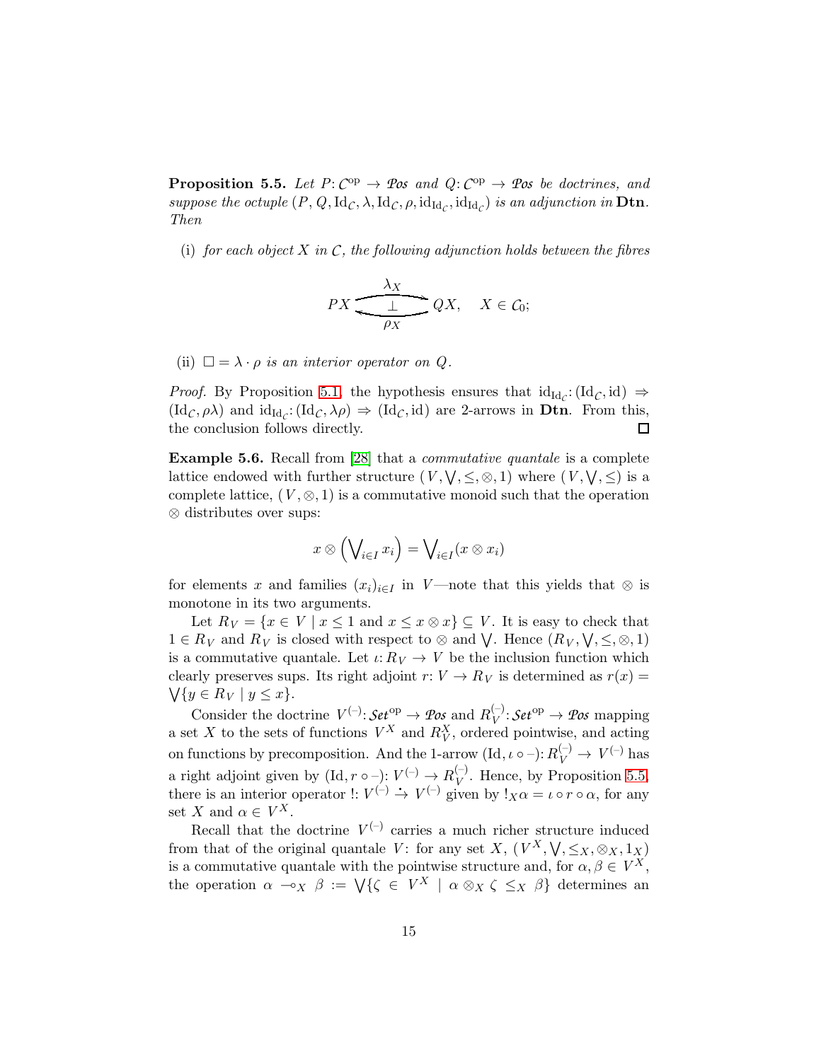**Proposition 5.5.** *Let $P\colon \mathcal{C}^{\mathrm{op}} \to \mathcal{P}os$ and $Q\colon \mathcal{C}^{\mathrm{op}} \to \mathcal{P}os$ be doctrines, and suppose the octuple $(P, Q, \mathrm{Id}_{\mathcal{C}}, \lambda, \mathrm{Id}_{\mathcal{C}}, \rho, \mathrm{id}_{\mathrm{Id}_{\mathcal{C}}}, \mathrm{id}_{\mathrm{Id}_{\mathcal{C}}})$ is an adjunction in* **Dtn**. *Then*

(i) *for each object $X$ in $\mathcal{C}$, the following adjunction holds between the fibres*

$$PX \underset{\rho_X}{\overset{\lambda_X}{\underset{\bot}{\rightleftarrows}}} QX, \quad X \in \mathcal{C}_0;$$

(ii) *$\square = \lambda \cdot \rho$ is an interior operator on $Q$.*

*Proof.* By Proposition 5.1, the hypothesis ensures that $\mathrm{id}_{\mathrm{Id}_{\mathcal{C}}}\colon (\mathrm{Id}_{\mathcal{C}}, \mathrm{id}) \Rightarrow (\mathrm{Id}_{\mathcal{C}}, \rho\lambda)$ and $\mathrm{id}_{\mathrm{Id}_{\mathcal{C}}}\colon (\mathrm{Id}_{\mathcal{C}}, \lambda\rho) \Rightarrow (\mathrm{Id}_{\mathcal{C}}, \mathrm{id})$ are 2-arrows in **Dtn**. From this, the conclusion follows directly. ◻

**Example 5.6.** Recall from [28] that a *commutative quantale* is a complete lattice endowed with further structure $(V, \bigvee, \leq, \otimes, 1)$ where $(V, \bigvee, \leq)$ is a complete lattice, $(V, \otimes, 1)$ is a commutative monoid such that the operation $\otimes$ distributes over sups:

$$x \otimes \left(\bigvee\nolimits_{i\in I} x_i\right) = \bigvee\nolimits_{i\in I}(x \otimes x_i)$$

for elements $x$ and families $(x_i)_{i\in I}$ in $V$—note that this yields that $\otimes$ is monotone in its two arguments.

Let $R_V = \{x \in V \mid x \leq 1 \text{ and } x \leq x \otimes x\} \subseteq V$. It is easy to check that $1 \in R_V$ and $R_V$ is closed with respect to $\otimes$ and $\bigvee$. Hence $(R_V, \bigvee, \leq, \otimes, 1)$ is a commutative quantale. Let $\iota\colon R_V \to V$ be the inclusion function which clearly preserves sups. Its right adjoint $r\colon V \to R_V$ is determined as $r(x) = \bigvee\{y \in R_V \mid y \leq x\}$.

Consider the doctrine $V^{(-)}\colon \mathcal{S}et^{\mathrm{op}} \to \mathcal{P}os$ and $R_V^{(-)}\colon \mathcal{S}et^{\mathrm{op}} \to \mathcal{P}os$ mapping a set $X$ to the sets of functions $V^X$ and $R_V^X$, ordered pointwise, and acting on functions by precomposition. And the 1-arrow $(\mathrm{Id}, \iota \circ -)\colon R_V^{(-)} \to V^{(-)}$ has a right adjoint given by $(\mathrm{Id}, r \circ -)\colon V^{(-)} \to R_V^{(-)}$. Hence, by Proposition 5.5, there is an interior operator $!\colon V^{(-)} \dot{\to} V^{(-)}$ given by $!_X\alpha = \iota \circ r \circ \alpha$, for any set $X$ and $\alpha \in V^X$.

Recall that the doctrine $V^{(-)}$ carries a much richer structure induced from that of the original quantale $V$: for any set $X$, $(V^X, \bigvee, \leq_X, \otimes_X, 1_X)$ is a commutative quantale with the pointwise structure and, for $\alpha, \beta \in V^X$, the operation $\alpha \multimap_X \beta := \bigvee\{\zeta \in V^X \mid \alpha \otimes_X \zeta \leq_X \beta\}$ determines an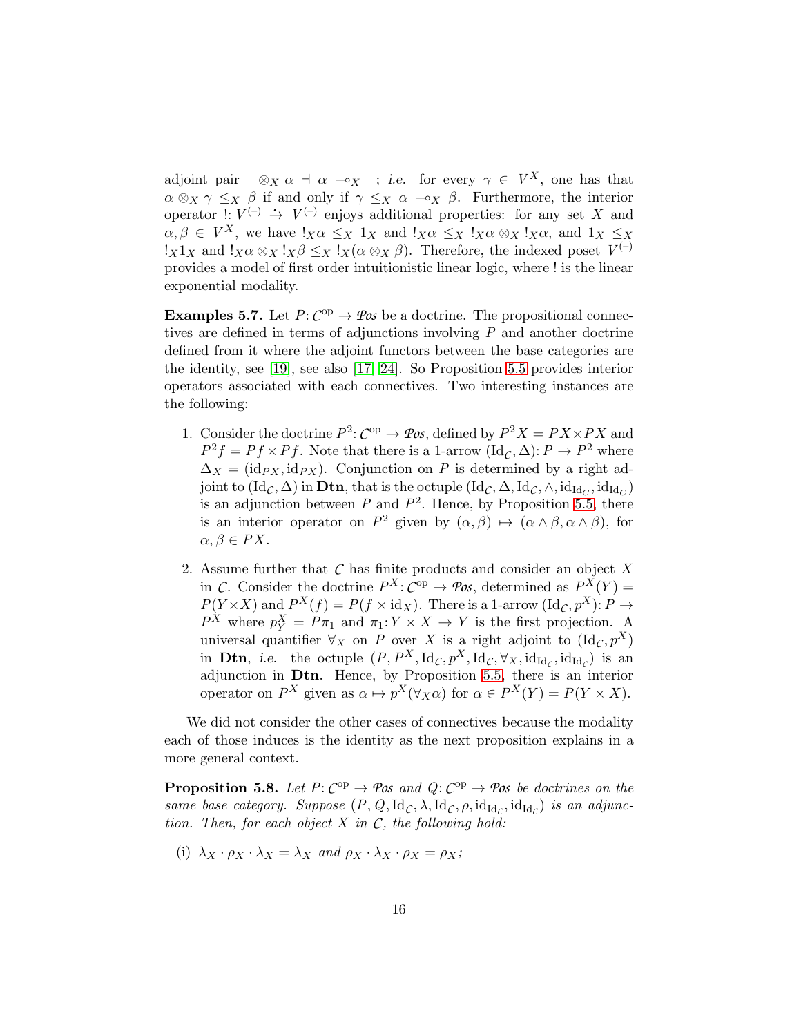adjoint pair $- \otimes_X \alpha \dashv \alpha \multimap_X -$; *i.e.* for every $\gamma \in V^X$, one has that $\alpha \otimes_X \gamma \leq_X \beta$ if and only if $\gamma \leq_X \alpha \multimap_X \beta$. Furthermore, the interior operator $! \colon V^{(-)} \stackrel{\cdot}{\to} V^{(-)}$ enjoys additional properties: for any set $X$ and $\alpha, \beta \in V^X$, we have $!_X\alpha \leq_X 1_X$ and $!_X\alpha \leq_X !_X\alpha \otimes_X !_X\alpha$, and $1_X \leq_X !_X 1_X$ and $!_X\alpha \otimes_X !_X\beta \leq_X !_X(\alpha \otimes_X \beta)$. Therefore, the indexed poset $V^{(-)}$ provides a model of first order intuitionistic linear logic, where $!$ is the linear exponential modality.

**Examples 5.7.** Let $P \colon \mathcal{C}^{\mathrm{op}} \to \mathcal{P}os$ be a doctrine. The propositional connectives are defined in terms of adjunctions involving $P$ and another doctrine defined from it where the adjoint functors between the base categories are the identity, see [19], see also [17, 24]. So Proposition 5.5 provides interior operators associated with each connectives. Two interesting instances are the following:

1. Consider the doctrine $P^2 \colon \mathcal{C}^{\mathrm{op}} \to \mathcal{P}os$, defined by $P^2X = PX \times PX$ and $P^2f = Pf \times Pf$. Note that there is a 1-arrow $(\mathrm{Id}_{\mathcal{C}}, \Delta) \colon P \to P^2$ where $\Delta_X = (\mathrm{id}_{PX}, \mathrm{id}_{PX})$. Conjunction on $P$ is determined by a right adjoint to $(\mathrm{Id}_{\mathcal{C}}, \Delta)$ in **Dtn**, that is the octuple $(\mathrm{Id}_{\mathcal{C}}, \Delta, \mathrm{Id}_{\mathcal{C}}, \wedge, \mathrm{id}_{\mathrm{Id}_{\mathcal{C}}}, \mathrm{id}_{\mathrm{Id}_{\mathcal{C}}})$ is an adjunction between $P$ and $P^2$. Hence, by Proposition 5.5, there is an interior operator on $P^2$ given by $(\alpha, \beta) \mapsto (\alpha \wedge \beta, \alpha \wedge \beta)$, for $\alpha, \beta \in PX$.

2. Assume further that $\mathcal{C}$ has finite products and consider an object $X$ in $\mathcal{C}$. Consider the doctrine $P^X \colon \mathcal{C}^{\mathrm{op}} \to \mathcal{P}os$, determined as $P^X(Y) = P(Y \times X)$ and $P^X(f) = P(f \times \mathrm{id}_X)$. There is a 1-arrow $(\mathrm{Id}_{\mathcal{C}}, p^X) \colon P \to P^X$ where $p^X_Y = P\pi_1$ and $\pi_1 \colon Y \times X \to Y$ is the first projection. A universal quantifier $\forall_X$ on $P$ over $X$ is a right adjoint to $(\mathrm{Id}_{\mathcal{C}}, p^X)$ in **Dtn**, *i.e.* the octuple $(P, P^X, \mathrm{Id}_{\mathcal{C}}, p^X, \mathrm{Id}_{\mathcal{C}}, \forall_X, \mathrm{id}_{\mathrm{Id}_{\mathcal{C}}}, \mathrm{id}_{\mathrm{Id}_{\mathcal{C}}})$ is an adjunction in **Dtn**. Hence, by Proposition 5.5, there is an interior operator on $P^X$ given as $\alpha \mapsto p^X(\forall_X \alpha)$ for $\alpha \in P^X(Y) = P(Y \times X)$.

We did not consider the other cases of connectives because the modality each of those induces is the identity as the next proposition explains in a more general context.

**Proposition 5.8.** *Let $P \colon \mathcal{C}^{\mathrm{op}} \to \mathcal{P}os$ and $Q \colon \mathcal{C}^{\mathrm{op}} \to \mathcal{P}os$ be doctrines on the same base category. Suppose $(P, Q, \mathrm{Id}_{\mathcal{C}}, \lambda, \mathrm{Id}_{\mathcal{C}}, \rho, \mathrm{id}_{\mathrm{Id}_{\mathcal{C}}}, \mathrm{id}_{\mathrm{Id}_{\mathcal{C}}})$ is an adjunction. Then, for each object $X$ in $\mathcal{C}$, the following hold:*

(i) $\lambda_X \cdot \rho_X \cdot \lambda_X = \lambda_X$ *and* $\rho_X \cdot \lambda_X \cdot \rho_X = \rho_X$*;*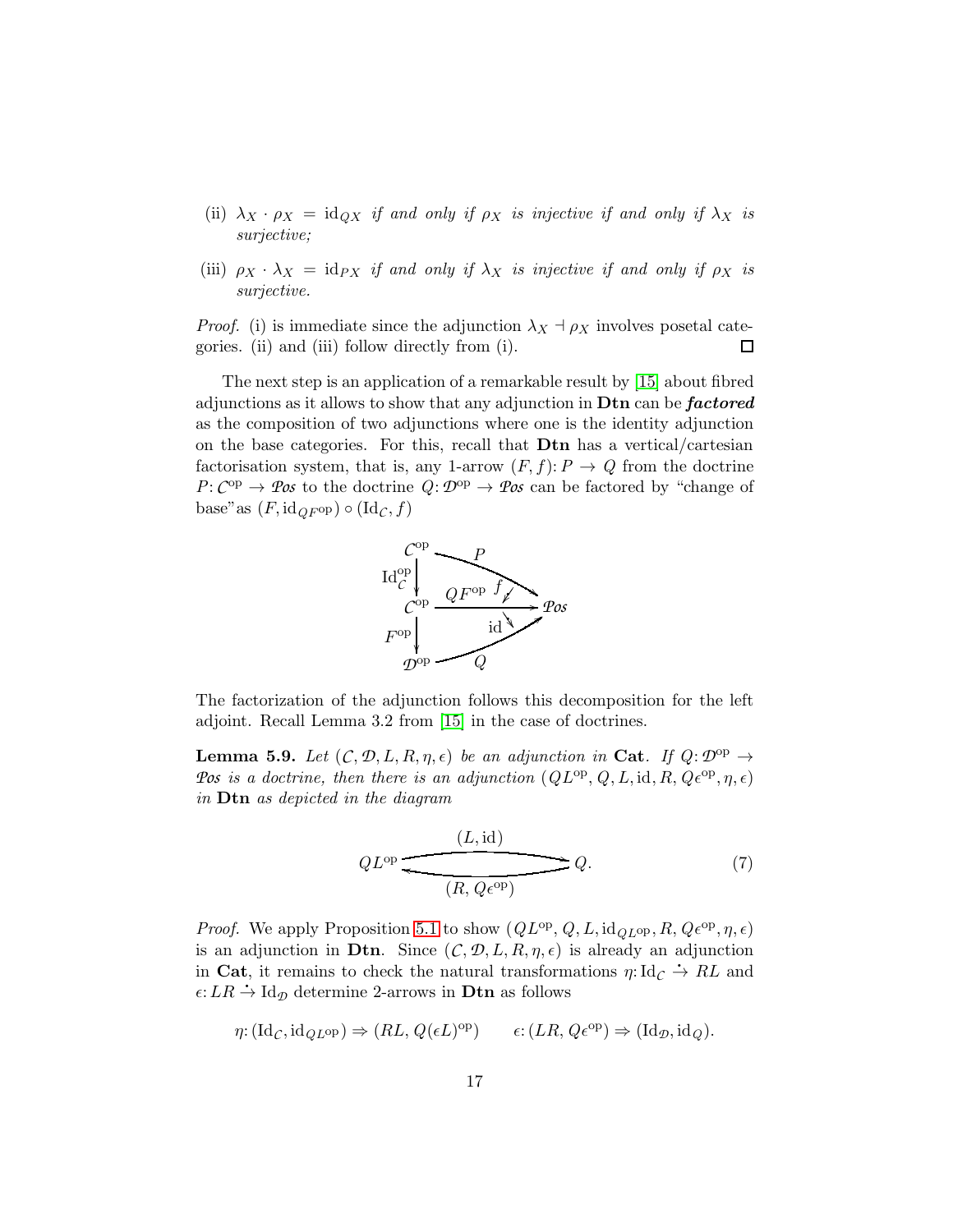(ii) $\lambda_X \cdot \rho_X = \mathrm{id}_{QX}$ *if and only if* $\rho_X$ *is injective if and only if* $\lambda_X$ *is surjective;*

(iii) $\rho_X \cdot \lambda_X = \mathrm{id}_{PX}$ *if and only if* $\lambda_X$ *is injective if and only if* $\rho_X$ *is surjective.*

*Proof.* (i) is immediate since the adjunction $\lambda_X \dashv \rho_X$ involves posetal categories. (ii) and (iii) follow directly from (i). ◻

The next step is an application of a remarkable result by [15] about fibred adjunctions as it allows to show that any adjunction in **Dtn** can be ***factored*** as the composition of two adjunctions where one is the identity adjunction on the base categories. For this, recall that **Dtn** has a vertical/cartesian factorisation system, that is, any 1-arrow $(F, f): P \to Q$ from the doctrine $P: \mathcal{C}^{\mathrm{op}} \to \mathcal{P}os$ to the doctrine $Q: \mathcal{D}^{\mathrm{op}} \to \mathcal{P}os$ can be factored by "change of base"as $(F, \mathrm{id}_{QF^{\mathrm{op}}}) \circ (\mathrm{Id}_{\mathcal{C}}, f)$

$$
\begin{array}{ccc}
\mathcal{C}^{\mathrm{op}} & \xrightarrow{P} & \\
{\scriptstyle \mathrm{Id}_{\mathcal{C}}^{\mathrm{op}}}\downarrow & \Downarrow f & \\
\mathcal{C}^{\mathrm{op}} & \xrightarrow{QF^{\mathrm{op}}} & \mathcal{P}os \\
{\scriptstyle F^{\mathrm{op}}}\downarrow & \Downarrow \mathrm{id} & \\
\mathcal{D}^{\mathrm{op}} & \xrightarrow{Q} &
\end{array}
$$

The factorization of the adjunction follows this decomposition for the left adjoint. Recall Lemma 3.2 from [15] in the case of doctrines.

**Lemma 5.9.** *Let* $(\mathcal{C}, \mathcal{D}, L, R, \eta, \epsilon)$ *be an adjunction in* **Cat**. *If* $Q: \mathcal{D}^{\mathrm{op}} \to \mathcal{P}os$ *is a doctrine, then there is an adjunction* $(QL^{\mathrm{op}}, Q, L, \mathrm{id}, R, Q\epsilon^{\mathrm{op}}, \eta, \epsilon)$ *in* **Dtn** *as depicted in the diagram*

$$
QL^{\mathrm{op}} \underset{(R,\, Q\epsilon^{\mathrm{op}})}{\overset{(L,\, \mathrm{id})}{\rightleftarrows}} Q. \tag{7}
$$

*Proof.* We apply Proposition 5.1 to show $(QL^{\mathrm{op}}, Q, L, \mathrm{id}_{QL^{\mathrm{op}}}, R, Q\epsilon^{\mathrm{op}}, \eta, \epsilon)$ is an adjunction in **Dtn**. Since $(\mathcal{C}, \mathcal{D}, L, R, \eta, \epsilon)$ is already an adjunction in **Cat**, it remains to check the natural transformations $\eta: \mathrm{Id}_{\mathcal{C}} \dot{\to} RL$ and $\epsilon: LR \dot{\to} \mathrm{Id}_{\mathcal{D}}$ determine 2-arrows in **Dtn** as follows

$$
\eta: (\mathrm{Id}_{\mathcal{C}}, \mathrm{id}_{QL^{\mathrm{op}}}) \Rightarrow (RL, Q(\epsilon L)^{\mathrm{op}}) \qquad \epsilon: (LR, Q\epsilon^{\mathrm{op}}) \Rightarrow (\mathrm{Id}_{\mathcal{D}}, \mathrm{id}_Q).
$$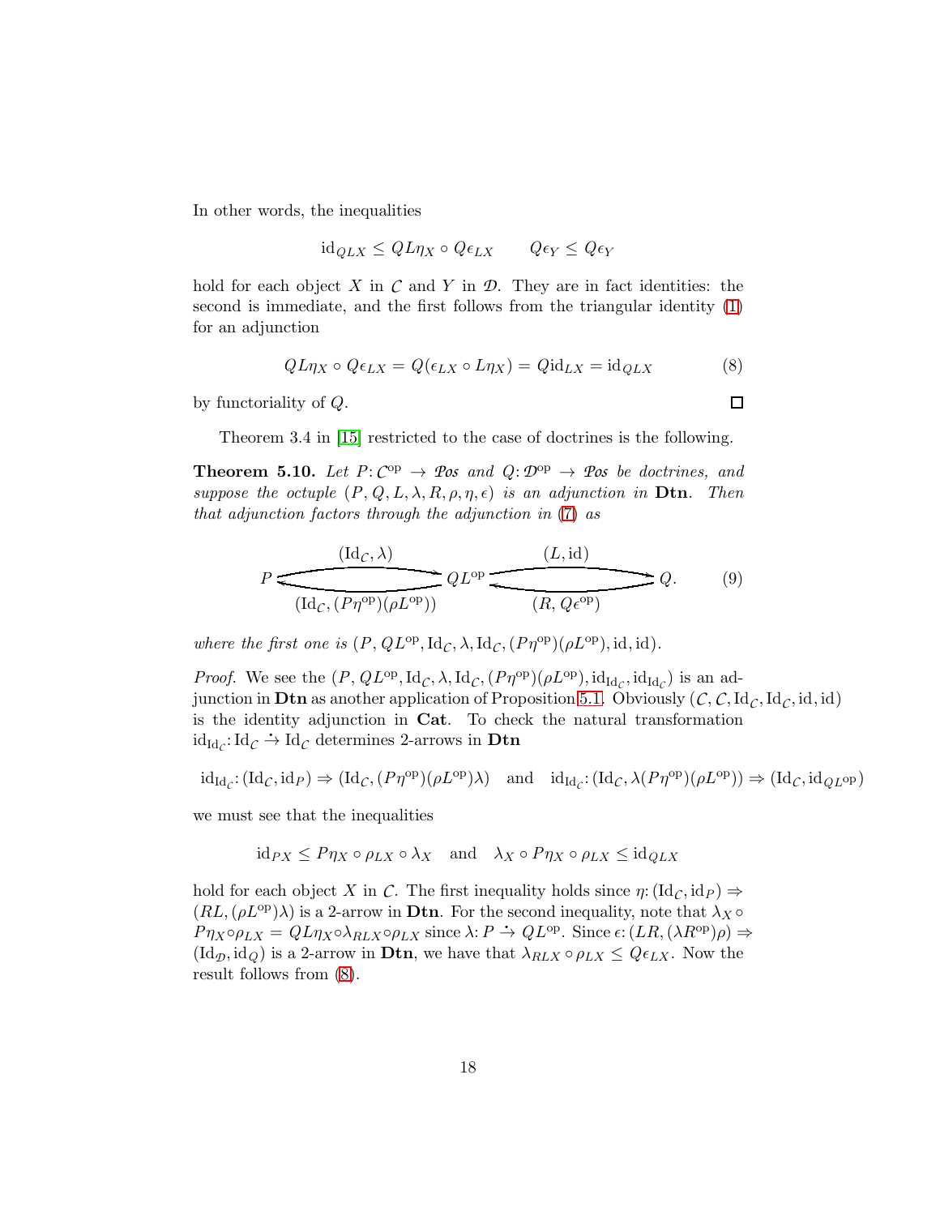In other words, the inequalities

$$\mathrm{id}_{QLX} \leq QL\eta_X \circ Q\epsilon_{LX} \qquad Q\epsilon_Y \leq Q\epsilon_Y$$

hold for each object $X$ in $\mathcal{C}$ and $Y$ in $\mathcal{D}$. They are in fact identities: the second is immediate, and the first follows from the triangular identity (1) for an adjunction

$$QL\eta_X \circ Q\epsilon_{LX} = Q(\epsilon_{LX} \circ L\eta_X) = Q\mathrm{id}_{LX} = \mathrm{id}_{QLX} \tag{8}$$

by functoriality of $Q$. □

Theorem 3.4 in [15] restricted to the case of doctrines is the following.

**Theorem 5.10.** *Let $P\colon \mathcal{C}^{\mathrm{op}} \to \mathcal{P}os$ and $Q\colon \mathcal{D}^{\mathrm{op}} \to \mathcal{P}os$ be doctrines, and suppose the octuple $(P, Q, L, \lambda, R, \rho, \eta, \epsilon)$ is an adjunction in* **Dtn**. *Then that adjunction factors through the adjunction in (7) as*

$$P \underset{(\mathrm{Id}_{\mathcal{C}}, (P\eta^{\mathrm{op}})(\rho L^{\mathrm{op}}))}{\overset{(\mathrm{Id}_{\mathcal{C}}, \lambda)}{\rightleftarrows}} QL^{\mathrm{op}} \underset{(R, Q\epsilon^{\mathrm{op}})}{\overset{(L, \mathrm{id})}{\rightleftarrows}} Q. \tag{9}$$

*where the first one is $(P, QL^{\mathrm{op}}, \mathrm{Id}_{\mathcal{C}}, \lambda, \mathrm{Id}_{\mathcal{C}}, (P\eta^{\mathrm{op}})(\rho L^{\mathrm{op}}), \mathrm{id}, \mathrm{id})$.*

*Proof.* We see the $(P, QL^{\mathrm{op}}, \mathrm{Id}_{\mathcal{C}}, \lambda, \mathrm{Id}_{\mathcal{C}}, (P\eta^{\mathrm{op}})(\rho L^{\mathrm{op}}), \mathrm{id}_{\mathrm{Id}_{\mathcal{C}}}, \mathrm{id}_{\mathrm{Id}_{\mathcal{C}}})$ is an adjunction in **Dtn** as another application of Proposition 5.1. Obviously $(\mathcal{C}, \mathcal{C}, \mathrm{Id}_{\mathcal{C}}, \mathrm{Id}_{\mathcal{C}}, \mathrm{id}, \mathrm{id})$ is the identity adjunction in **Cat**. To check the natural transformation $\mathrm{id}_{\mathrm{Id}_{\mathcal{C}}}\colon \mathrm{Id}_{\mathcal{C}} \xrightarrow{\cdot} \mathrm{Id}_{\mathcal{C}}$ determines 2-arrows in **Dtn**

$$\mathrm{id}_{\mathrm{Id}_{\mathcal{C}}}\colon (\mathrm{Id}_{\mathcal{C}}, \mathrm{id}_P) \Rightarrow (\mathrm{Id}_{\mathcal{C}}, (P\eta^{\mathrm{op}})(\rho L^{\mathrm{op}})\lambda) \quad \text{and} \quad \mathrm{id}_{\mathrm{Id}_{\mathcal{C}}}\colon (\mathrm{Id}_{\mathcal{C}}, \lambda(P\eta^{\mathrm{op}})(\rho L^{\mathrm{op}})) \Rightarrow (\mathrm{Id}_{\mathcal{C}}, \mathrm{id}_{QL^{\mathrm{op}}})$$

we must see that the inequalities

$$\mathrm{id}_{PX} \leq P\eta_X \circ \rho_{LX} \circ \lambda_X \quad \text{and} \quad \lambda_X \circ P\eta_X \circ \rho_{LX} \leq \mathrm{id}_{QLX}$$

hold for each object $X$ in $\mathcal{C}$. The first inequality holds since $\eta\colon (\mathrm{Id}_{\mathcal{C}}, \mathrm{id}_P) \Rightarrow (RL, (\rho L^{\mathrm{op}})\lambda)$ is a 2-arrow in **Dtn**. For the second inequality, note that $\lambda_X \circ P\eta_X \circ \rho_{LX} = QL\eta_X \circ \lambda_{RLX} \circ \rho_{LX}$ since $\lambda\colon P \xrightarrow{\cdot} QL^{\mathrm{op}}$. Since $\epsilon\colon (LR, (\lambda R^{\mathrm{op}})\rho) \Rightarrow (\mathrm{Id}_{\mathcal{D}}, \mathrm{id}_Q)$ is a 2-arrow in **Dtn**, we have that $\lambda_{RLX} \circ \rho_{LX} \leq Q\epsilon_{LX}$. Now the result follows from (8).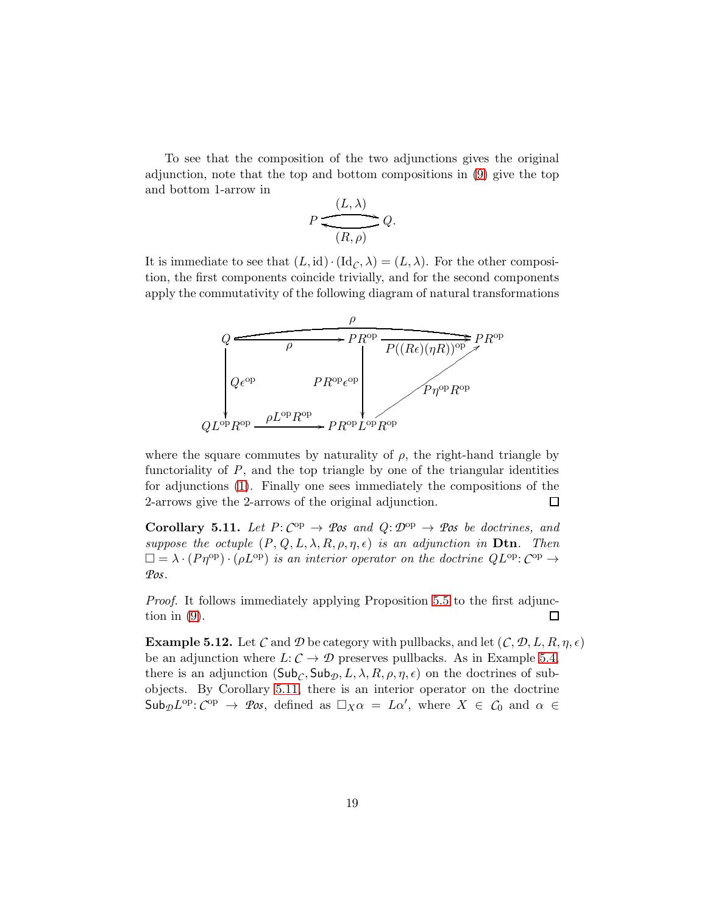To see that the composition of the two adjunctions gives the original adjunction, note that the top and bottom compositions in (9) give the top and bottom 1-arrow in

$$P \underset{(R,\rho)}{\overset{(L,\lambda)}{\rightleftarrows}} Q.$$

It is immediate to see that $(L, \mathrm{id}) \cdot (\mathrm{Id}_{\mathcal{C}}, \lambda) = (L, \lambda)$. For the other composition, the first components coincide trivially, and for the second components apply the commutativity of the following diagram of natural transformations

$$\begin{array}{ccccc}
Q & \xrightarrow{\rho} & PR^{\mathrm{op}} & \xrightarrow{P((R\epsilon)(\eta R))^{\mathrm{op}}} & PR^{\mathrm{op}} \\
\downarrow{\scriptstyle Q\epsilon^{\mathrm{op}}} & & \downarrow{\scriptstyle PR^{\mathrm{op}}\epsilon^{\mathrm{op}}} & \nearrow{\scriptstyle P\eta^{\mathrm{op}}R^{\mathrm{op}}} & \\
QL^{\mathrm{op}}R^{\mathrm{op}} & \xrightarrow{\rho L^{\mathrm{op}}R^{\mathrm{op}}} & PR^{\mathrm{op}}L^{\mathrm{op}}R^{\mathrm{op}} & &
\end{array}$$

(with an additional top arrow $\rho \colon Q \to PR^{\mathrm{op}}$ from $Q$ to the rightmost $PR^{\mathrm{op}}$)

where the square commutes by naturality of $\rho$, the right-hand triangle by functoriality of $P$, and the top triangle by one of the triangular identities for adjunctions (1). Finally one sees immediately the compositions of the 2-arrows give the 2-arrows of the original adjunction. □

**Corollary 5.11.** *Let $P\colon \mathcal{C}^{\mathrm{op}} \to \mathcal{P}os$ and $Q\colon \mathcal{D}^{\mathrm{op}} \to \mathcal{P}os$ be doctrines, and suppose the octuple $(P, Q, L, \lambda, R, \rho, \eta, \epsilon)$ is an adjunction in* **Dtn**. *Then $\Box = \lambda \cdot (P\eta^{\mathrm{op}}) \cdot (\rho L^{\mathrm{op}})$ is an interior operator on the doctrine $QL^{\mathrm{op}}\colon \mathcal{C}^{\mathrm{op}} \to \mathcal{P}os$.*

*Proof.* It follows immediately applying Proposition 5.5 to the first adjunction in (9). □

**Example 5.12.** Let $\mathcal{C}$ and $\mathcal{D}$ be category with pullbacks, and let $(\mathcal{C}, \mathcal{D}, L, R, \eta, \epsilon)$ be an adjunction where $L\colon \mathcal{C} \to \mathcal{D}$ preserves pullbacks. As in Example 5.4, there is an adjunction $(\mathsf{Sub}_{\mathcal{C}}, \mathsf{Sub}_{\mathcal{D}}, L, \lambda, R, \rho, \eta, \epsilon)$ on the doctrines of subobjects. By Corollary 5.11, there is an interior operator on the doctrine $\mathsf{Sub}_{\mathcal{D}}L^{\mathrm{op}}\colon \mathcal{C}^{\mathrm{op}} \to \mathcal{P}os$, defined as $\Box_X \alpha = L\alpha'$, where $X \in \mathcal{C}_0$ and $\alpha \in$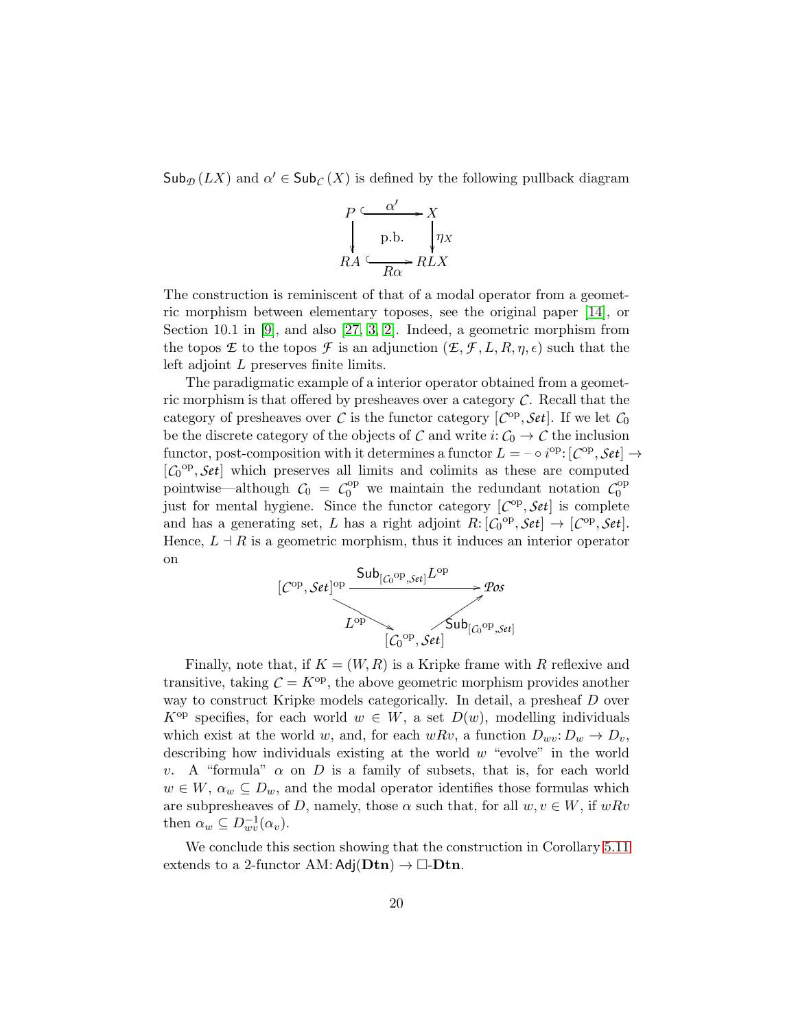$\mathsf{Sub}_{\mathcal{D}}(LX)$ and $\alpha' \in \mathsf{Sub}_{\mathcal{C}}(X)$ is defined by the following pullback diagram

$$
\begin{array}{ccc}
P & \xhookrightarrow{\ \alpha'\ } & X \\
\big\downarrow & \text{p.b.} & \big\downarrow \eta_X \\
RA & \xhookrightarrow[\ R\alpha\ ]{} & RLX
\end{array}
$$

The construction is reminiscent of that of a modal operator from a geometric morphism between elementary toposes, see the original paper [14], or Section 10.1 in [9], and also [27, 3, 2]. Indeed, a geometric morphism from the topos $\mathcal{E}$ to the topos $\mathcal{F}$ is an adjunction $(\mathcal{E}, \mathcal{F}, L, R, \eta, \epsilon)$ such that the left adjoint $L$ preserves finite limits.

The paradigmatic example of a interior operator obtained from a geometric morphism is that offered by presheaves over a category $\mathcal{C}$. Recall that the category of presheaves over $\mathcal{C}$ is the functor category $[\mathcal{C}^{\mathrm{op}}, \mathcal{S}et]$. If we let $\mathcal{C}_0$ be the discrete category of the objects of $\mathcal{C}$ and write $i\colon \mathcal{C}_0 \to \mathcal{C}$ the inclusion functor, post-composition with it determines a functor $L = - \circ i^{\mathrm{op}}\colon [\mathcal{C}^{\mathrm{op}}, \mathcal{S}et] \to [\mathcal{C}_0{}^{\mathrm{op}}, \mathcal{S}et]$ which preserves all limits and colimits as these are computed pointwise—although $\mathcal{C}_0 = \mathcal{C}_0^{\mathrm{op}}$ we maintain the redundant notation $\mathcal{C}_0^{\mathrm{op}}$ just for mental hygiene. Since the functor category $[\mathcal{C}^{\mathrm{op}}, \mathcal{S}et]$ is complete and has a generating set, $L$ has a right adjoint $R\colon [\mathcal{C}_0{}^{\mathrm{op}}, \mathcal{S}et] \to [\mathcal{C}^{\mathrm{op}}, \mathcal{S}et]$. Hence, $L \dashv R$ is a geometric morphism, thus it induces an interior operator on

$$
\begin{array}{ccc}
[\mathcal{C}^{\mathrm{op}}, \mathcal{S}et]^{\mathrm{op}} & \xrightarrow{\ \mathsf{Sub}_{[\mathcal{C}_0{}^{\mathrm{op}}, \mathcal{S}et]} L^{\mathrm{op}}\ } & \mathcal{P}os \\
 & {\searrow}_{L^{\mathrm{op}}} \quad {\nearrow}^{\mathsf{Sub}_{[\mathcal{C}_0{}^{\mathrm{op}}, \mathcal{S}et]}} & \\
 & [\mathcal{C}_0{}^{\mathrm{op}}, \mathcal{S}et] &
\end{array}
$$

Finally, note that, if $K = (W, R)$ is a Kripke frame with $R$ reflexive and transitive, taking $\mathcal{C} = K^{\mathrm{op}}$, the above geometric morphism provides another way to construct Kripke models categorically. In detail, a presheaf $D$ over $K^{\mathrm{op}}$ specifies, for each world $w \in W$, a set $D(w)$, modelling individuals which exist at the world $w$, and, for each $wRv$, a function $D_{wv}\colon D_w \to D_v$, describing how individuals existing at the world $w$ "evolve" in the world $v$. A "formula" $\alpha$ on $D$ is a family of subsets, that is, for each world $w \in W$, $\alpha_w \subseteq D_w$, and the modal operator identifies those formulas which are subpresheaves of $D$, namely, those $\alpha$ such that, for all $w, v \in W$, if $wRv$ then $\alpha_w \subseteq D_{wv}^{-1}(\alpha_v)$.

We conclude this section showing that the construction in Corollary 5.11 extends to a 2-functor $\mathrm{AM}\colon \mathsf{Adj}(\mathbf{Dtn}) \to \Box\text{-}\mathbf{Dtn}$.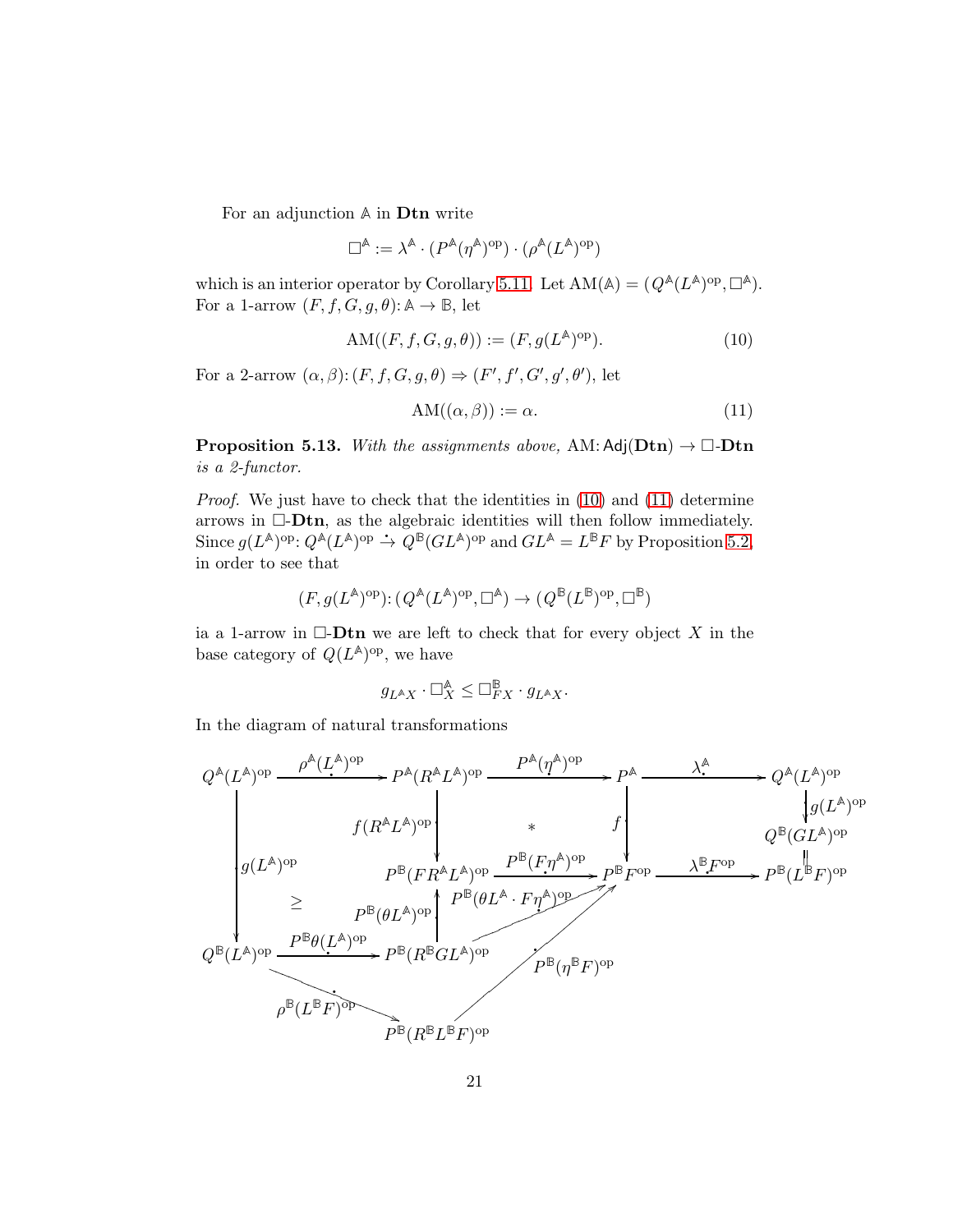For an adjunction $\mathbb{A}$ in **Dtn** write

$$\Box^{\mathbb{A}} := \lambda^{\mathbb{A}} \cdot (P^{\mathbb{A}}(\eta^{\mathbb{A}})^{\mathrm{op}}) \cdot (\rho^{\mathbb{A}}(L^{\mathbb{A}})^{\mathrm{op}})$$

which is an interior operator by Corollary 5.11. Let $\mathrm{AM}(\mathbb{A}) = (Q^{\mathbb{A}}(L^{\mathbb{A}})^{\mathrm{op}}, \Box^{\mathbb{A}})$. For a 1-arrow $(F, f, G, g, \theta) \colon \mathbb{A} \to \mathbb{B}$, let

$$\mathrm{AM}((F, f, G, g, \theta)) := (F, g(L^{\mathbb{A}})^{\mathrm{op}}). \tag{10}$$

For a 2-arrow $(\alpha, \beta) \colon (F, f, G, g, \theta) \Rightarrow (F', f', G', g', \theta')$, let

$$\mathrm{AM}((\alpha, \beta)) := \alpha. \tag{11}$$

**Proposition 5.13.** *With the assignments above,* $\mathrm{AM} \colon \mathsf{Adj}(\mathbf{Dtn}) \to \Box\text{-}\mathbf{Dtn}$ *is a 2-functor.*

*Proof.* We just have to check that the identities in (10) and (11) determine arrows in $\Box$-**Dtn**, as the algebraic identities will then follow immediately. Since $g(L^{\mathbb{A}})^{\mathrm{op}} \colon Q^{\mathbb{A}}(L^{\mathbb{A}})^{\mathrm{op}} \dot{\to} Q^{\mathbb{B}}(GL^{\mathbb{A}})^{\mathrm{op}}$ and $GL^{\mathbb{A}} = L^{\mathbb{B}}F$ by Proposition 5.2, in order to see that

$$(F, g(L^{\mathbb{A}})^{\mathrm{op}}) \colon (Q^{\mathbb{A}}(L^{\mathbb{A}})^{\mathrm{op}}, \Box^{\mathbb{A}}) \to (Q^{\mathbb{B}}(L^{\mathbb{B}})^{\mathrm{op}}, \Box^{\mathbb{B}})$$

ia a 1-arrow in $\Box$-**Dtn** we are left to check that for every object $X$ in the base category of $Q(L^{\mathbb{A}})^{\mathrm{op}}$, we have

$$g_{L^{\mathbb{A}}X} \cdot \Box^{\mathbb{A}}_X \leq \Box^{\mathbb{B}}_{FX} \cdot g_{L^{\mathbb{A}}X}.$$

In the diagram of natural transformations

$$\begin{array}{ccccccc}
Q^{\mathbb{A}}(L^{\mathbb{A}})^{\mathrm{op}} & \xrightarrow{\rho^{\mathbb{A}}(L^{\mathbb{A}})^{\mathrm{op}}} & P^{\mathbb{A}}(R^{\mathbb{A}}L^{\mathbb{A}})^{\mathrm{op}} & \xrightarrow{P^{\mathbb{A}}(\eta^{\mathbb{A}})^{\mathrm{op}}} & P^{\mathbb{A}} & \xrightarrow{\lambda^{\mathbb{A}}} & Q^{\mathbb{A}}(L^{\mathbb{A}})^{\mathrm{op}} \\
\downarrow g(L^{\mathbb{A}})^{\mathrm{op}} & & \downarrow f(R^{\mathbb{A}}L^{\mathbb{A}})^{\mathrm{op}} & * & \downarrow f & & \downarrow g(L^{\mathbb{A}})^{\mathrm{op}} \\
 & & & & & & Q^{\mathbb{B}}(GL^{\mathbb{A}})^{\mathrm{op}} \\
 & \geq & P^{\mathbb{B}}(FR^{\mathbb{A}}L^{\mathbb{A}})^{\mathrm{op}} & \xrightarrow{P^{\mathbb{B}}(F\eta^{\mathbb{A}})^{\mathrm{op}}} & P^{\mathbb{B}}F^{\mathrm{op}} & \xrightarrow{\lambda^{\mathbb{B}}F^{\mathrm{op}}} & P^{\mathbb{B}}(L^{\mathbb{B}}F)^{\mathrm{op}} \\
 & & \uparrow P^{\mathbb{B}}(\theta L^{\mathbb{A}})^{\mathrm{op}} & \nearrow P^{\mathbb{B}}(\theta L^{\mathbb{A}} \cdot F\eta^{\mathbb{A}})^{\mathrm{op}} & & & \\
Q^{\mathbb{B}}(L^{\mathbb{A}})^{\mathrm{op}} & \xrightarrow{P^{\mathbb{B}}\theta(L^{\mathbb{A}})^{\mathrm{op}}} & P^{\mathbb{B}}(R^{\mathbb{B}}GL^{\mathbb{A}})^{\mathrm{op}} & & \nearrow P^{\mathbb{B}}(\eta^{\mathbb{B}}F)^{\mathrm{op}} & & \\
 & \searrow \rho^{\mathbb{B}}(L^{\mathbb{B}}F)^{\mathrm{op}} & P^{\mathbb{B}}(R^{\mathbb{B}}L^{\mathbb{B}}F)^{\mathrm{op}} & & & &
\end{array}$$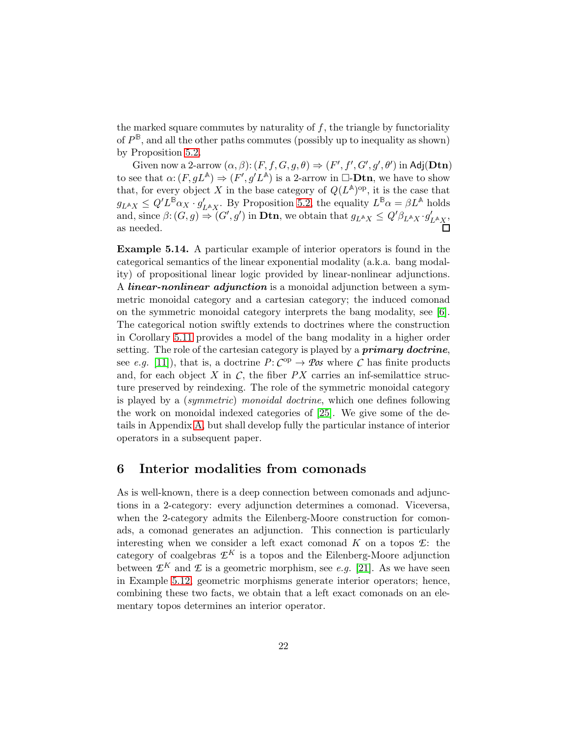the marked square commutes by naturality of $f$, the triangle by functoriality of $P^{\mathbb{B}}$, and all the other paths commutes (possibly up to inequality as shown) by Proposition 5.2.

Given now a 2-arrow $(\alpha, \beta)\colon (F, f, G, g, \theta) \Rightarrow (F', f', G', g', \theta')$ in $\mathsf{Adj}(\mathbf{Dtn})$ to see that $\alpha\colon (F, gL^{\mathbb{A}}) \Rightarrow (F', g'L^{\mathbb{A}})$ is a 2-arrow in $\square$-$\mathbf{Dtn}$, we have to show that, for every object $X$ in the base category of $Q(L^{\mathbb{A}})^{\mathrm{op}}$, it is the case that $g_{L^{\mathbb{A}}X} \leq Q' L^{\mathbb{B}}\alpha_X \cdot g'_{L^{\mathbb{A}}X}$. By Proposition 5.2, the equality $L^{\mathbb{B}}\alpha = \beta L^{\mathbb{A}}$ holds and, since $\beta\colon (G, g) \Rightarrow (G', g')$ in $\mathbf{Dtn}$, we obtain that $g_{L^{\mathbb{A}}X} \leq Q'\beta_{L^{\mathbb{A}}X} \cdot g'_{L^{\mathbb{A}}X}$, as needed. $\square$

**Example 5.14.** A particular example of interior operators is found in the categorical semantics of the linear exponential modality (a.k.a. bang modality) of propositional linear logic provided by linear-nonlinear adjunctions. A ***linear-nonlinear adjunction*** is a monoidal adjunction between a symmetric monoidal category and a cartesian category; the induced comonad on the symmetric monoidal category interprets the bang modality, see [6]. The categorical notion swiftly extends to doctrines where the construction in Corollary 5.11 provides a model of the bang modality in a higher order setting. The role of the cartesian category is played by a ***primary doctrine***, see *e.g.* [11]), that is, a doctrine $P\colon \mathcal{C}^{\mathrm{op}} \to \mathcal{Pos}$ where $\mathcal{C}$ has finite products and, for each object $X$ in $\mathcal{C}$, the fiber $PX$ carries an inf-semilattice structure preserved by reindexing. The role of the symmetric monoidal category is played by a (*symmetric*) *monoidal doctrine*, which one defines following the work on monoidal indexed categories of [25]. We give some of the details in Appendix A, but shall develop fully the particular instance of interior operators in a subsequent paper.

## 6 Interior modalities from comonads

As is well-known, there is a deep connection between comonads and adjunctions in a 2-category: every adjunction determines a comonad. Viceversa, when the 2-category admits the Eilenberg-Moore construction for comonads, a comonad generates an adjunction. This connection is particularly interesting when we consider a left exact comonad $K$ on a topos $\mathcal{E}$: the category of coalgebras $\mathcal{E}^K$ is a topos and the Eilenberg-Moore adjunction between $\mathcal{E}^K$ and $\mathcal{E}$ is a geometric morphism, see *e.g.* [21]. As we have seen in Example 5.12, geometric morphisms generate interior operators; hence, combining these two facts, we obtain that a left exact comonads on an elementary topos determines an interior operator.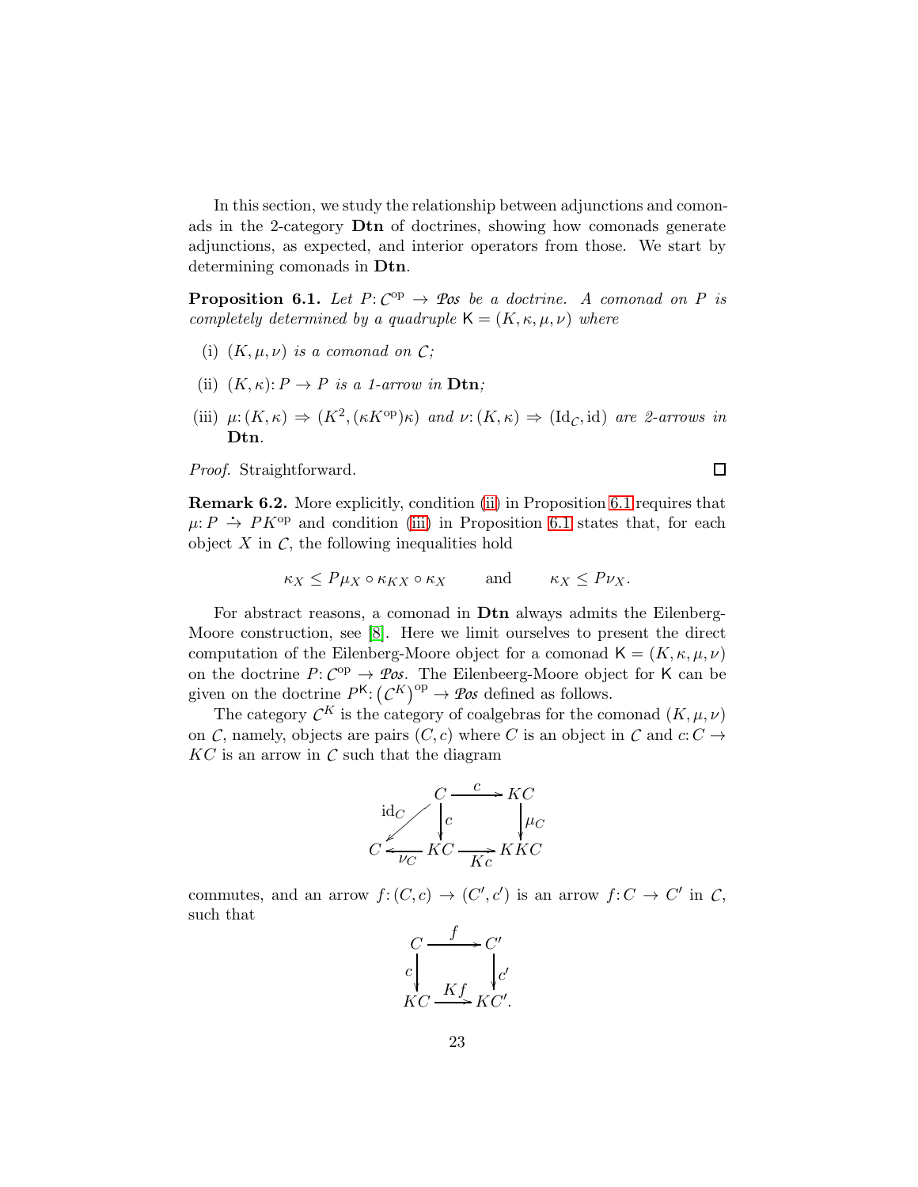In this section, we study the relationship between adjunctions and comonads in the 2-category **Dtn** of doctrines, showing how comonads generate adjunctions, as expected, and interior operators from those. We start by determining comonads in **Dtn**.

**Proposition 6.1.** *Let $P\colon \mathcal{C}^{\mathrm{op}} \to \mathcal{P}os$ be a doctrine. A comonad on $P$ is completely determined by a quadruple $\mathsf{K} = (K, \kappa, \mu, \nu)$ where*

- (i) *$(K, \mu, \nu)$ is a comonad on $\mathcal{C}$;*
- (ii) *$(K, \kappa)\colon P \to P$ is a 1-arrow in* **Dtn***;*
- (iii) *$\mu\colon (K, \kappa) \Rightarrow (K^2, (\kappa K^{\mathrm{op}})\kappa)$ and $\nu\colon (K, \kappa) \Rightarrow (\mathrm{Id}_{\mathcal{C}}, \mathrm{id})$ are 2-arrows in* **Dtn**.

*Proof.* Straightforward. □

**Remark 6.2.** More explicitly, condition (ii) in Proposition 6.1 requires that $\mu\colon P \stackrel{\cdot}{\to} PK^{\mathrm{op}}$ and condition (iii) in Proposition 6.1 states that, for each object $X$ in $\mathcal{C}$, the following inequalities hold

$$\kappa_X \leq P\mu_X \circ \kappa_{KX} \circ \kappa_X \qquad \text{and} \qquad \kappa_X \leq P\nu_X.$$

For abstract reasons, a comonad in **Dtn** always admits the Eilenberg-Moore construction, see [8]. Here we limit ourselves to present the direct computation of the Eilenberg-Moore object for a comonad $\mathsf{K} = (K, \kappa, \mu, \nu)$ on the doctrine $P\colon \mathcal{C}^{\mathrm{op}} \to \mathcal{P}os$. The Eilenbeerg-Moore object for $\mathsf{K}$ can be given on the doctrine $P^{\mathsf{K}}\colon \left(\mathcal{C}^{K}\right)^{\mathrm{op}} \to \mathcal{P}os$ defined as follows.

The category $\mathcal{C}^{K}$ is the category of coalgebras for the comonad $(K, \mu, \nu)$ on $\mathcal{C}$, namely, objects are pairs $(C, c)$ where $C$ is an object in $\mathcal{C}$ and $c\colon C \to KC$ is an arrow in $\mathcal{C}$ such that the diagram

$$\begin{array}{ccccc} & & C & \xrightarrow{c} & KC \\ & \swarrow^{\mathrm{id}_C} & \downarrow{\scriptstyle c} & & \downarrow{\scriptstyle \mu_C} \\ C & \xleftarrow[\nu_C]{} & KC & \xrightarrow[Kc]{} & KKC \end{array}$$

commutes, and an arrow $f\colon (C, c) \to (C', c')$ is an arrow $f\colon C \to C'$ in $\mathcal{C}$, such that

$$\begin{array}{ccc} C & \xrightarrow{f} & C' \\ {\scriptstyle c}\downarrow & & \downarrow{\scriptstyle c'} \\ KC & \xrightarrow[Kf]{} & KC'. \end{array}$$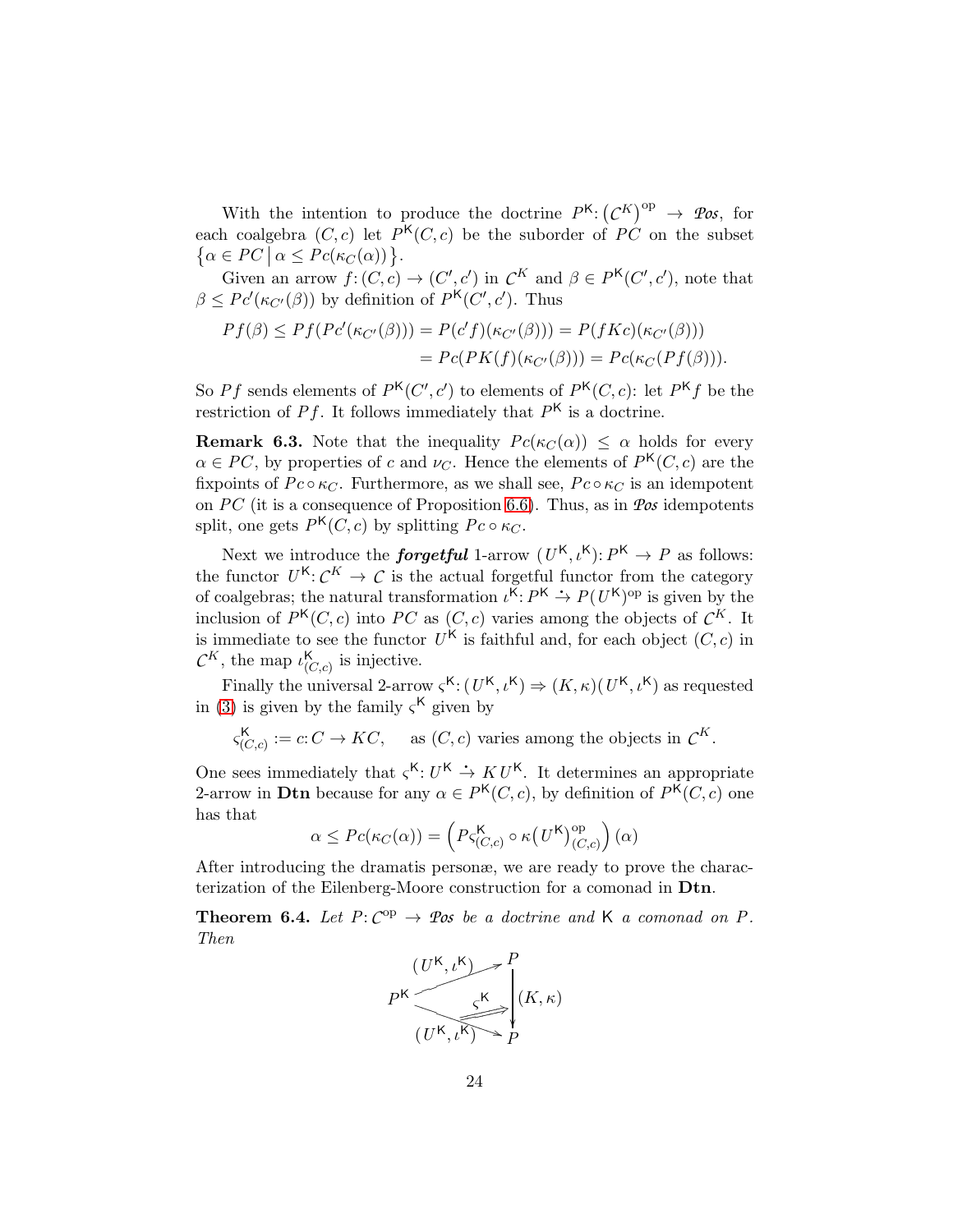With the intention to produce the doctrine $P^{\mathsf{K}}\colon (\mathcal{C}^K)^{\mathrm{op}} \to \mathcal{P}os$, for each coalgebra $(C,c)$ let $P^{\mathsf{K}}(C,c)$ be the suborder of $PC$ on the subset $\{\alpha \in PC \mid \alpha \leq Pc(\kappa_C(\alpha))\}$.

Given an arrow $f\colon (C,c) \to (C',c')$ in $\mathcal{C}^K$ and $\beta \in P^{\mathsf{K}}(C',c')$, note that $\beta \leq Pc'(\kappa_{C'}(\beta))$ by definition of $P^{\mathsf{K}}(C',c')$. Thus

$$\begin{aligned} Pf(\beta) \leq Pf(Pc'(\kappa_{C'}(\beta))) &= P(c'f)(\kappa_{C'}(\beta))) = P(fKc)(\kappa_{C'}(\beta))) \\ &= Pc(PK(f)(\kappa_{C'}(\beta))) = Pc(\kappa_C(Pf(\beta))). \end{aligned}$$

So $Pf$ sends elements of $P^{\mathsf{K}}(C',c')$ to elements of $P^{\mathsf{K}}(C,c)$: let $P^{\mathsf{K}}f$ be the restriction of $Pf$. It follows immediately that $P^{\mathsf{K}}$ is a doctrine.

**Remark 6.3.** Note that the inequality $Pc(\kappa_C(\alpha)) \leq \alpha$ holds for every $\alpha \in PC$, by properties of $c$ and $\nu_C$. Hence the elements of $P^{\mathsf{K}}(C,c)$ are the fixpoints of $Pc \circ \kappa_C$. Furthermore, as we shall see, $Pc \circ \kappa_C$ is an idempotent on $PC$ (it is a consequence of Proposition 6.6). Thus, as in $\mathcal{P}os$ idempotents split, one gets $P^{\mathsf{K}}(C,c)$ by splitting $Pc \circ \kappa_C$.

Next we introduce the ***forgetful*** 1-arrow $(U^{\mathsf{K}}, \iota^{\mathsf{K}})\colon P^{\mathsf{K}} \to P$ as follows: the functor $U^{\mathsf{K}}\colon \mathcal{C}^K \to \mathcal{C}$ is the actual forgetful functor from the category of coalgebras; the natural transformation $\iota^{\mathsf{K}}\colon P^{\mathsf{K}} \stackrel{\cdot}{\to} P(U^{\mathsf{K}})^{\mathrm{op}}$ is given by the inclusion of $P^{\mathsf{K}}(C,c)$ into $PC$ as $(C,c)$ varies among the objects of $\mathcal{C}^K$. It is immediate to see the functor $U^{\mathsf{K}}$ is faithful and, for each object $(C,c)$ in $\mathcal{C}^K$, the map $\iota^{\mathsf{K}}_{(C,c)}$ is injective.

Finally the universal 2-arrow $\varsigma^{\mathsf{K}}\colon (U^{\mathsf{K}}, \iota^{\mathsf{K}}) \Rightarrow (K,\kappa)(U^{\mathsf{K}}, \iota^{\mathsf{K}})$ as requested in (3) is given by the family $\varsigma^{\mathsf{K}}$ given by

$$\varsigma^{\mathsf{K}}_{(C,c)} := c\colon C \to KC, \quad \text{ as } (C,c) \text{ varies among the objects in } \mathcal{C}^K.$$

One sees immediately that $\varsigma^{\mathsf{K}}\colon U^{\mathsf{K}} \stackrel{\cdot}{\to} K\,U^{\mathsf{K}}$. It determines an appropriate 2-arrow in **Dtn** because for any $\alpha \in P^{\mathsf{K}}(C,c)$, by definition of $P^{\mathsf{K}}(C,c)$ one has that

$$\alpha \leq Pc(\kappa_C(\alpha)) = \left(P\varsigma^{\mathsf{K}}_{(C,c)} \circ \kappa\big(U^{\mathsf{K}}\big)^{\mathrm{op}}_{(C,c)}\right)(\alpha)$$

After introducing the dramatis personæ, we are ready to prove the characterization of the Eilenberg-Moore construction for a comonad in **Dtn**.

**Theorem 6.4.** *Let $P\colon \mathcal{C}^{\mathrm{op}} \to \mathcal{P}os$ be a doctrine and $\mathsf{K}$ a comonad on $P$. Then*

$$\begin{array}{ccc} & \overset{(U^{\mathsf{K}},\iota^{\mathsf{K}})}{\nearrow} & P \\ P^{\mathsf{K}} & \Downarrow \varsigma^{\mathsf{K}} & \big\downarrow (K,\kappa) \\ & \underset{(U^{\mathsf{K}},\iota^{\mathsf{K}})}{\searrow} & P \end{array}$$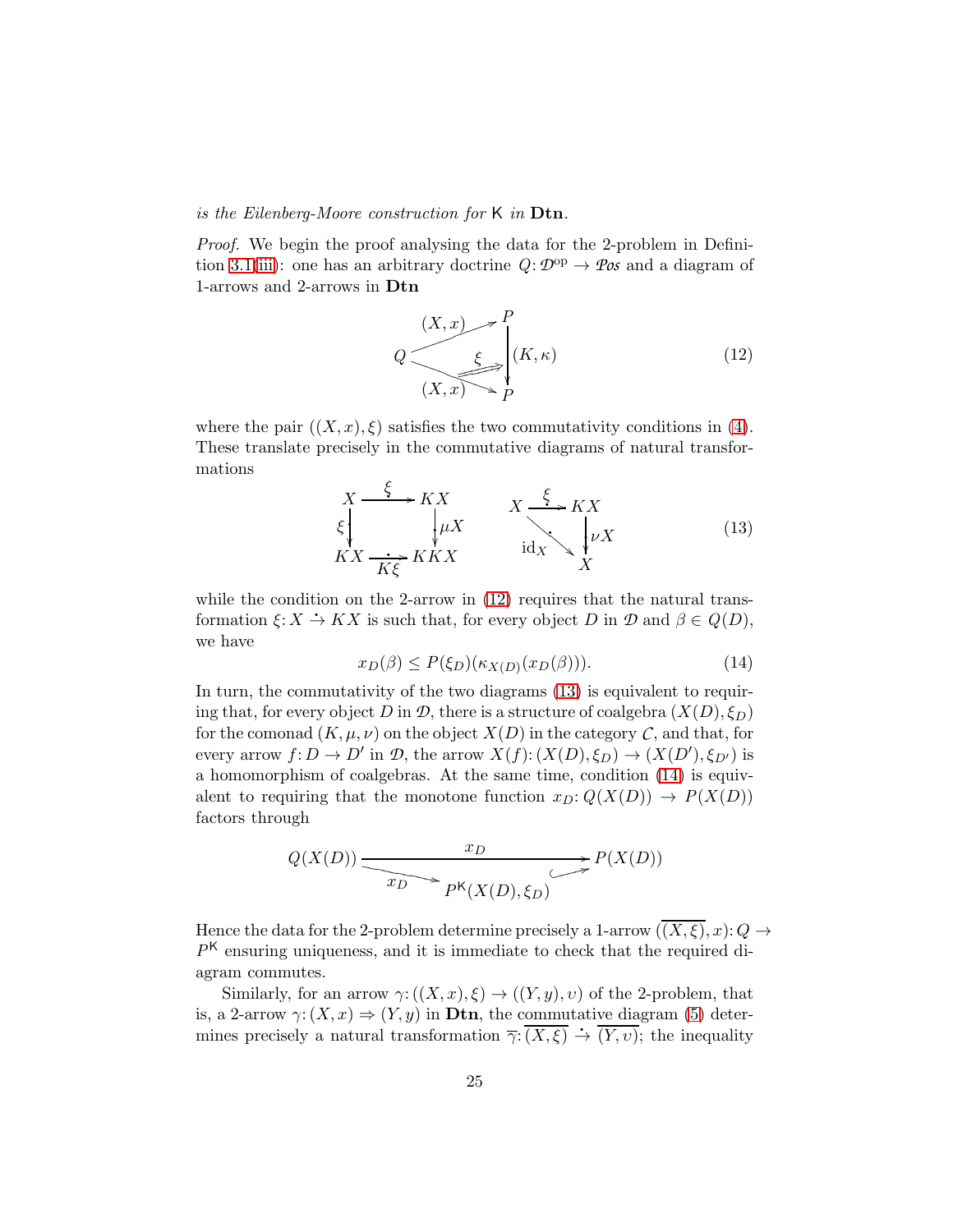*is the Eilenberg-Moore construction for* $\mathsf{K}$ *in* **Dtn**.

*Proof.* We begin the proof analysing the data for the 2-problem in Definition 3.1(iii): one has an arbitrary doctrine $Q\colon \mathcal{D}^{\mathrm{op}} \to \mathcal{P}os$ and a diagram of 1-arrows and 2-arrows in **Dtn**

$$
\begin{array}{ccc}
 & \overset{(X,x)}{\nearrow} & P \\
Q & \overset{\xi}{\Longrightarrow} & \big\downarrow (K,\kappa) \\
 & \underset{(X,x)}{\searrow} & P
\end{array}
\tag{12}
$$

where the pair $((X,x),\xi)$ satisfies the two commutativity conditions in (4). These translate precisely in the commutative diagrams of natural transformations

$$
\begin{array}{ccc}
X & \xrightarrow{\ \xi\ } & KX \\
{\scriptstyle \xi}\big\downarrow & & \big\downarrow{\scriptstyle \mu X} \\
KX & \xrightarrow[K\xi]{\ \cdot\ } & KKX
\end{array}
\qquad
\begin{array}{ccc}
X & \xrightarrow{\ \xi\ } & KX \\
 & {\scriptstyle \mathrm{id}_X}\searrow & \big\downarrow{\scriptstyle \nu X} \\
 & & X
\end{array}
\tag{13}
$$

while the condition on the 2-arrow in (12) requires that the natural transformation $\xi\colon X \stackrel{\cdot}{\to} KX$ is such that, for every object $D$ in $\mathcal{D}$ and $\beta \in Q(D)$, we have

$$
x_D(\beta) \le P(\xi_D)(\kappa_{X(D)}(x_D(\beta))). \tag{14}
$$

In turn, the commutativity of the two diagrams (13) is equivalent to requiring that, for every object $D$ in $\mathcal{D}$, there is a structure of coalgebra $(X(D),\xi_D)$ for the comonad $(K,\mu,\nu)$ on the object $X(D)$ in the category $\mathcal{C}$, and that, for every arrow $f\colon D \to D'$ in $\mathcal{D}$, the arrow $X(f)\colon (X(D),\xi_D) \to (X(D'),\xi_{D'})$ is a homomorphism of coalgebras. At the same time, condition (14) is equivalent to requiring that the monotone function $x_D\colon Q(X(D)) \to P(X(D))$ factors through

$$
\begin{array}{ccc}
Q(X(D)) & \xrightarrow{\qquad\qquad x_D \qquad\qquad} & P(X(D)) \\
 & \underset{x_D}{\searrow}\ P^{\mathsf{K}}(X(D),\xi_D)\ \hookrightarrow & 
\end{array}
$$

Hence the data for the 2-problem determine precisely a 1-arrow $(\overline{(X,\xi)},x)\colon Q \to P^{\mathsf{K}}$ ensuring uniqueness, and it is immediate to check that the required diagram commutes.

Similarly, for an arrow $\gamma\colon ((X,x),\xi) \to ((Y,y),\upsilon)$ of the 2-problem, that is, a 2-arrow $\gamma\colon (X,x) \Rightarrow (Y,y)$ in **Dtn**, the commutative diagram (5) determines precisely a natural transformation $\overline{\gamma}\colon \overline{(X,\xi)} \stackrel{\cdot}{\to} \overline{(Y,\upsilon)}$; the inequality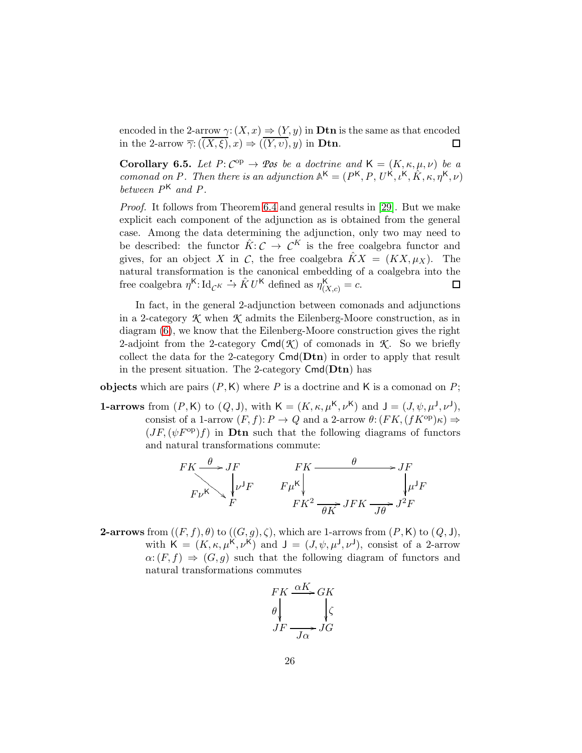encoded in the 2-arrow $\gamma\colon (X,x) \Rightarrow (Y,y)$ in **Dtn** is the same as that encoded in the 2-arrow $\overline{\gamma}\colon (\overline{(X,\xi)}, x) \Rightarrow (\overline{(Y,\upsilon)}, y)$ in **Dtn**. $\square$

**Corollary 6.5.** *Let $P\colon \mathcal{C}^{\mathrm{op}} \to \mathcal{P}os$ be a doctrine and $\mathsf{K} = (K, \kappa, \mu, \nu)$ be a comonad on $P$. Then there is an adjunction $\mathbb{A}^{\mathsf{K}} = (P^{\mathsf{K}}, P, U^{\mathsf{K}}, \iota^{\mathsf{K}}, \hat{K}, \kappa, \eta^{\mathsf{K}}, \nu)$ between $P^{\mathsf{K}}$ and $P$.*

*Proof.* It follows from Theorem 6.4 and general results in [29]. But we make explicit each component of the adjunction as is obtained from the general case. Among the data determining the adjunction, only two may need to be described: the functor $\hat{K}\colon \mathcal{C} \to \mathcal{C}^{K}$ is the free coalgebra functor and gives, for an object $X$ in $\mathcal{C}$, the free coalgebra $\hat{K}X = (KX, \mu_X)$. The natural transformation is the canonical embedding of a coalgebra into the free coalgebra $\eta^{\mathsf{K}}\colon \mathrm{Id}_{\mathcal{C}^K} \xrightarrow{\cdot} \hat{K}U^{\mathsf{K}}$ defined as $\eta^{\mathsf{K}}_{(X,c)} = c$. $\square$

In fact, in the general 2-adjunction between comonads and adjunctions in a 2-category $\mathcal{K}$ when $\mathcal{K}$ admits the Eilenberg-Moore construction, as in diagram (6), we know that the Eilenberg-Moore construction gives the right 2-adjoint from the 2-category $\mathsf{Cmd}(\mathcal{K})$ of comonads in $\mathcal{K}$. So we briefly collect the data for the 2-category $\mathsf{Cmd}(\mathbf{Dtn})$ in order to apply that result in the present situation. The 2-category $\mathsf{Cmd}(\mathbf{Dtn})$ has

**objects** which are pairs $(P, \mathsf{K})$ where $P$ is a doctrine and $\mathsf{K}$ is a comonad on $P$;

**1-arrows** from $(P, \mathsf{K})$ to $(Q, \mathsf{J})$, with $\mathsf{K} = (K, \kappa, \mu^{\mathsf{K}}, \nu^{\mathsf{K}})$ and $\mathsf{J} = (J, \psi, \mu^{\mathsf{J}}, \nu^{\mathsf{J}})$, consist of a 1-arrow $(F, f)\colon P \to Q$ and a 2-arrow $\theta\colon (FK, (fK^{\mathrm{op}})\kappa) \Rightarrow (JF, (\psi F^{\mathrm{op}})f)$ in **Dtn** such that the following diagrams of functors and natural transformations commute:

$$\begin{array}{ccc} FK & \xrightarrow{\theta} & JF \\ & \searrow^{F\nu^{\mathsf{K}}} & \downarrow{\scriptstyle \nu^{\mathsf{J}}F} \\ & & F \end{array} \qquad \begin{array}{ccccc} FK & & \xrightarrow{\theta} & & JF \\ \downarrow{\scriptstyle F\mu^{\mathsf{K}}} & & & & \downarrow{\scriptstyle \mu^{\mathsf{J}}F} \\ FK^2 & \xrightarrow[\theta K]{} & JFK & \xrightarrow[J\theta]{} & J^2F \end{array}$$

**2-arrows** from $((F,f),\theta)$ to $((G,g),\zeta)$, which are 1-arrows from $(P,\mathsf{K})$ to $(Q,\mathsf{J})$, with $\mathsf{K} = (K, \kappa, \mu^{\mathsf{K}}, \nu^{\mathsf{K}})$ and $\mathsf{J} = (J, \psi, \mu^{\mathsf{J}}, \nu^{\mathsf{J}})$, consist of a 2-arrow $\alpha\colon (F,f) \Rightarrow (G,g)$ such that the following diagram of functors and natural transformations commutes

$$\begin{array}{ccc} FK & \xrightarrow{\alpha K} & GK \\ \downarrow{\scriptstyle \theta} & & \downarrow{\scriptstyle \zeta} \\ JF & \xrightarrow[J\alpha]{} & JG \end{array}$$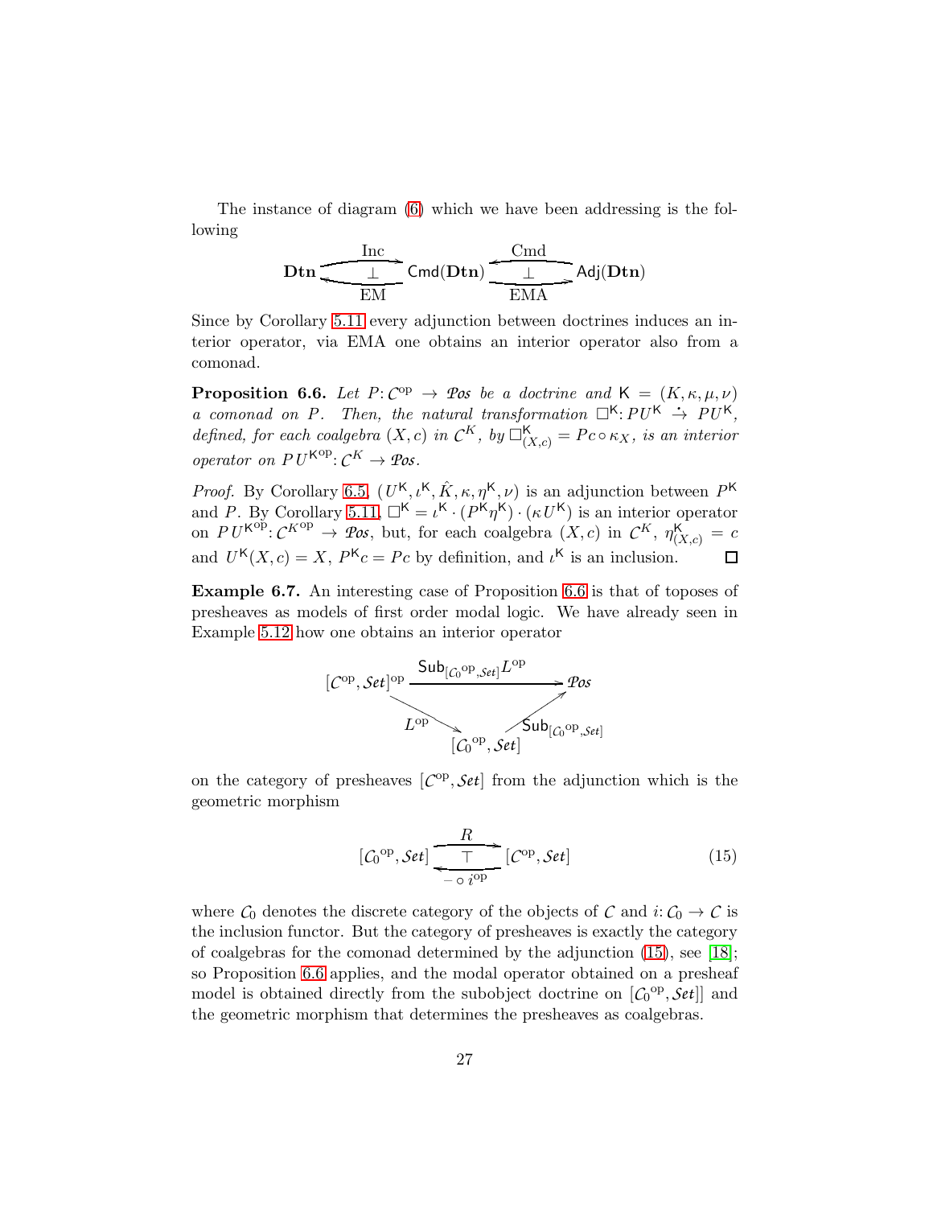The instance of diagram (6) which we have been addressing is the following

$$\mathbf{Dtn} \underset{\text{EM}}{\overset{\text{Inc}}{\rightleftarrows}} \mathsf{Cmd}(\mathbf{Dtn}) \underset{\text{EMA}}{\overset{\text{Cmd}}{\leftrightarrows}} \mathsf{Adj}(\mathbf{Dtn})$$

Since by Corollary 5.11 every adjunction between doctrines induces an interior operator, via EMA one obtains an interior operator also from a comonad.

**Proposition 6.6.** *Let $P\colon \mathcal{C}^{\mathrm{op}} \to \mathcal{P}os$ be a doctrine and $\mathsf{K} = (K, \kappa, \mu, \nu)$ a comonad on $P$. Then, the natural transformation $\square^{\mathsf{K}}\colon PU^{\mathsf{K}} \stackrel{.}{\to} PU^{\mathsf{K}}$, defined, for each coalgebra $(X, c)$ in $\mathcal{C}^{K}$, by $\square^{\mathsf{K}}_{(X,c)} = Pc \circ \kappa_X$, is an interior operator on $PU^{\mathsf{K}^{\mathrm{op}}}\colon \mathcal{C}^{K} \to \mathcal{P}os$.*

*Proof.* By Corollary 6.5, $(U^{\mathsf{K}}, \iota^{\mathsf{K}}, \hat{K}, \kappa, \eta^{\mathsf{K}}, \nu)$ is an adjunction between $P^{\mathsf{K}}$ and $P$. By Corollary 5.11, $\square^{\mathsf{K}} = \iota^{\mathsf{K}} \cdot (P^{\mathsf{K}}\eta^{\mathsf{K}}) \cdot (\kappa U^{\mathsf{K}})$ is an interior operator on $PU^{\mathsf{K}^{\mathrm{op}}}\colon \mathcal{C}^{K^{\mathrm{op}}} \to \mathcal{P}os$, but, for each coalgebra $(X, c)$ in $\mathcal{C}^{K}$, $\eta^{\mathsf{K}}_{(X,c)} = c$ and $U^{\mathsf{K}}(X, c) = X$, $P^{\mathsf{K}}c = Pc$ by definition, and $\iota^{\mathsf{K}}$ is an inclusion. $\square$

**Example 6.7.** An interesting case of Proposition 6.6 is that of toposes of presheaves as models of first order modal logic. We have already seen in Example 5.12 how one obtains an interior operator

$$[\mathcal{C}^{\mathrm{op}}, \mathcal{S}et]^{\mathrm{op}} \xrightarrow{\mathsf{Sub}_{[\mathcal{C}_0{}^{\mathrm{op}}, \mathcal{S}et]} L^{\mathrm{op}}} \mathcal{P}os, \qquad [\mathcal{C}^{\mathrm{op}}, \mathcal{S}et]^{\mathrm{op}} \xrightarrow{L^{\mathrm{op}}} [\mathcal{C}_0{}^{\mathrm{op}}, \mathcal{S}et] \xrightarrow{\mathsf{Sub}_{[\mathcal{C}_0{}^{\mathrm{op}}, \mathcal{S}et]}} \mathcal{P}os$$

on the category of presheaves $[\mathcal{C}^{\mathrm{op}}, \mathcal{S}et]$ from the adjunction which is the geometric morphism

$$[\mathcal{C}_0{}^{\mathrm{op}}, \mathcal{S}et] \underset{- \circ\, i^{\mathrm{op}}}{\overset{R}{\rightleftarrows}} [\mathcal{C}^{\mathrm{op}}, \mathcal{S}et] \qquad (15)$$

where $\mathcal{C}_0$ denotes the discrete category of the objects of $\mathcal{C}$ and $i\colon \mathcal{C}_0 \to \mathcal{C}$ is the inclusion functor. But the category of presheaves is exactly the category of coalgebras for the comonad determined by the adjunction (15), see [18]; so Proposition 6.6 applies, and the modal operator obtained on a presheaf model is obtained directly from the subobject doctrine on $[\mathcal{C}_0{}^{\mathrm{op}}, \mathcal{S}et]]$ and the geometric morphism that determines the presheaves as coalgebras.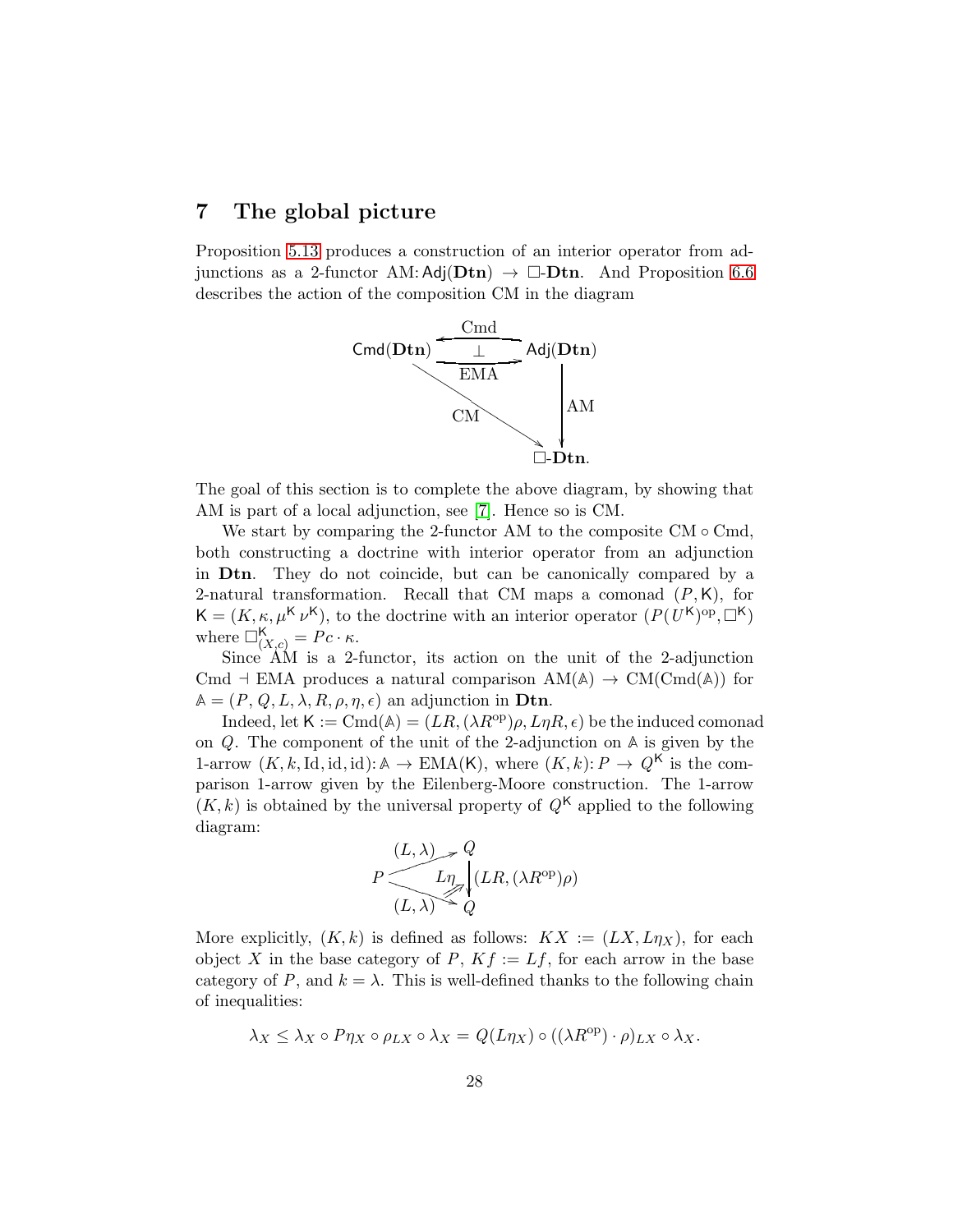## 7 The global picture

Proposition 5.13 produces a construction of an interior operator from adjunctions as a 2-functor $\mathrm{AM}\colon \mathsf{Adj}(\mathbf{Dtn}) \to \Box\text{-}\mathbf{Dtn}$. And Proposition 6.6 describes the action of the composition CM in the diagram

$$\begin{array}{ccc} \mathsf{Cmd}(\mathbf{Dtn}) & \underset{\text{EMA}}{\overset{\text{Cmd}}{\underset{\longrightarrow}{\overset{\longleftarrow}{\bot}}}} & \mathsf{Adj}(\mathbf{Dtn}) \\ & \searrow^{\text{CM}} & \downarrow \text{AM} \\ & & \Box\text{-}\mathbf{Dtn}. \end{array}$$

The goal of this section is to complete the above diagram, by showing that AM is part of a local adjunction, see [7]. Hence so is CM.

We start by comparing the 2-functor AM to the composite $\mathrm{CM} \circ \mathrm{Cmd}$, both constructing a doctrine with interior operator from an adjunction in $\mathbf{Dtn}$. They do not coincide, but can be canonically compared by a 2-natural transformation. Recall that CM maps a comonad $(P, \mathsf{K})$, for $\mathsf{K} = (K, \kappa, \mu^{\mathsf{K}}\, \nu^{\mathsf{K}})$, to the doctrine with an interior operator $(P(U^{\mathsf{K}})^{\mathrm{op}}, \Box^{\mathsf{K}})$ where $\Box^{\mathsf{K}}_{(X,c)} = Pc \cdot \kappa$.

Since AM is a 2-functor, its action on the unit of the 2-adjunction $\mathrm{Cmd} \dashv \mathrm{EMA}$ produces a natural comparison $\mathrm{AM}(\mathbb{A}) \to \mathrm{CM}(\mathrm{Cmd}(\mathbb{A}))$ for $\mathbb{A} = (P, Q, L, \lambda, R, \rho, \eta, \epsilon)$ an adjunction in $\mathbf{Dtn}$.

Indeed, let $\mathsf{K} := \mathrm{Cmd}(\mathbb{A}) = (LR, (\lambda R^{\mathrm{op}})\rho, L\eta R, \epsilon)$ be the induced comonad on $Q$. The component of the unit of the 2-adjunction on $\mathbb{A}$ is given by the 1-arrow $(K, k, \mathrm{Id}, \mathrm{id}, \mathrm{id})\colon \mathbb{A} \to \mathrm{EMA}(\mathsf{K})$, where $(K, k)\colon P \to Q^{\mathsf{K}}$ is the comparison 1-arrow given by the Eilenberg-Moore construction. The 1-arrow $(K, k)$ is obtained by the universal property of $Q^{\mathsf{K}}$ applied to the following diagram:

$$P \overset{(L,\lambda)}{\underset{(L,\lambda)}{\rightrightarrows}} Q \quad \xRightarrow{L\eta} \quad Q \xrightarrow{(LR, (\lambda R^{\mathrm{op}})\rho)} Q$$

More explicitly, $(K, k)$ is defined as follows: $KX := (LX, L\eta_X)$, for each object $X$ in the base category of $P$, $Kf := Lf$, for each arrow in the base category of $P$, and $k = \lambda$. This is well-defined thanks to the following chain of inequalities:

$$\lambda_X \leq \lambda_X \circ P\eta_X \circ \rho_{LX} \circ \lambda_X = Q(L\eta_X) \circ ((\lambda R^{\mathrm{op}}) \cdot \rho)_{LX} \circ \lambda_X.$$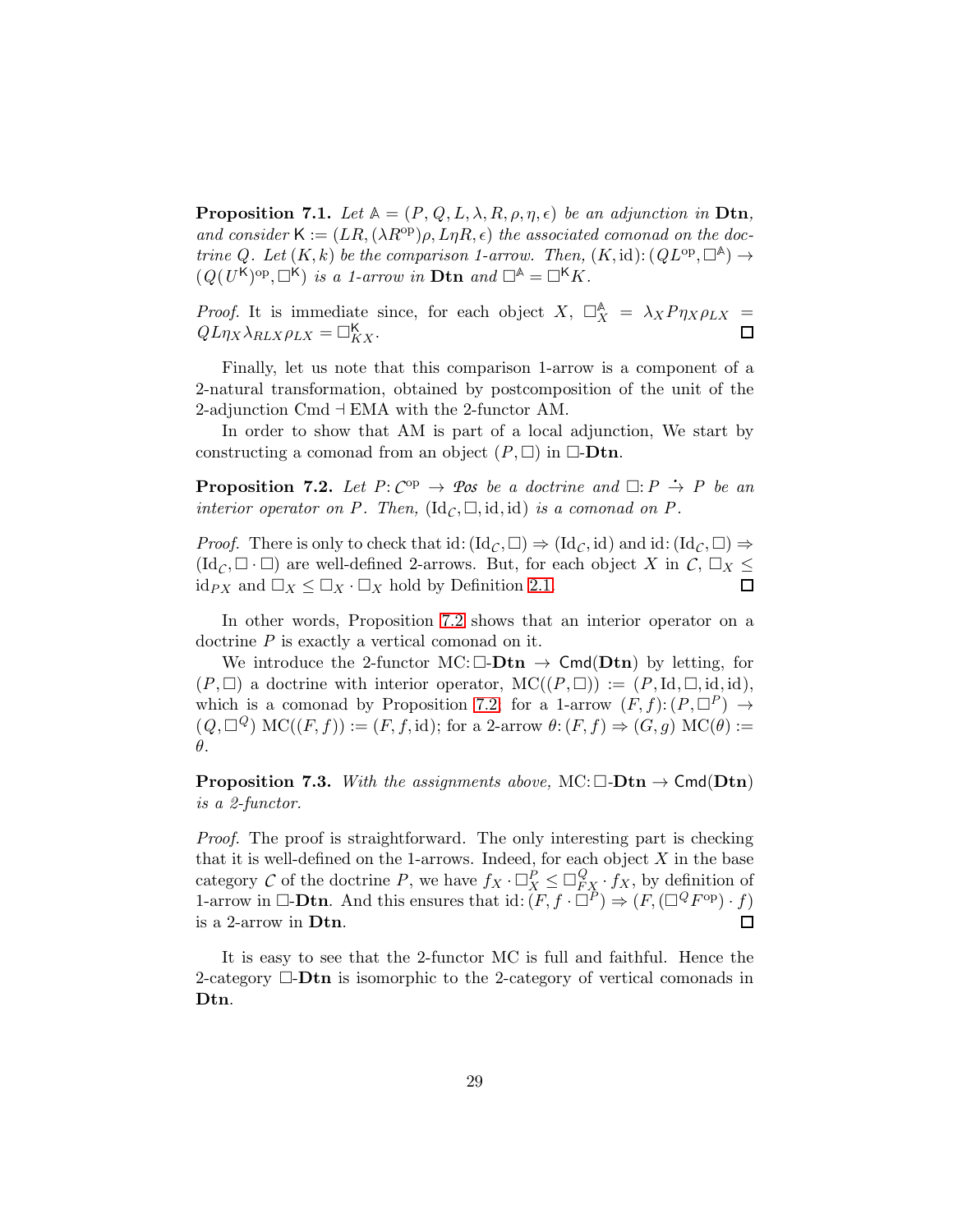**Proposition 7.1.** *Let $\mathbb{A} = (P, Q, L, \lambda, R, \rho, \eta, \epsilon)$ be an adjunction in* **Dtn**, *and consider $\mathsf{K} := (LR, (\lambda R^{\mathrm{op}})\rho, L\eta R, \epsilon)$ the associated comonad on the doctrine $Q$. Let $(K, k)$ be the comparison 1-arrow. Then, $(K, \mathrm{id})\colon (QL^{\mathrm{op}}, \Box^{\mathbb{A}}) \to (Q(U^{\mathsf{K}})^{\mathrm{op}}, \Box^{\mathsf{K}})$ is a 1-arrow in* **Dtn** *and $\Box^{\mathbb{A}} = \Box^{\mathsf{K}} K$.*

*Proof.* It is immediate since, for each object $X$, $\Box^{\mathbb{A}}_X = \lambda_X P \eta_X \rho_{LX} = QL\eta_X \lambda_{RLX} \rho_{LX} = \Box^{\mathsf{K}}_{KX}$. ☐

Finally, let us note that this comparison 1-arrow is a component of a 2-natural transformation, obtained by postcomposition of the unit of the 2-adjunction Cmd ⊣ EMA with the 2-functor AM.

In order to show that AM is part of a local adjunction, We start by constructing a comonad from an object $(P, \Box)$ in $\Box$-**Dtn**.

**Proposition 7.2.** *Let $P\colon \mathcal{C}^{\mathrm{op}} \to \mathcal{P}os$ be a doctrine and $\Box\colon P \stackrel{\cdot}{\to} P$ be an interior operator on $P$. Then, $(\mathrm{Id}_{\mathcal{C}}, \Box, \mathrm{id}, \mathrm{id})$ is a comonad on $P$.*

*Proof.* There is only to check that $\mathrm{id}\colon (\mathrm{Id}_{\mathcal{C}}, \Box) \Rightarrow (\mathrm{Id}_{\mathcal{C}}, \mathrm{id})$ and $\mathrm{id}\colon (\mathrm{Id}_{\mathcal{C}}, \Box) \Rightarrow (\mathrm{Id}_{\mathcal{C}}, \Box \cdot \Box)$ are well-defined 2-arrows. But, for each object $X$ in $\mathcal{C}$, $\Box_X \leq \mathrm{id}_{PX}$ and $\Box_X \leq \Box_X \cdot \Box_X$ hold by Definition 2.1. ☐

In other words, Proposition 7.2 shows that an interior operator on a doctrine $P$ is exactly a vertical comonad on it.

We introduce the 2-functor $\mathrm{MC}\colon \Box$-**Dtn** $\to \mathsf{Cmd}(\mathbf{Dtn})$ by letting, for $(P, \Box)$ a doctrine with interior operator, $\mathrm{MC}((P, \Box)) := (P, \mathrm{Id}, \Box, \mathrm{id}, \mathrm{id})$, which is a comonad by Proposition 7.2; for a 1-arrow $(F, f)\colon (P, \Box^P) \to (Q, \Box^Q)$ $\mathrm{MC}((F, f)) := (F, f, \mathrm{id})$; for a 2-arrow $\theta\colon (F, f) \Rightarrow (G, g)$ $\mathrm{MC}(\theta) := \theta$.

**Proposition 7.3.** *With the assignments above,* $\mathrm{MC}\colon \Box$-**Dtn** $\to \mathsf{Cmd}(\mathbf{Dtn})$ *is a 2-functor.*

*Proof.* The proof is straightforward. The only interesting part is checking that it is well-defined on the 1-arrows. Indeed, for each object $X$ in the base category $\mathcal{C}$ of the doctrine $P$, we have $f_X \cdot \Box^P_X \leq \Box^Q_{FX} \cdot f_X$, by definition of 1-arrow in $\Box$-**Dtn**. And this ensures that $\mathrm{id}\colon (F, f \cdot \Box^P) \Rightarrow (F, (\Box^Q F^{\mathrm{op}}) \cdot f)$ is a 2-arrow in **Dtn**. ☐

It is easy to see that the 2-functor MC is full and faithful. Hence the 2-category $\Box$-**Dtn** is isomorphic to the 2-category of vertical comonads in **Dtn**.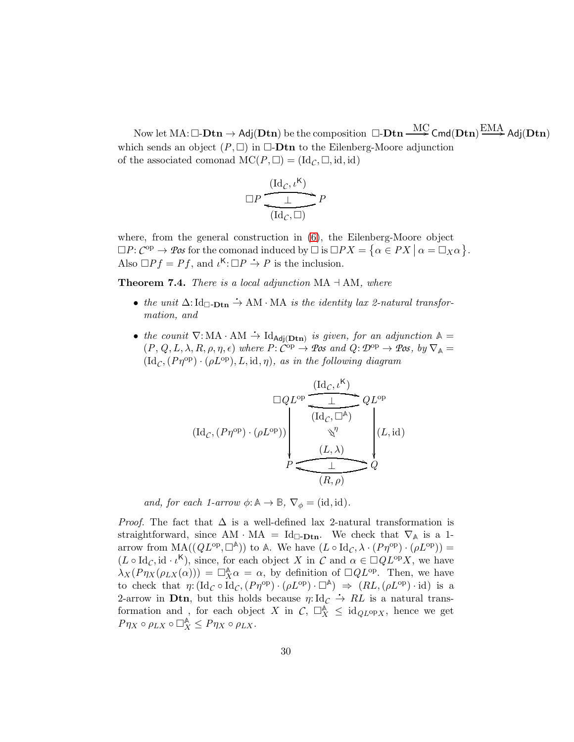Now let MA: $\Box$-**Dtn** $\to$ $\mathsf{Adj}(\mathbf{Dtn})$ be the composition $\Box\text{-}\mathbf{Dtn} \xrightarrow{\text{MC}} \mathsf{Cmd}(\mathbf{Dtn}) \xrightarrow{\text{EMA}} \mathsf{Adj}(\mathbf{Dtn})$ which sends an object $(P, \Box)$ in $\Box$-**Dtn** to the Eilenberg-Moore adjunction of the associated comonad $\text{MC}(P, \Box) = (\text{Id}_{\mathcal{C}}, \Box, \text{id}, \text{id})$

$$\Box P \underset{(\text{Id}_{\mathcal{C}}, \Box)}{\overset{(\text{Id}_{\mathcal{C}}, \iota^{\mathsf{K}})}{\rightleftarrows}} P \quad (\bot)$$

where, from the general construction in (6), the Eilenberg-Moore object $\Box P \colon \mathcal{C}^{\text{op}} \to \mathcal{P}os$ for the comonad induced by $\Box$ is $\Box PX = \{\alpha \in PX \mid \alpha = \Box_X \alpha\}$. Also $\Box P f = Pf$, and $\iota^{\mathsf{K}} \colon \Box P \xrightarrow{\cdot} P$ is the inclusion.

**Theorem 7.4.** *There is a local adjunction* $\text{MA} \dashv \text{AM}$*, where*

- *the unit* $\Delta \colon \text{Id}_{\Box\text{-}\mathbf{Dtn}} \xrightarrow{\cdot} \text{AM} \cdot \text{MA}$ *is the identity lax 2-natural transformation, and*
- *the counit* $\nabla \colon \text{MA} \cdot \text{AM} \xrightarrow{\cdot} \text{Id}_{\mathsf{Adj}(\mathbf{Dtn})}$ *is given, for an adjunction* $\mathbb{A} = (P, Q, L, \lambda, R, \rho, \eta, \epsilon)$ *where* $P \colon \mathcal{C}^{\text{op}} \to \mathcal{P}os$ *and* $Q \colon \mathcal{D}^{\text{op}} \to \mathcal{P}os$*, by* $\nabla_{\mathbb{A}} = (\text{Id}_{\mathcal{C}}, (P\eta^{\text{op}}) \cdot (\rho L^{\text{op}}), L, \text{id}, \eta)$*, as in the following diagram*

$$\begin{array}{ccc}
\Box Q L^{\text{op}} & \underset{(\text{Id}_{\mathcal{C}}, \Box^{\mathbb{A}})}{\overset{(\text{Id}_{\mathcal{C}}, \iota^{\mathsf{K}})}{\rightleftarrows}} & Q L^{\text{op}} \\
{\scriptstyle (\text{Id}_{\mathcal{C}}, (P\eta^{\text{op}}) \cdot (\rho L^{\text{op}}))} \downarrow & \Downarrow \eta & \downarrow {\scriptstyle (L, \text{id})} \\
P & \underset{(R, \rho)}{\overset{(L, \lambda)}{\rightleftarrows}} & Q
\end{array}$$

*and, for each 1-arrow* $\phi \colon \mathbb{A} \to \mathbb{B}$*,* $\nabla_\phi = (\text{id}, \text{id})$*.*

*Proof.* The fact that $\Delta$ is a well-defined lax 2-natural transformation is straightforward, since $\text{AM} \cdot \text{MA} = \text{Id}_{\Box\text{-}\mathbf{Dtn}}$. We check that $\nabla_{\mathbb{A}}$ is a 1-arrow from $\text{MA}((QL^{\text{op}}, \Box^{\mathbb{A}}))$ to $\mathbb{A}$. We have $(L \circ \text{Id}_{\mathcal{C}}, \lambda \cdot (P\eta^{\text{op}}) \cdot (\rho L^{\text{op}})) = (L \circ \text{Id}_{\mathcal{C}}, \text{id} \cdot \iota^{\mathsf{K}})$, since, for each object $X$ in $\mathcal{C}$ and $\alpha \in \Box Q L^{\text{op}} X$, we have $\lambda_X(P\eta_X(\rho_{LX}(\alpha))) = \Box^{\mathbb{A}}_X \alpha = \alpha$, by definition of $\Box Q L^{\text{op}}$. Then, we have to check that $\eta \colon (\text{Id}_{\mathcal{C}} \circ \text{Id}_{\mathcal{C}}, (P\eta^{\text{op}}) \cdot (\rho L^{\text{op}}) \cdot \Box^{\mathbb{A}}) \Rightarrow (RL, (\rho L^{\text{op}}) \cdot \text{id})$ is a 2-arrow in **Dtn**, but this holds because $\eta \colon \text{Id}_{\mathcal{C}} \xrightarrow{\cdot} RL$ is a natural transformation and , for each object $X$ in $\mathcal{C}$, $\Box^{\mathbb{A}}_X \le \text{id}_{QL^{\text{op}}X}$, hence we get $P\eta_X \circ \rho_{LX} \circ \Box^{\mathbb{A}}_X \le P\eta_X \circ \rho_{LX}$.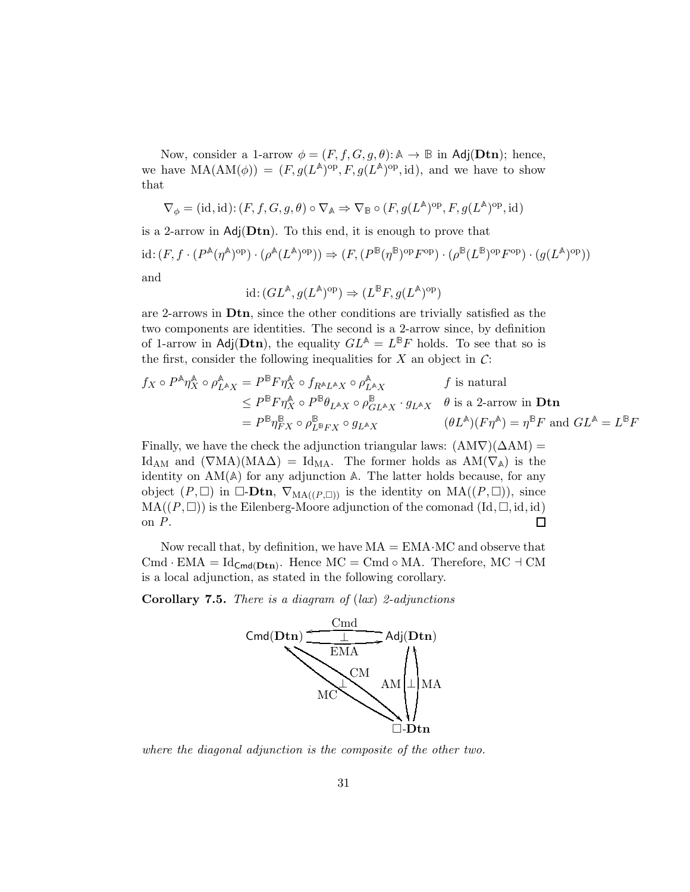Now, consider a 1-arrow $\phi = (F, f, G, g, \theta)\colon \mathbb{A} \to \mathbb{B}$ in $\mathsf{Adj}(\mathbf{Dtn})$; hence, we have $\mathrm{MA}(\mathrm{AM}(\phi)) = (F, g(L^{\mathbb{A}})^{\mathrm{op}}, F, g(L^{\mathbb{A}})^{\mathrm{op}}, \mathrm{id})$, and we have to show that

$$\nabla_\phi = (\mathrm{id}, \mathrm{id})\colon (F, f, G, g, \theta) \circ \nabla_{\mathbb{A}} \Rightarrow \nabla_{\mathbb{B}} \circ (F, g(L^{\mathbb{A}})^{\mathrm{op}}, F, g(L^{\mathbb{A}})^{\mathrm{op}}, \mathrm{id})$$

is a 2-arrow in $\mathsf{Adj}(\mathbf{Dtn})$. To this end, it is enough to prove that

$$\mathrm{id}\colon (F, f \cdot (P^{\mathbb{A}}(\eta^{\mathbb{A}})^{\mathrm{op}}) \cdot (\rho^{\mathbb{A}}(L^{\mathbb{A}})^{\mathrm{op}})) \Rightarrow (F, (P^{\mathbb{B}}(\eta^{\mathbb{B}})^{\mathrm{op}}F^{\mathrm{op}}) \cdot (\rho^{\mathbb{B}}(L^{\mathbb{B}})^{\mathrm{op}}F^{\mathrm{op}}) \cdot (g(L^{\mathbb{A}})^{\mathrm{op}}))$$

and

$$\mathrm{id}\colon (GL^{\mathbb{A}}, g(L^{\mathbb{A}})^{\mathrm{op}}) \Rightarrow (L^{\mathbb{B}}F, g(L^{\mathbb{A}})^{\mathrm{op}})$$

are 2-arrows in $\mathbf{Dtn}$, since the other conditions are trivially satisfied as the two components are identities. The second is a 2-arrow since, by definition of 1-arrow in $\mathsf{Adj}(\mathbf{Dtn})$, the equality $GL^{\mathbb{A}} = L^{\mathbb{B}}F$ holds. To see that so is the first, consider the following inequalities for $X$ an object in $\mathcal{C}$:

$$\begin{aligned}
f_X \circ P^{\mathbb{A}}\eta^{\mathbb{A}}_X \circ \rho^{\mathbb{A}}_{L^{\mathbb{A}}X} &= P^{\mathbb{B}}F\eta^{\mathbb{A}}_X \circ f_{R^{\mathbb{A}}L^{\mathbb{A}}X} \circ \rho^{\mathbb{A}}_{L^{\mathbb{A}}X} && f \text{ is natural} \\
&\leq P^{\mathbb{B}}F\eta^{\mathbb{A}}_X \circ P^{\mathbb{B}}\theta_{L^{\mathbb{A}}X} \circ \rho^{\mathbb{B}}_{GL^{\mathbb{A}}X} \cdot g_{L^{\mathbb{A}}X} && \theta \text{ is a 2-arrow in } \mathbf{Dtn} \\
&= P^{\mathbb{B}}\eta^{\mathbb{B}}_{FX} \circ \rho^{\mathbb{B}}_{L^{\mathbb{B}}FX} \circ g_{L^{\mathbb{A}}X} && (\theta L^{\mathbb{A}})(F\eta^{\mathbb{A}}) = \eta^{\mathbb{B}}F \text{ and } GL^{\mathbb{A}} = L^{\mathbb{B}}F
\end{aligned}$$

Finally, we have the check the adjunction triangular laws: $(\mathrm{AM}\nabla)(\Delta\mathrm{AM}) = \mathrm{Id}_{\mathrm{AM}}$ and $(\nabla\mathrm{MA})(\mathrm{MA}\Delta) = \mathrm{Id}_{\mathrm{MA}}$. The former holds as $\mathrm{AM}(\nabla_{\mathbb{A}})$ is the identity on $\mathrm{AM}(\mathbb{A})$ for any adjunction $\mathbb{A}$. The latter holds because, for any object $(P, \Box)$ in $\Box$-$\mathbf{Dtn}$, $\nabla_{\mathrm{MA}((P,\Box))}$ is the identity on $\mathrm{MA}((P, \Box))$, since $\mathrm{MA}((P, \Box))$ is the Eilenberg-Moore adjunction of the comonad $(\mathrm{Id}, \Box, \mathrm{id}, \mathrm{id})$ on $P$. ◻

Now recall that, by definition, we have $\mathrm{MA} = \mathrm{EMA} \cdot \mathrm{MC}$ and observe that $\mathrm{Cmd} \cdot \mathrm{EMA} = \mathrm{Id}_{\mathsf{Cmd}(\mathbf{Dtn})}$. Hence $\mathrm{MC} = \mathrm{Cmd} \circ \mathrm{MA}$. Therefore, $\mathrm{MC} \dashv \mathrm{CM}$ is a local adjunction, as stated in the following corollary.

**Corollary 7.5.** *There is a diagram of (lax) 2-adjunctions*

$$\begin{array}{ccc}
\mathsf{Cmd}(\mathbf{Dtn}) & \underset{\mathrm{EMA}}{\overset{\mathrm{Cmd}}{\rightleftarrows}} \ (\bot) & \mathsf{Adj}(\mathbf{Dtn}) \\
 & {}_{\mathrm{MC}} \nwarrow \ \bot \ \searrow^{\mathrm{CM}} & \mathrm{AM} \uparrow \bot \downarrow \mathrm{MA} \\
 & & \Box\text{-}\mathbf{Dtn}
\end{array}$$

*where the diagonal adjunction is the composite of the other two.*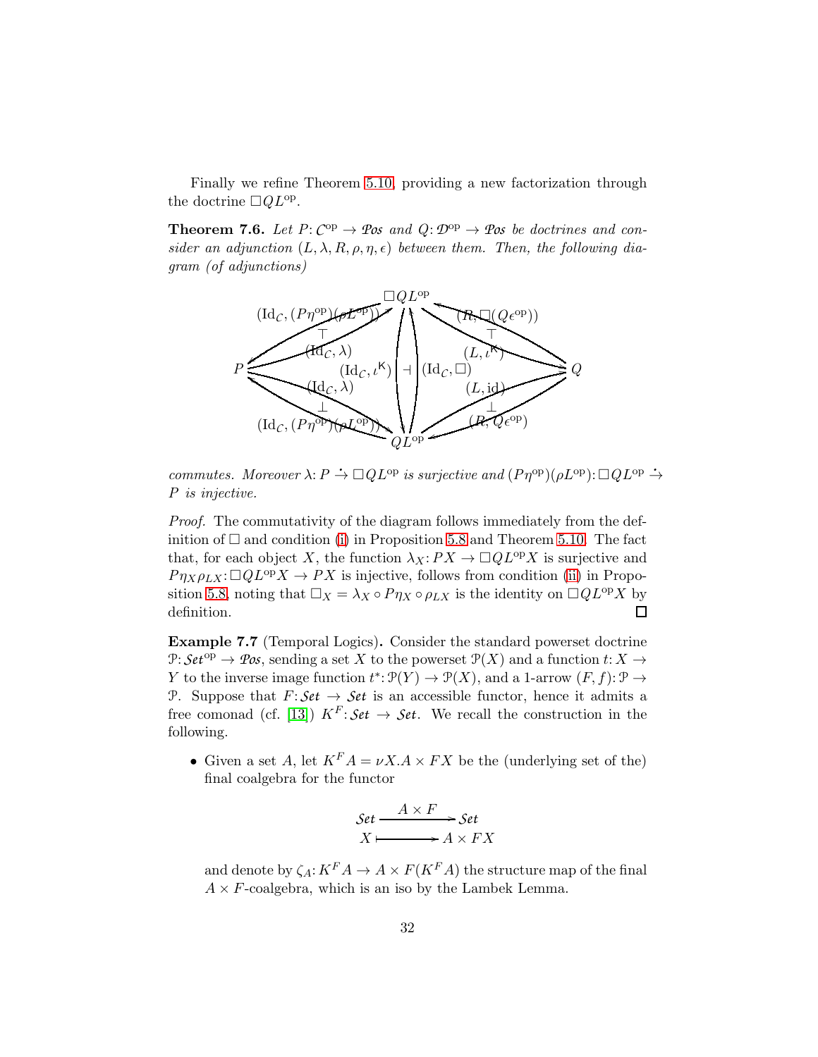Finally we refine Theorem 5.10, providing a new factorization through the doctrine $\Box QL^{\mathrm{op}}$.

**Theorem 7.6.** *Let $P\colon \mathcal{C}^{\mathrm{op}} \to \mathcal{P}os$ and $Q\colon \mathcal{D}^{\mathrm{op}} \to \mathcal{P}os$ be doctrines and consider an adjunction $(L, \lambda, R, \rho, \eta, \epsilon)$ between them. Then, the following diagram (of adjunctions)*

$$
\begin{array}{ccccc}
 & & \Box QL^{\mathrm{op}} & & \\
 & (\mathrm{Id}_{\mathcal{C}}, (P\eta^{\mathrm{op}})(\rho L^{\mathrm{op}})) \;\top\; (\mathrm{Id}_{\mathcal{C}}, \lambda) & & (R, \Box(Q\epsilon^{\mathrm{op}})) \;\top\; (L, \iota^{\mathsf{K}}) & \\
P & & (\mathrm{Id}_{\mathcal{C}}, \iota^{\mathsf{K}}) \dashv (\mathrm{Id}_{\mathcal{C}}, \Box) & & Q \\
 & (\mathrm{Id}_{\mathcal{C}}, \lambda) \;\perp\; (\mathrm{Id}_{\mathcal{C}}, (P\eta^{\mathrm{op}})(\rho L^{\mathrm{op}})) & & (L, \mathrm{id}) \;\perp\; (R, Q\epsilon^{\mathrm{op}}) & \\
 & & QL^{\mathrm{op}} & &
\end{array}
$$

*commutes. Moreover $\lambda\colon P \stackrel{\cdot}{\to} \Box QL^{\mathrm{op}}$ is surjective and $(P\eta^{\mathrm{op}})(\rho L^{\mathrm{op}})\colon \Box QL^{\mathrm{op}} \stackrel{\cdot}{\to} P$ is injective.*

*Proof.* The commutativity of the diagram follows immediately from the definition of $\Box$ and condition (i) in Proposition 5.8 and Theorem 5.10. The fact that, for each object $X$, the function $\lambda_X\colon PX \to \Box QL^{\mathrm{op}}X$ is surjective and $P\eta_X\rho_{LX}\colon \Box QL^{\mathrm{op}}X \to PX$ is injective, follows from condition (ii) in Proposition 5.8, noting that $\Box_X = \lambda_X \circ P\eta_X \circ \rho_{LX}$ is the identity on $\Box QL^{\mathrm{op}}X$ by definition. $\square$

**Example 7.7** (Temporal Logics)**.** Consider the standard powerset doctrine $\mathcal{P}\colon \mathcal{S}et^{\mathrm{op}} \to \mathcal{P}os$, sending a set $X$ to the powerset $\mathcal{P}(X)$ and a function $t\colon X \to Y$ to the inverse image function $t^*\colon \mathcal{P}(Y) \to \mathcal{P}(X)$, and a 1-arrow $(F, f)\colon \mathcal{P} \to \mathcal{P}$. Suppose that $F\colon \mathcal{S}et \to \mathcal{S}et$ is an accessible functor, hence it admits a free comonad (cf. [13]) $K^F\colon \mathcal{S}et \to \mathcal{S}et$. We recall the construction in the following.

- Given a set $A$, let $K^F A = \nu X. A \times FX$ be the (underlying set of the) final coalgebra for the functor

$$
\begin{array}{ccc}
\mathcal{S}et & \xrightarrow{\;A \times F\;} & \mathcal{S}et \\
X & \longmapsto & A \times FX
\end{array}
$$

  and denote by $\zeta_A\colon K^F A \to A \times F(K^F A)$ the structure map of the final $A \times F$-coalgebra, which is an iso by the Lambek Lemma.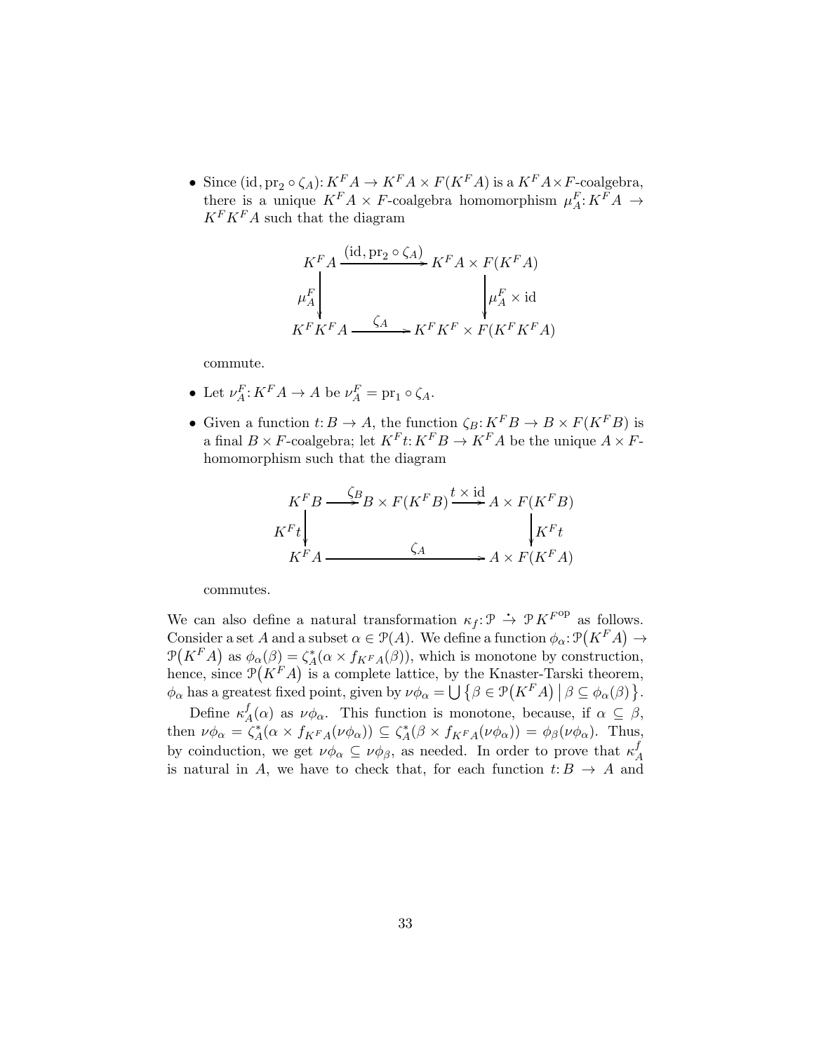- Since $(\mathrm{id}, \mathrm{pr}_2 \circ \zeta_A)\colon K^F A \to K^F A \times F(K^F A)$ is a $K^F A \times F$-coalgebra, there is a unique $K^F A \times F$-coalgebra homomorphism $\mu^F_A\colon K^F A \to K^F K^F A$ such that the diagram

$$
\begin{array}{ccc}
K^F A & \xrightarrow{(\mathrm{id}, \mathrm{pr}_2 \circ \zeta_A)} & K^F A \times F(K^F A) \\
{\scriptstyle \mu^F_A}\big\downarrow & & \big\downarrow{\scriptstyle \mu^F_A \times \mathrm{id}} \\
K^F K^F A & \xrightarrow{\zeta_A} & K^F K^F \times F(K^F K^F A)
\end{array}
$$

  commute.

- Let $\nu^F_A\colon K^F A \to A$ be $\nu^F_A = \mathrm{pr}_1 \circ \zeta_A$.

- Given a function $t\colon B \to A$, the function $\zeta_B\colon K^F B \to B \times F(K^F B)$ is a final $B \times F$-coalgebra; let $K^F t\colon K^F B \to K^F A$ be the unique $A \times F$-homomorphism such that the diagram

$$
\begin{array}{ccccc}
K^F B & \xrightarrow{\zeta_B} & B \times F(K^F B) & \xrightarrow{t \times \mathrm{id}} & A \times F(K^F B) \\
{\scriptstyle K^F t}\big\downarrow & & & & \big\downarrow{\scriptstyle K^F t} \\
K^F A & & \xrightarrow{\zeta_A} & & A \times F(K^F A)
\end{array}
$$

  commutes.

We can also define a natural transformation $\kappa_f\colon \mathcal{P} \xrightarrow{\cdot} \mathcal{P}\,K^{F^{\mathrm{op}}}$ as follows. Consider a set $A$ and a subset $\alpha \in \mathcal{P}(A)$. We define a function $\phi_\alpha\colon \mathcal{P}\big(K^F A\big) \to \mathcal{P}\big(K^F A\big)$ as $\phi_\alpha(\beta) = \zeta^*_A(\alpha \times f_{K^F A}(\beta))$, which is monotone by construction, hence, since $\mathcal{P}\big(K^F A\big)$ is a complete lattice, by the Knaster-Tarski theorem, $\phi_\alpha$ has a greatest fixed point, given by $\nu\phi_\alpha = \bigcup\big\{\beta \in \mathcal{P}\big(K^F A\big) \;\big|\; \beta \subseteq \phi_\alpha(\beta)\big\}$.

Define $\kappa^f_A(\alpha)$ as $\nu\phi_\alpha$. This function is monotone, because, if $\alpha \subseteq \beta$, then $\nu\phi_\alpha = \zeta^*_A(\alpha \times f_{K^F A}(\nu\phi_\alpha)) \subseteq \zeta^*_A(\beta \times f_{K^F A}(\nu\phi_\alpha)) = \phi_\beta(\nu\phi_\alpha)$. Thus, by coinduction, we get $\nu\phi_\alpha \subseteq \nu\phi_\beta$, as needed. In order to prove that $\kappa^f_A$ is natural in $A$, we have to check that, for each function $t\colon B \to A$ and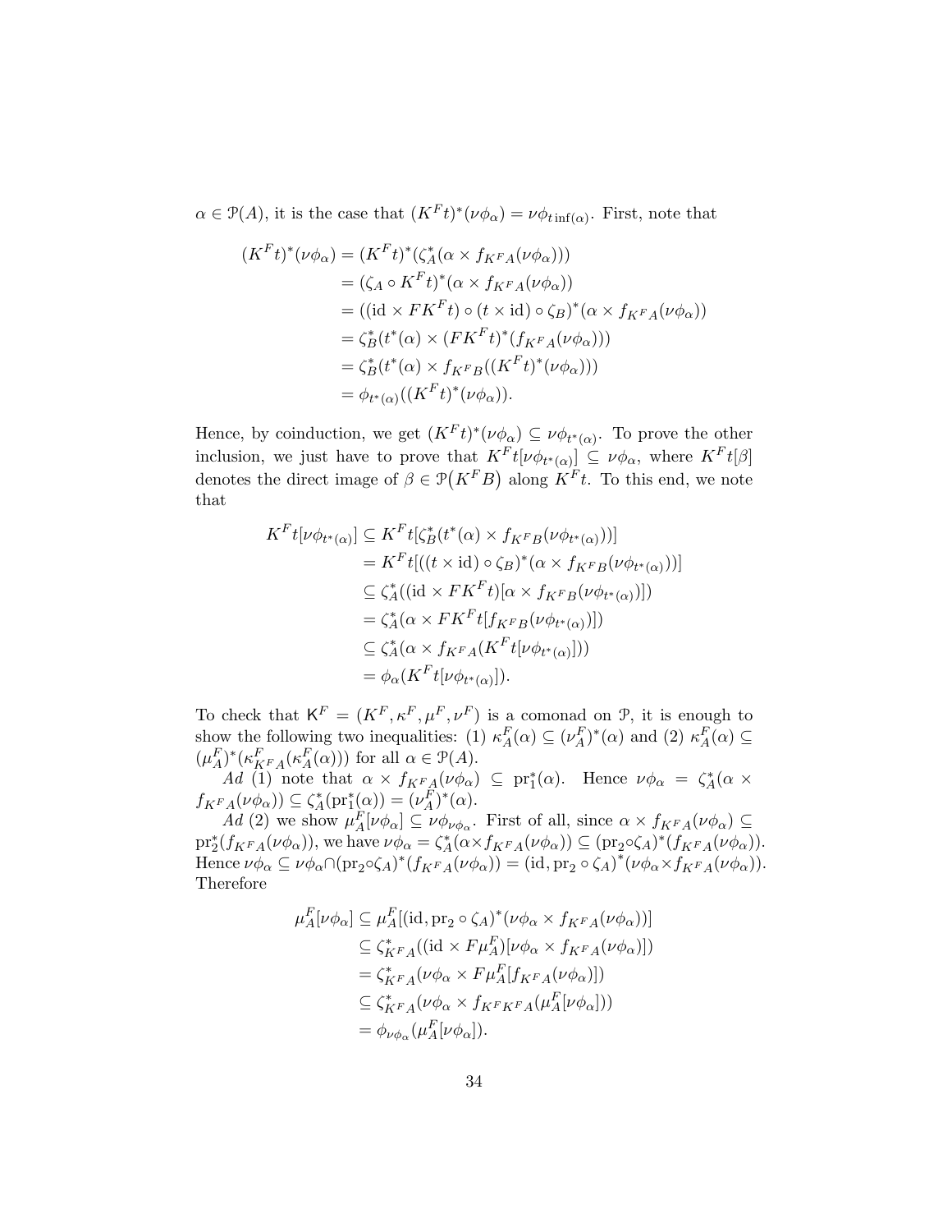$\alpha \in \mathcal{P}(A)$, it is the case that $(K^F t)^*(\nu\phi_\alpha) = \nu\phi_{t\,\inf(\alpha)}$. First, note that

$$
\begin{aligned}
(K^F t)^*(\nu\phi_\alpha) &= (K^F t)^*(\zeta_A^*(\alpha \times f_{K^F A}(\nu\phi_\alpha))) \\
&= (\zeta_A \circ K^F t)^*(\alpha \times f_{K^F A}(\nu\phi_\alpha)) \\
&= ((\mathrm{id} \times F K^F t) \circ (t \times \mathrm{id}) \circ \zeta_B)^*(\alpha \times f_{K^F A}(\nu\phi_\alpha)) \\
&= \zeta_B^*(t^*(\alpha) \times (F K^F t)^*(f_{K^F A}(\nu\phi_\alpha))) \\
&= \zeta_B^*(t^*(\alpha) \times f_{K^F B}((K^F t)^*(\nu\phi_\alpha))) \\
&= \phi_{t^*(\alpha)}((K^F t)^*(\nu\phi_\alpha)).
\end{aligned}
$$

Hence, by coinduction, we get $(K^F t)^*(\nu\phi_\alpha) \subseteq \nu\phi_{t^*(\alpha)}$. To prove the other inclusion, we just have to prove that $K^F t[\nu\phi_{t^*(\alpha)}] \subseteq \nu\phi_\alpha$, where $K^F t[\beta]$ denotes the direct image of $\beta \in \mathcal{P}(K^F B)$ along $K^F t$. To this end, we note that

$$
\begin{aligned}
K^F t[\nu\phi_{t^*(\alpha)}] &\subseteq K^F t[\zeta_B^*(t^*(\alpha) \times f_{K^F B}(\nu\phi_{t^*(\alpha)}))] \\
&= K^F t[((t \times \mathrm{id}) \circ \zeta_B)^*(\alpha \times f_{K^F B}(\nu\phi_{t^*(\alpha)}))] \\
&\subseteq \zeta_A^*((\mathrm{id} \times F K^F t)[\alpha \times f_{K^F B}(\nu\phi_{t^*(\alpha)})]) \\
&= \zeta_A^*(\alpha \times F K^F t[f_{K^F B}(\nu\phi_{t^*(\alpha)})]) \\
&\subseteq \zeta_A^*(\alpha \times f_{K^F A}(K^F t[\nu\phi_{t^*(\alpha)}])) \\
&= \phi_\alpha(K^F t[\nu\phi_{t^*(\alpha)}]).
\end{aligned}
$$

To check that $\mathsf{K}^F = (K^F, \kappa^F, \mu^F, \nu^F)$ is a comonad on $\mathcal{P}$, it is enough to show the following two inequalities: (1) $\kappa_A^F(\alpha) \subseteq (\nu_A^F)^*(\alpha)$ and (2) $\kappa_A^F(\alpha) \subseteq (\mu_A^F)^*(\kappa_{K^F A}^F(\kappa_A^F(\alpha)))$ for all $\alpha \in \mathcal{P}(A)$.

*Ad* (1) note that $\alpha \times f_{K^F A}(\nu\phi_\alpha) \subseteq \mathrm{pr}_1^*(\alpha)$. Hence $\nu\phi_\alpha = \zeta_A^*(\alpha \times f_{K^F A}(\nu\phi_\alpha)) \subseteq \zeta_A^*(\mathrm{pr}_1^*(\alpha)) = (\nu_A^F)^*(\alpha)$.

*Ad* (2) we show $\mu_A^F[\nu\phi_\alpha] \subseteq \nu\phi_{\nu\phi_\alpha}$. First of all, since $\alpha \times f_{K^F A}(\nu\phi_\alpha) \subseteq \mathrm{pr}_2^*(f_{K^F A}(\nu\phi_\alpha))$, we have $\nu\phi_\alpha = \zeta_A^*(\alpha \times f_{K^F A}(\nu\phi_\alpha)) \subseteq (\mathrm{pr}_2 \circ \zeta_A)^*(f_{K^F A}(\nu\phi_\alpha))$. Hence $\nu\phi_\alpha \subseteq \nu\phi_\alpha \cap (\mathrm{pr}_2 \circ \zeta_A)^*(f_{K^F A}(\nu\phi_\alpha)) = (\mathrm{id}, \mathrm{pr}_2 \circ \zeta_A)^*(\nu\phi_\alpha \times f_{K^F A}(\nu\phi_\alpha))$. Therefore

$$
\begin{aligned}
\mu_A^F[\nu\phi_\alpha] &\subseteq \mu_A^F[(\mathrm{id}, \mathrm{pr}_2 \circ \zeta_A)^*(\nu\phi_\alpha \times f_{K^F A}(\nu\phi_\alpha))] \\
&\subseteq \zeta_{K^F A}^*((\mathrm{id} \times F\mu_A^F)[\nu\phi_\alpha \times f_{K^F A}(\nu\phi_\alpha)]) \\
&= \zeta_{K^F A}^*(\nu\phi_\alpha \times F\mu_A^F[f_{K^F A}(\nu\phi_\alpha)]) \\
&\subseteq \zeta_{K^F A}^*(\nu\phi_\alpha \times f_{K^F K^F A}(\mu_A^F[\nu\phi_\alpha])) \\
&= \phi_{\nu\phi_\alpha}(\mu_A^F[\nu\phi_\alpha]).
\end{aligned}
$$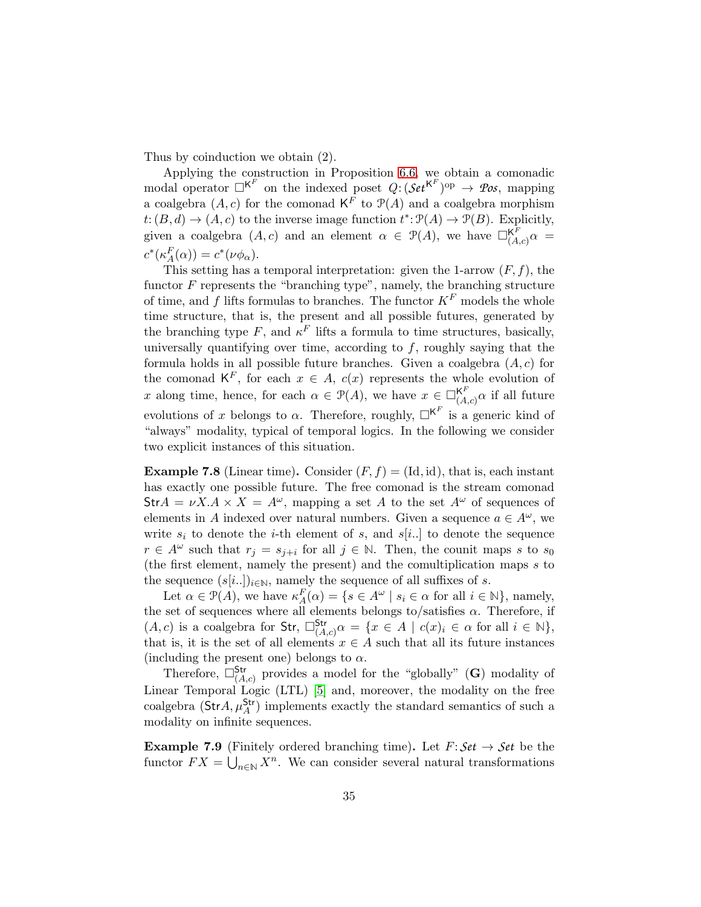Thus by coinduction we obtain (2).

Applying the construction in Proposition 6.6, we obtain a comonadic modal operator $\Box^{\mathsf{K}^F}$ on the indexed poset $Q\colon(\mathcal{S}et^{\mathsf{K}^F})^{\mathrm{op}} \to \mathcal{P}os$, mapping a coalgebra $(A,c)$ for the comonad $\mathsf{K}^F$ to $\mathcal{P}(A)$ and a coalgebra morphism $t\colon(B,d) \to (A,c)$ to the inverse image function $t^*\colon\mathcal{P}(A) \to \mathcal{P}(B)$. Explicitly, given a coalgebra $(A,c)$ and an element $\alpha \in \mathcal{P}(A)$, we have $\Box^{\mathsf{K}^F}_{(A,c)}\alpha = c^*(\kappa^F_A(\alpha)) = c^*(\nu\phi_\alpha)$.

This setting has a temporal interpretation: given the 1-arrow $(F,f)$, the functor $F$ represents the "branching type", namely, the branching structure of time, and $f$ lifts formulas to branches. The functor $K^F$ models the whole time structure, that is, the present and all possible futures, generated by the branching type $F$, and $\kappa^F$ lifts a formula to time structures, basically, universally quantifying over time, according to $f$, roughly saying that the formula holds in all possible future branches. Given a coalgebra $(A,c)$ for the comonad $\mathsf{K}^F$, for each $x \in A$, $c(x)$ represents the whole evolution of $x$ along time, hence, for each $\alpha \in \mathcal{P}(A)$, we have $x \in \Box^{\mathsf{K}^F}_{(A,c)}\alpha$ if all future evolutions of $x$ belongs to $\alpha$. Therefore, roughly, $\Box^{\mathsf{K}^F}$ is a generic kind of "always" modality, typical of temporal logics. In the following we consider two explicit instances of this situation.

**Example 7.8** (Linear time)**.** Consider $(F,f) = (\mathrm{Id},\mathrm{id})$, that is, each instant has exactly one possible future. The free comonad is the stream comonad $\mathsf{Str}A = \nu X.A \times X = A^\omega$, mapping a set $A$ to the set $A^\omega$ of sequences of elements in $A$ indexed over natural numbers. Given a sequence $a \in A^\omega$, we write $s_i$ to denote the $i$-th element of $s$, and $s[i..]$ to denote the sequence $r \in A^\omega$ such that $r_j = s_{j+i}$ for all $j \in \mathbb{N}$. Then, the counit maps $s$ to $s_0$ (the first element, namely the present) and the comultiplication maps $s$ to the sequence $(s[i..])_{i\in\mathbb{N}}$, namely the sequence of all suffixes of $s$.

Let $\alpha \in \mathcal{P}(A)$, we have $\kappa^F_A(\alpha) = \{s \in A^\omega \mid s_i \in \alpha \text{ for all } i \in \mathbb{N}\}$, namely, the set of sequences where all elements belongs to/satisfies $\alpha$. Therefore, if $(A,c)$ is a coalgebra for $\mathsf{Str}$, $\Box^{\mathsf{Str}}_{(A,c)}\alpha = \{x \in A \mid c(x)_i \in \alpha \text{ for all } i \in \mathbb{N}\}$, that is, it is the set of all elements $x \in A$ such that all its future instances (including the present one) belongs to $\alpha$.

Therefore, $\Box^{\mathsf{Str}}_{(A,c)}$ provides a model for the "globally" (**G**) modality of Linear Temporal Logic (LTL) [5] and, moreover, the modality on the free coalgebra $(\mathsf{Str}A, \mu^{\mathsf{Str}}_A)$ implements exactly the standard semantics of such a modality on infinite sequences.

**Example 7.9** (Finitely ordered branching time)**.** Let $F\colon\mathcal{S}et \to \mathcal{S}et$ be the functor $FX = \bigcup_{n\in\mathbb{N}} X^n$. We can consider several natural transformations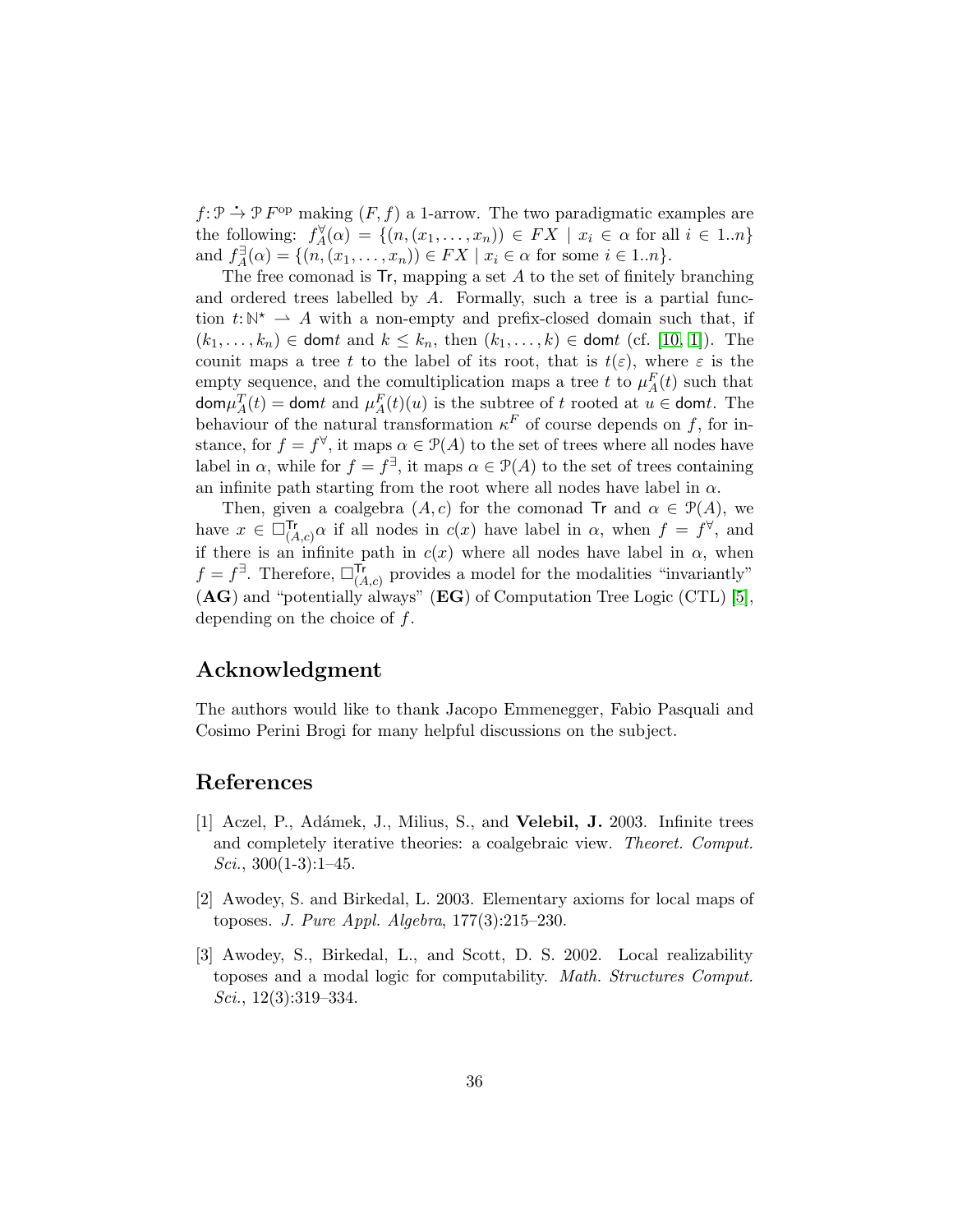$f\colon \mathcal{P} \dot{\to} \mathcal{P}\, F^{\mathrm{op}}$ making $(F, f)$ a 1-arrow. The two paradigmatic examples are the following: $f^{\forall}_A(\alpha) = \{(n,(x_1,\ldots,x_n)) \in FX \mid x_i \in \alpha \text{ for all } i \in 1..n\}$ and $f^{\exists}_A(\alpha) = \{(n,(x_1,\ldots,x_n)) \in FX \mid x_i \in \alpha \text{ for some } i \in 1..n\}$.

The free comonad is $\mathsf{Tr}$, mapping a set $A$ to the set of finitely branching and ordered trees labelled by $A$. Formally, such a tree is a partial function $t\colon \mathbb{N}^{\star} \rightharpoonup A$ with a non-empty and prefix-closed domain such that, if $(k_1,\ldots,k_n) \in \mathsf{dom}t$ and $k \leq k_n$, then $(k_1,\ldots,k) \in \mathsf{dom}t$ (cf. [10, 1]). The counit maps a tree $t$ to the label of its root, that is $t(\varepsilon)$, where $\varepsilon$ is the empty sequence, and the comultiplication maps a tree $t$ to $\mu^F_A(t)$ such that $\mathsf{dom}\mu^T_A(t) = \mathsf{dom}t$ and $\mu^F_A(t)(u)$ is the subtree of $t$ rooted at $u \in \mathsf{dom}t$. The behaviour of the natural transformation $\kappa^F$ of course depends on $f$, for instance, for $f = f^{\forall}$, it maps $\alpha \in \mathcal{P}(A)$ to the set of trees where all nodes have label in $\alpha$, while for $f = f^{\exists}$, it maps $\alpha \in \mathcal{P}(A)$ to the set of trees containing an infinite path starting from the root where all nodes have label in $\alpha$.

Then, given a coalgebra $(A, c)$ for the comonad $\mathsf{Tr}$ and $\alpha \in \mathcal{P}(A)$, we have $x \in \Box^{\mathsf{Tr}}_{(A,c)}\alpha$ if all nodes in $c(x)$ have label in $\alpha$, when $f = f^{\forall}$, and if there is an infinite path in $c(x)$ where all nodes have label in $\alpha$, when $f = f^{\exists}$. Therefore, $\Box^{\mathsf{Tr}}_{(A,c)}$ provides a model for the modalities "invariantly" (**AG**) and "potentially always" (**EG**) of Computation Tree Logic (CTL) [5], depending on the choice of $f$.

## Acknowledgment

The authors would like to thank Jacopo Emmenegger, Fabio Pasquali and Cosimo Perini Brogi for many helpful discussions on the subject.

## References

[1] Aczel, P., Adámek, J., Milius, S., and **Velebil, J.** 2003. Infinite trees and completely iterative theories: a coalgebraic view. *Theoret. Comput. Sci.*, 300(1-3):1–45.

[2] Awodey, S. and Birkedal, L. 2003. Elementary axioms for local maps of toposes. *J. Pure Appl. Algebra*, 177(3):215–230.

[3] Awodey, S., Birkedal, L., and Scott, D. S. 2002. Local realizability toposes and a modal logic for computability. *Math. Structures Comput. Sci.*, 12(3):319–334.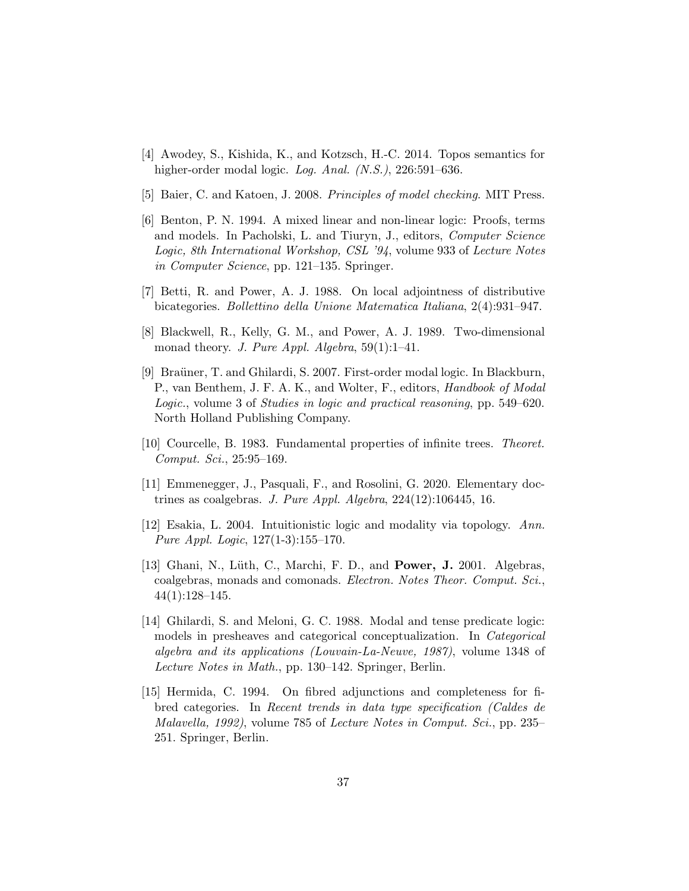[4] Awodey, S., Kishida, K., and Kotzsch, H.-C. 2014. Topos semantics for higher-order modal logic. *Log. Anal. (N.S.)*, 226:591–636.

[5] Baier, C. and Katoen, J. 2008. *Principles of model checking*. MIT Press.

[6] Benton, P. N. 1994. A mixed linear and non-linear logic: Proofs, terms and models. In Pacholski, L. and Tiuryn, J., editors, *Computer Science Logic, 8th International Workshop, CSL '94*, volume 933 of *Lecture Notes in Computer Science*, pp. 121–135. Springer.

[7] Betti, R. and Power, A. J. 1988. On local adjointness of distributive bicategories. *Bollettino della Unione Matematica Italiana*, 2(4):931–947.

[8] Blackwell, R., Kelly, G. M., and Power, A. J. 1989. Two-dimensional monad theory. *J. Pure Appl. Algebra*, 59(1):1–41.

[9] Braüner, T. and Ghilardi, S. 2007. First-order modal logic. In Blackburn, P., van Benthem, J. F. A. K., and Wolter, F., editors, *Handbook of Modal Logic.*, volume 3 of *Studies in logic and practical reasoning*, pp. 549–620. North Holland Publishing Company.

[10] Courcelle, B. 1983. Fundamental properties of infinite trees. *Theoret. Comput. Sci.*, 25:95–169.

[11] Emmenegger, J., Pasquali, F., and Rosolini, G. 2020. Elementary doctrines as coalgebras. *J. Pure Appl. Algebra*, 224(12):106445, 16.

[12] Esakia, L. 2004. Intuitionistic logic and modality via topology. *Ann. Pure Appl. Logic*, 127(1-3):155–170.

[13] Ghani, N., Lüth, C., Marchi, F. D., and **Power, J.** 2001. Algebras, coalgebras, monads and comonads. *Electron. Notes Theor. Comput. Sci.*, 44(1):128–145.

[14] Ghilardi, S. and Meloni, G. C. 1988. Modal and tense predicate logic: models in presheaves and categorical conceptualization. In *Categorical algebra and its applications (Louvain-La-Neuve, 1987)*, volume 1348 of *Lecture Notes in Math.*, pp. 130–142. Springer, Berlin.

[15] Hermida, C. 1994. On fibred adjunctions and completeness for fibred categories. In *Recent trends in data type specification (Caldes de Malavella, 1992)*, volume 785 of *Lecture Notes in Comput. Sci.*, pp. 235–251. Springer, Berlin.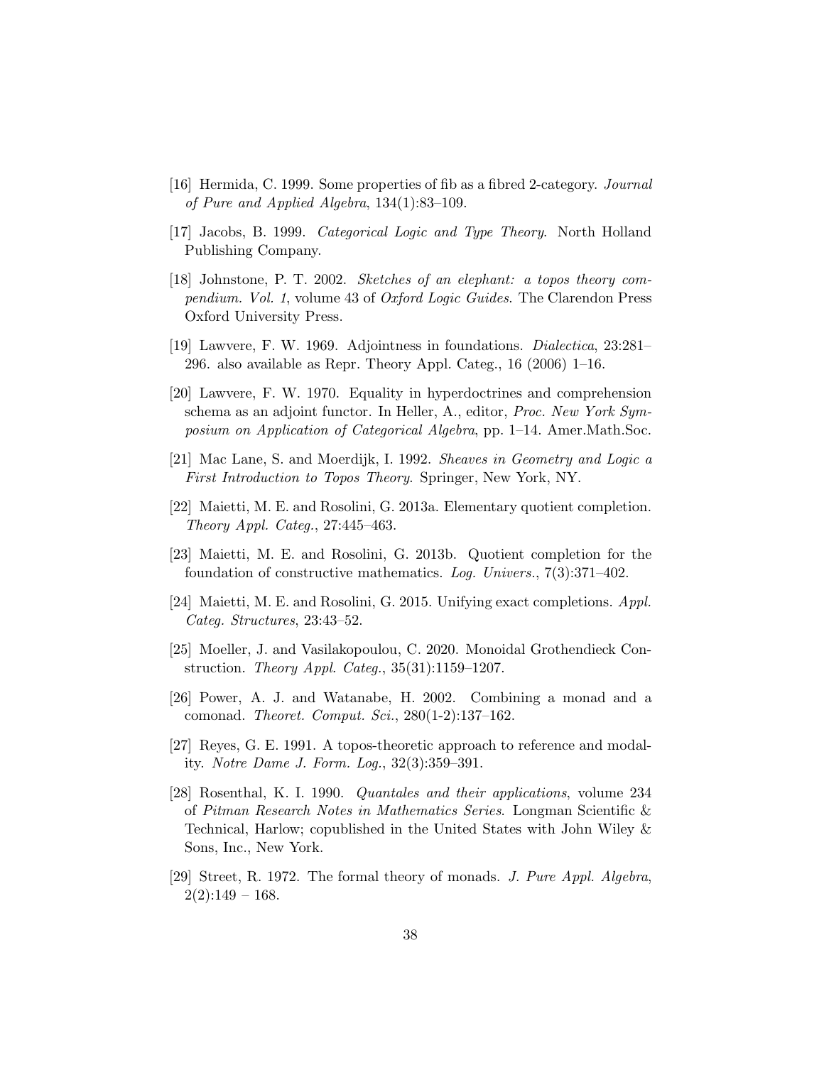[16] Hermida, C. 1999. Some properties of fib as a fibred 2-category. *Journal of Pure and Applied Algebra*, 134(1):83–109.

[17] Jacobs, B. 1999. *Categorical Logic and Type Theory*. North Holland Publishing Company.

[18] Johnstone, P. T. 2002. *Sketches of an elephant: a topos theory compendium. Vol. 1*, volume 43 of *Oxford Logic Guides*. The Clarendon Press Oxford University Press.

[19] Lawvere, F. W. 1969. Adjointness in foundations. *Dialectica*, 23:281–296. also available as Repr. Theory Appl. Categ., 16 (2006) 1–16.

[20] Lawvere, F. W. 1970. Equality in hyperdoctrines and comprehension schema as an adjoint functor. In Heller, A., editor, *Proc. New York Symposium on Application of Categorical Algebra*, pp. 1–14. Amer.Math.Soc.

[21] Mac Lane, S. and Moerdijk, I. 1992. *Sheaves in Geometry and Logic a First Introduction to Topos Theory*. Springer, New York, NY.

[22] Maietti, M. E. and Rosolini, G. 2013a. Elementary quotient completion. *Theory Appl. Categ.*, 27:445–463.

[23] Maietti, M. E. and Rosolini, G. 2013b. Quotient completion for the foundation of constructive mathematics. *Log. Univers.*, 7(3):371–402.

[24] Maietti, M. E. and Rosolini, G. 2015. Unifying exact completions. *Appl. Categ. Structures*, 23:43–52.

[25] Moeller, J. and Vasilakopoulou, C. 2020. Monoidal Grothendieck Construction. *Theory Appl. Categ.*, 35(31):1159–1207.

[26] Power, A. J. and Watanabe, H. 2002. Combining a monad and a comonad. *Theoret. Comput. Sci.*, 280(1-2):137–162.

[27] Reyes, G. E. 1991. A topos-theoretic approach to reference and modality. *Notre Dame J. Form. Log.*, 32(3):359–391.

[28] Rosenthal, K. I. 1990. *Quantales and their applications*, volume 234 of *Pitman Research Notes in Mathematics Series*. Longman Scientific & Technical, Harlow; copublished in the United States with John Wiley & Sons, Inc., New York.

[29] Street, R. 1972. The formal theory of monads. *J. Pure Appl. Algebra*, 2(2):149 – 168.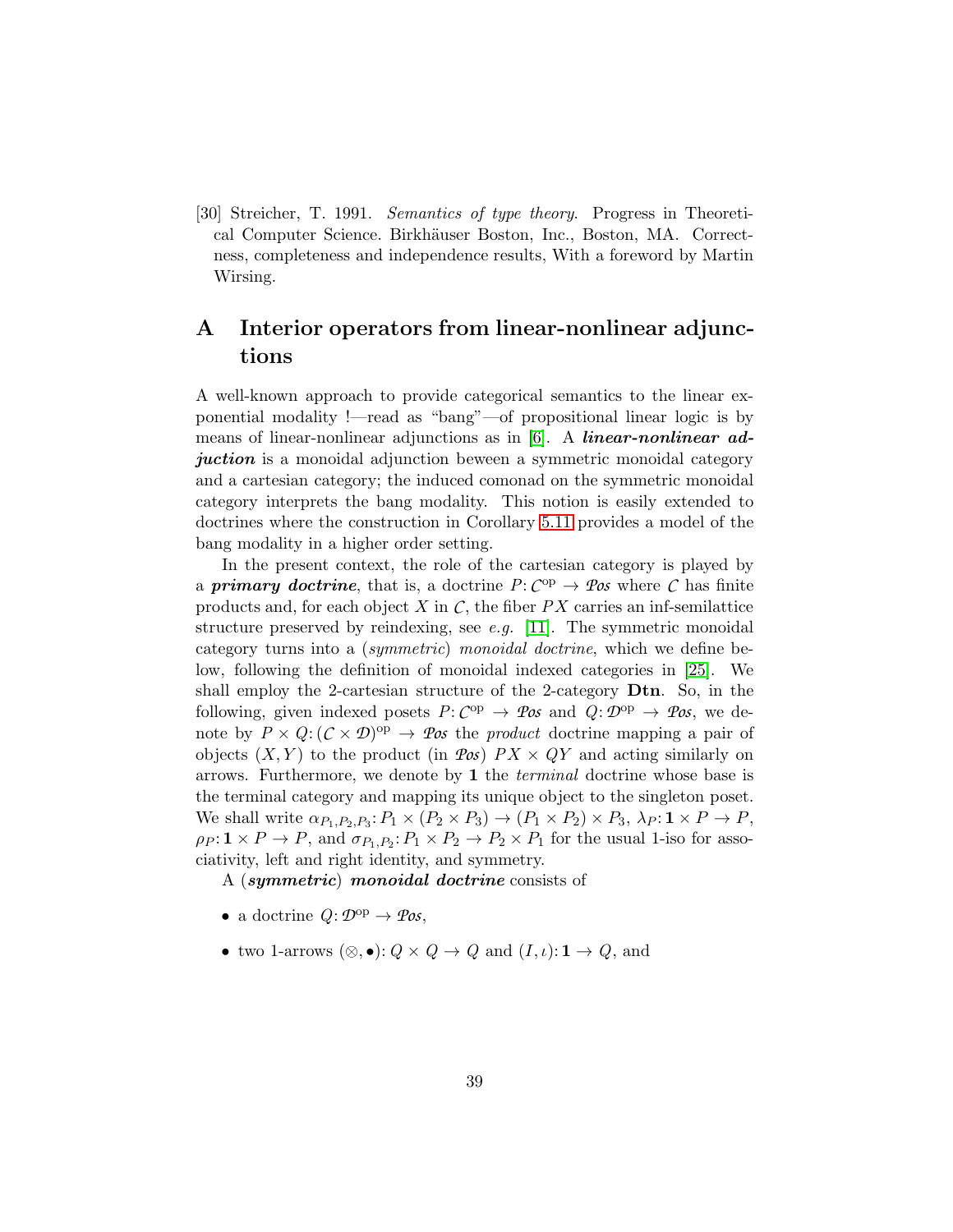[30] Streicher, T. 1991. *Semantics of type theory*. Progress in Theoretical Computer Science. Birkhäuser Boston, Inc., Boston, MA. Correctness, completeness and independence results, With a foreword by Martin Wirsing.

# A Interior operators from linear-nonlinear adjunctions

A well-known approach to provide categorical semantics to the linear exponential modality !—read as "bang"—of propositional linear logic is by means of linear-nonlinear adjunctions as in [6]. A ***linear-nonlinear adjuction*** is a monoidal adjunction beween a symmetric monoidal category and a cartesian category; the induced comonad on the symmetric monoidal category interprets the bang modality. This notion is easily extended to doctrines where the construction in Corollary 5.11 provides a model of the bang modality in a higher order setting.

In the present context, the role of the cartesian category is played by a ***primary doctrine***, that is, a doctrine $P\colon \mathcal{C}^{\mathrm{op}} \to \mathcal{P}os$ where $\mathcal{C}$ has finite products and, for each object $X$ in $\mathcal{C}$, the fiber $PX$ carries an inf-semilattice structure preserved by reindexing, see *e.g.* [11]. The symmetric monoidal category turns into a (*symmetric*) *monoidal doctrine*, which we define below, following the definition of monoidal indexed categories in [25]. We shall employ the 2-cartesian structure of the 2-category **Dtn**. So, in the following, given indexed posets $P\colon \mathcal{C}^{\mathrm{op}} \to \mathcal{P}os$ and $Q\colon \mathcal{D}^{\mathrm{op}} \to \mathcal{P}os$, we denote by $P \times Q\colon (\mathcal{C} \times \mathcal{D})^{\mathrm{op}} \to \mathcal{P}os$ the *product* doctrine mapping a pair of objects $(X, Y)$ to the product (in $\mathcal{P}os$) $PX \times QY$ and acting similarly on arrows. Furthermore, we denote by $\mathbf{1}$ the *terminal* doctrine whose base is the terminal category and mapping its unique object to the singleton poset. We shall write $\alpha_{P_1,P_2,P_3}\colon P_1 \times (P_2 \times P_3) \to (P_1 \times P_2) \times P_3$, $\lambda_P\colon \mathbf{1} \times P \to P$, $\rho_P\colon \mathbf{1} \times P \to P$, and $\sigma_{P_1,P_2}\colon P_1 \times P_2 \to P_2 \times P_1$ for the usual 1-iso for associativity, left and right identity, and symmetry.

A (***symmetric***) ***monoidal doctrine*** consists of

- a doctrine $Q\colon \mathcal{D}^{\mathrm{op}} \to \mathcal{P}os$,
- two 1-arrows $(\otimes, \bullet)\colon Q \times Q \to Q$ and $(I, \iota)\colon \mathbf{1} \to Q$, and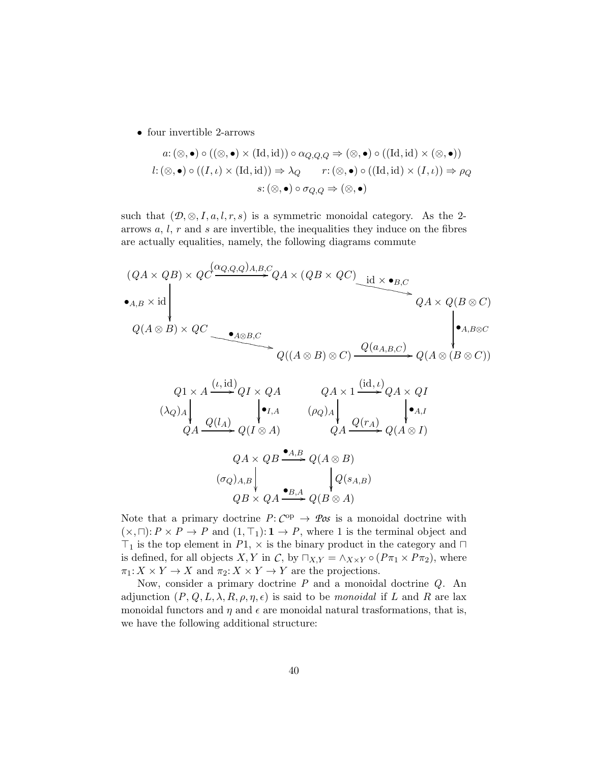- four invertible 2-arrows

$$a\colon (\otimes, \bullet) \circ ((\otimes, \bullet) \times (\mathrm{Id}, \mathrm{id})) \circ \alpha_{Q,Q,Q} \Rightarrow (\otimes, \bullet) \circ ((\mathrm{Id}, \mathrm{id}) \times (\otimes, \bullet))$$

$$l\colon (\otimes, \bullet) \circ ((I, \iota) \times (\mathrm{Id}, \mathrm{id})) \Rightarrow \lambda_Q \qquad r\colon (\otimes, \bullet) \circ ((\mathrm{Id}, \mathrm{id}) \times (I, \iota)) \Rightarrow \rho_Q$$

$$s\colon (\otimes, \bullet) \circ \sigma_{Q,Q} \Rightarrow (\otimes, \bullet)$$

such that $(\mathcal{D}, \otimes, I, a, l, r, s)$ is a symmetric monoidal category. As the 2-arrows $a$, $l$, $r$ and $s$ are invertible, the inequalities they induce on the fibres are actually equalities, namely, the following diagrams commute

$$\begin{array}{ccccc}
(QA \times QB) \times QC & \xrightarrow{(\alpha_{Q,Q,Q})_{A,B,C}} & QA \times (QB \times QC) & \xrightarrow{\mathrm{id} \times \bullet_{B,C}} & QA \times Q(B \otimes C) \\
\downarrow{\scriptstyle \bullet_{A,B} \times \mathrm{id}} & & & & \downarrow{\scriptstyle \bullet_{A,B\otimes C}} \\
Q(A \otimes B) \times QC & \xrightarrow{\bullet_{A\otimes B,C}} & Q((A \otimes B) \otimes C) & \xrightarrow{Q(a_{A,B,C})} & Q(A \otimes (B \otimes C))
\end{array}$$

$$\begin{array}{ccc}
Q1 \times A & \xrightarrow{(\iota, \mathrm{id})} & QI \times QA \\
\downarrow{\scriptstyle (\lambda_Q)_A} & & \downarrow{\scriptstyle \bullet_{I,A}} \\
QA & \xrightarrow{Q(l_A)} & Q(I \otimes A)
\end{array}
\qquad
\begin{array}{ccc}
QA \times 1 & \xrightarrow{(\mathrm{id}, \iota)} & QA \times QI \\
\downarrow{\scriptstyle (\rho_Q)_A} & & \downarrow{\scriptstyle \bullet_{A,I}} \\
QA & \xrightarrow{Q(r_A)} & Q(A \otimes I)
\end{array}$$

$$\begin{array}{ccc}
QA \times QB & \xrightarrow{\bullet_{A,B}} & Q(A \otimes B) \\
\downarrow{\scriptstyle (\sigma_Q)_{A,B}} & & \downarrow{\scriptstyle Q(s_{A,B})} \\
QB \times QA & \xrightarrow{\bullet_{B,A}} & Q(B \otimes A)
\end{array}$$

Note that a primary doctrine $P\colon \mathcal{C}^{\mathrm{op}} \to \mathcal{P}os$ is a monoidal doctrine with $(\times, \sqcap)\colon P \times P \to P$ and $(1, \top_1)\colon \mathbf{1} \to P$, where 1 is the terminal object and $\top_1$ is the top element in $P1$, $\times$ is the binary product in the category and $\sqcap$ is defined, for all objects $X, Y$ in $\mathcal{C}$, by $\sqcap_{X,Y} = \wedge_{X\times Y} \circ (P\pi_1 \times P\pi_2)$, where $\pi_1\colon X \times Y \to X$ and $\pi_2\colon X \times Y \to Y$ are the projections.

Now, consider a primary doctrine $P$ and a monoidal doctrine $Q$. An adjunction $(P, Q, L, \lambda, R, \rho, \eta, \epsilon)$ is said to be *monoidal* if $L$ and $R$ are lax monoidal functors and $\eta$ and $\epsilon$ are monoidal natural trasformations, that is, we have the following additional structure: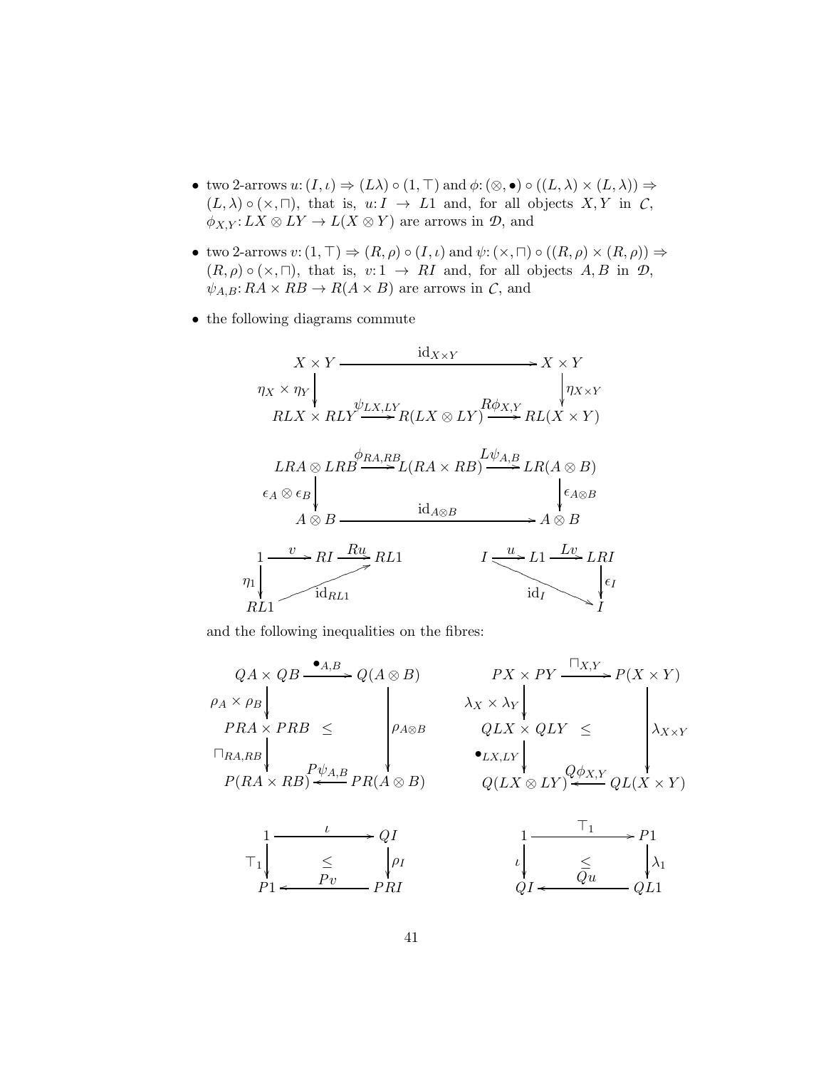- two 2-arrows $u\colon (I,\iota) \Rightarrow (L\lambda) \circ (1, \top)$ and $\phi\colon (\otimes, \bullet) \circ ((L,\lambda) \times (L,\lambda)) \Rightarrow (L,\lambda) \circ (\times, \sqcap)$, that is, $u\colon I \to L1$ and, for all objects $X, Y$ in $\mathcal{C}$, $\phi_{X,Y}\colon LX \otimes LY \to L(X \otimes Y)$ are arrows in $\mathcal{D}$, and

- two 2-arrows $v\colon (1, \top) \Rightarrow (R,\rho) \circ (I,\iota)$ and $\psi\colon (\times, \sqcap) \circ ((R,\rho) \times (R,\rho)) \Rightarrow (R,\rho) \circ (\times, \sqcap)$, that is, $v\colon 1 \to RI$ and, for all objects $A, B$ in $\mathcal{D}$, $\psi_{A,B}\colon RA \times RB \to R(A \times B)$ are arrows in $\mathcal{C}$, and

- the following diagrams commute

$$\begin{array}{ccccc}
X \times Y & & \xrightarrow{\mathrm{id}_{X\times Y}} & & X \times Y \\
\downarrow{\scriptstyle \eta_X \times \eta_Y} & & & & \downarrow{\scriptstyle \eta_{X\times Y}} \\
RLX \times RLY & \xrightarrow{\psi_{LX,LY}} & R(LX \otimes LY) & \xrightarrow{R\phi_{X,Y}} & RL(X \times Y)
\end{array}$$

$$\begin{array}{ccccc}
LRA \otimes LRB & \xrightarrow{\phi_{RA,RB}} & L(RA \times RB) & \xrightarrow{L\psi_{A,B}} & LR(A \otimes B) \\
\downarrow{\scriptstyle \epsilon_A \otimes \epsilon_B} & & & & \downarrow{\scriptstyle \epsilon_{A\otimes B}} \\
A \otimes B & & \xrightarrow{\mathrm{id}_{A\otimes B}} & & A \otimes B
\end{array}$$

$$1 \xrightarrow{v} RI \xrightarrow{Ru} RL1, \quad \eta_1\colon 1 \to RL1, \quad \mathrm{id}_{RL1}\colon RL1 \to RL1$$

$$I \xrightarrow{u} L1 \xrightarrow{Lv} LRI \xrightarrow{\epsilon_I} I, \quad \mathrm{id}_I\colon I \to I$$

and the following inequalities on the fibres:

$$\begin{array}{ccc}
QA \times QB & \xrightarrow{\bullet_{A,B}} & Q(A \otimes B) \\
\downarrow{\scriptstyle \rho_A \times \rho_B} & & \\
PRA \times PRB & \leq & \downarrow{\scriptstyle \rho_{A\otimes B}} \\
\downarrow{\scriptstyle \sqcap_{RA,RB}} & & \\
P(RA \times RB) & \xleftarrow{P\psi_{A,B}} & PR(A \otimes B)
\end{array}
\qquad
\begin{array}{ccc}
PX \times PY & \xrightarrow{\sqcap_{X,Y}} & P(X \times Y) \\
\downarrow{\scriptstyle \lambda_X \times \lambda_Y} & & \\
QLX \times QLY & \leq & \downarrow{\scriptstyle \lambda_{X\times Y}} \\
\downarrow{\scriptstyle \bullet_{LX,LY}} & & \\
Q(LX \otimes LY) & \xleftarrow{Q\phi_{X,Y}} & QL(X \times Y)
\end{array}$$

$$\begin{array}{ccc}
1 & \xrightarrow{\iota} & QI \\
\downarrow{\scriptstyle \top_1} & \leq & \downarrow{\scriptstyle \rho_I} \\
P1 & \xleftarrow{Pv} & PRI
\end{array}
\qquad
\begin{array}{ccc}
1 & \xrightarrow{\top_1} & P1 \\
\downarrow{\scriptstyle \iota} & \leq & \downarrow{\scriptstyle \lambda_1} \\
QI & \xleftarrow{Qu} & QL1
\end{array}$$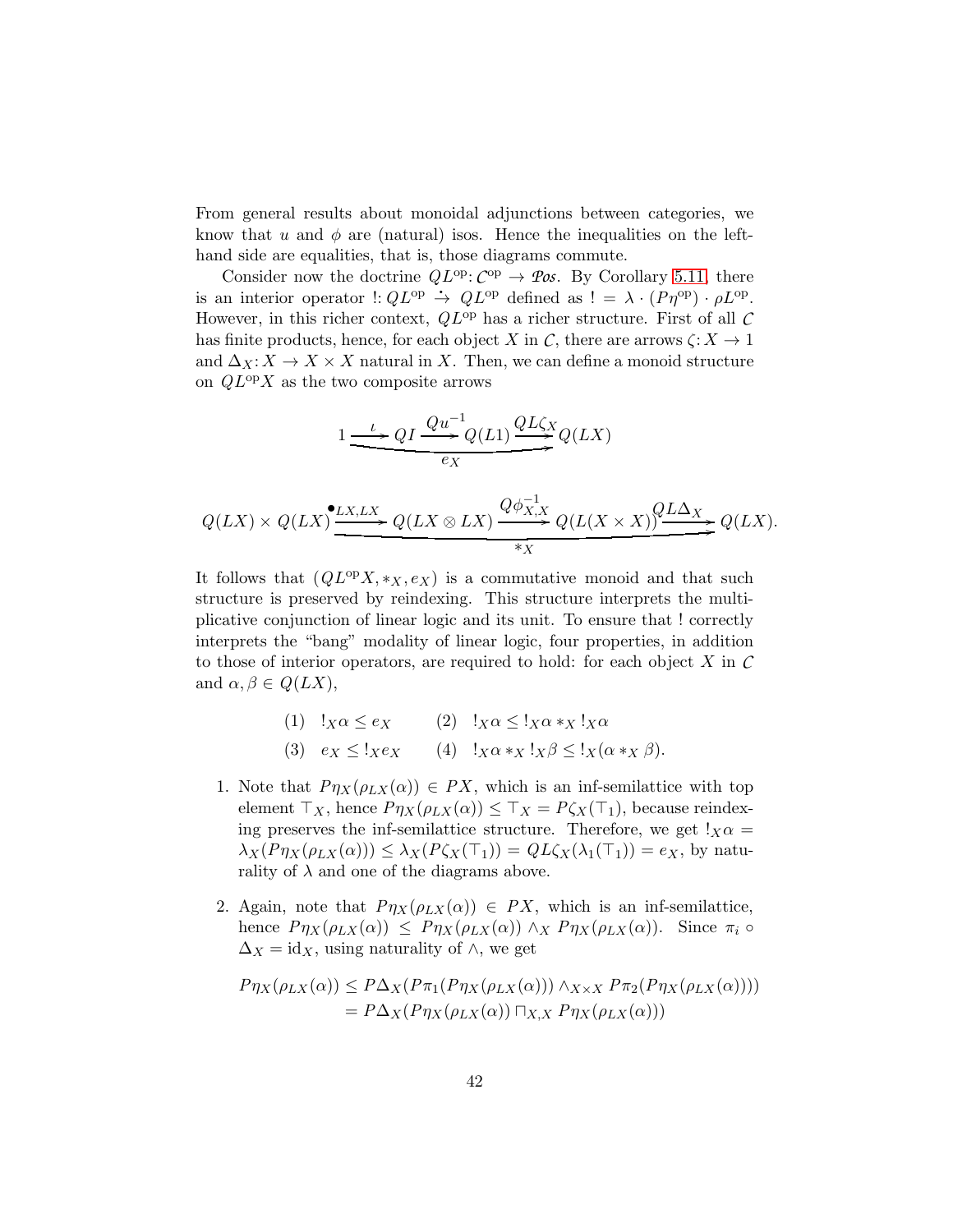From general results about monoidal adjunctions between categories, we know that $u$ and $\phi$ are (natural) isos. Hence the inequalities on the left-hand side are equalities, that is, those diagrams commute.

Consider now the doctrine $QL^{\mathrm{op}}\colon \mathcal{C}^{\mathrm{op}} \to \mathcal{P}os$. By Corollary 5.11, there is an interior operator $!\colon QL^{\mathrm{op}} \overset{\cdot}{\to} QL^{\mathrm{op}}$ defined as $! = \lambda \cdot (P\eta^{\mathrm{op}}) \cdot \rho L^{\mathrm{op}}$. However, in this richer context, $QL^{\mathrm{op}}$ has a richer structure. First of all $\mathcal{C}$ has finite products, hence, for each object $X$ in $\mathcal{C}$, there are arrows $\zeta\colon X \to 1$ and $\Delta_X\colon X \to X \times X$ natural in $X$. Then, we can define a monoid structure on $QL^{\mathrm{op}}X$ as the two composite arrows

$$\underbrace{1 \xrightarrow{\iota} QI \xrightarrow{Qu^{-1}} Q(L1) \xrightarrow{QL\zeta_X} Q(LX)}_{e_X}$$

$$\underbrace{Q(LX) \times Q(LX) \xrightarrow{\bullet_{LX,LX}} Q(LX \otimes LX) \xrightarrow{Q\phi^{-1}_{X,X}} Q(L(X \times X)) \xrightarrow{QL\Delta_X} Q(LX)}_{*_X}.$$

It follows that $(QL^{\mathrm{op}}X, *_X, e_X)$ is a commutative monoid and that such structure is preserved by reindexing. This structure interprets the multiplicative conjunction of linear logic and its unit. To ensure that $!$ correctly interprets the "bang" modality of linear logic, four properties, in addition to those of interior operators, are required to hold: for each object $X$ in $\mathcal{C}$ and $\alpha, \beta \in Q(LX)$,

$$(1) \quad !_X\alpha \le e_X \qquad (2) \quad !_X\alpha \le !_X\alpha *_X !_X\alpha$$

$$(3) \quad e_X \le !_X e_X \qquad (4) \quad !_X\alpha *_X !_X\beta \le !_X(\alpha *_X \beta).$$

1. Note that $P\eta_X(\rho_{LX}(\alpha)) \in PX$, which is an inf-semilattice with top element $\top_X$, hence $P\eta_X(\rho_{LX}(\alpha)) \le \top_X = P\zeta_X(\top_1)$, because reindexing preserves the inf-semilattice structure. Therefore, we get $!_X\alpha = \lambda_X(P\eta_X(\rho_{LX}(\alpha))) \le \lambda_X(P\zeta_X(\top_1)) = QL\zeta_X(\lambda_1(\top_1)) = e_X$, by naturality of $\lambda$ and one of the diagrams above.

2. Again, note that $P\eta_X(\rho_{LX}(\alpha)) \in PX$, which is an inf-semilattice, hence $P\eta_X(\rho_{LX}(\alpha)) \le P\eta_X(\rho_{LX}(\alpha)) \wedge_X P\eta_X(\rho_{LX}(\alpha))$. Since $\pi_i \circ \Delta_X = \mathrm{id}_X$, using naturality of $\wedge$, we get

$$\begin{aligned} P\eta_X(\rho_{LX}(\alpha)) &\le P\Delta_X(P\pi_1(P\eta_X(\rho_{LX}(\alpha))) \wedge_{X\times X} P\pi_2(P\eta_X(\rho_{LX}(\alpha)))) \\ &= P\Delta_X(P\eta_X(\rho_{LX}(\alpha)) \sqcap_{X,X} P\eta_X(\rho_{LX}(\alpha))) \end{aligned}$$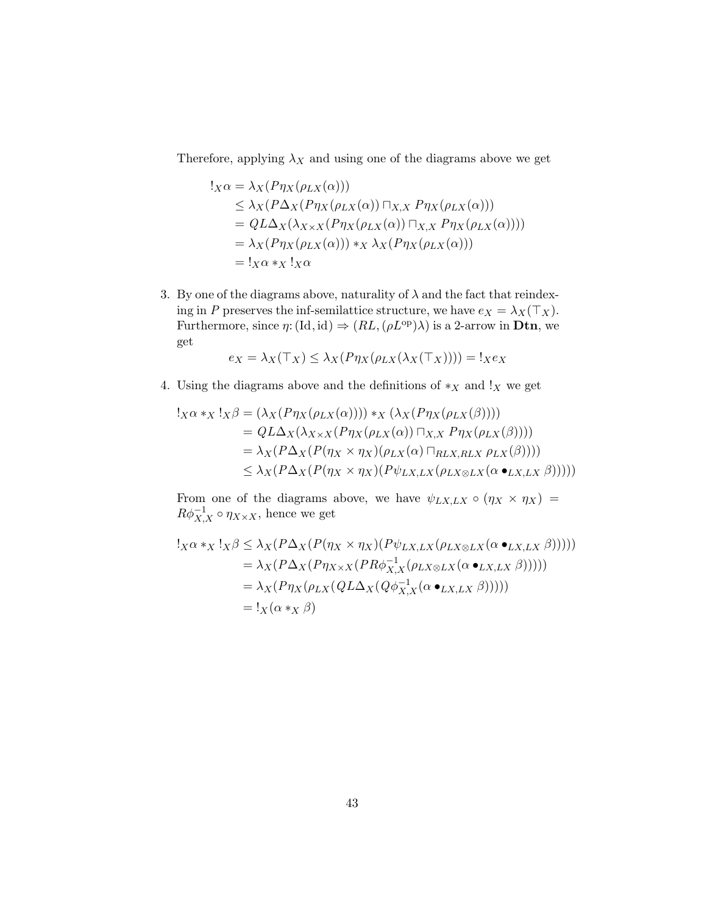Therefore, applying $\lambda_X$ and using one of the diagrams above we get

$$
\begin{aligned}
!_X\alpha &= \lambda_X(P\eta_X(\rho_{LX}(\alpha))) \\
&\leq \lambda_X(P\Delta_X(P\eta_X(\rho_{LX}(\alpha)) \sqcap_{X,X} P\eta_X(\rho_{LX}(\alpha))) \\
&= QL\Delta_X(\lambda_{X\times X}(P\eta_X(\rho_{LX}(\alpha)) \sqcap_{X,X} P\eta_X(\rho_{LX}(\alpha)))) \\
&= \lambda_X(P\eta_X(\rho_{LX}(\alpha))) *_X \lambda_X(P\eta_X(\rho_{LX}(\alpha))) \\
&= !_X\alpha *_X !_X\alpha
\end{aligned}
$$

3. By one of the diagrams above, naturality of $\lambda$ and the fact that reindexing in $P$ preserves the inf-semilattice structure, we have $e_X = \lambda_X(\top_X)$. Furthermore, since $\eta\colon (\mathrm{Id}, \mathrm{id}) \Rightarrow (RL, (\rho L^{\mathrm{op}})\lambda)$ is a 2-arrow in **Dtn**, we get

$$
e_X = \lambda_X(\top_X) \leq \lambda_X(P\eta_X(\rho_{LX}(\lambda_X(\top_X)))) = !_X e_X
$$

4. Using the diagrams above and the definitions of $*_X$ and $!_X$ we get

$$
\begin{aligned}
!_X\alpha *_X !_X\beta &= (\lambda_X(P\eta_X(\rho_{LX}(\alpha)))) *_X (\lambda_X(P\eta_X(\rho_{LX}(\beta)))) \\
&= QL\Delta_X(\lambda_{X\times X}(P\eta_X(\rho_{LX}(\alpha)) \sqcap_{X,X} P\eta_X(\rho_{LX}(\beta)))) \\
&= \lambda_X(P\Delta_X(P(\eta_X \times \eta_X)(\rho_{LX}(\alpha) \sqcap_{RLX,RLX} \rho_{LX}(\beta)))) \\
&\leq \lambda_X(P\Delta_X(P(\eta_X \times \eta_X)(P\psi_{LX,LX}(\rho_{LX\otimes LX}(\alpha \bullet_{LX,LX} \beta)))))
\end{aligned}
$$

From one of the diagrams above, we have $\psi_{LX,LX} \circ (\eta_X \times \eta_X) = R\phi^{-1}_{X,X} \circ \eta_{X\times X}$, hence we get

$$
\begin{aligned}
!_X\alpha *_X !_X\beta &\leq \lambda_X(P\Delta_X(P(\eta_X \times \eta_X)(P\psi_{LX,LX}(\rho_{LX\otimes LX}(\alpha \bullet_{LX,LX} \beta))))) \\
&= \lambda_X(P\Delta_X(P\eta_{X\times X}(PR\phi^{-1}_{X,X}(\rho_{LX\otimes LX}(\alpha \bullet_{LX,LX} \beta))))) \\
&= \lambda_X(P\eta_X(\rho_{LX}(QL\Delta_X(Q\phi^{-1}_{X,X}(\alpha \bullet_{LX,LX} \beta))))) \\
&= !_X(\alpha *_X \beta)
\end{aligned}
$$